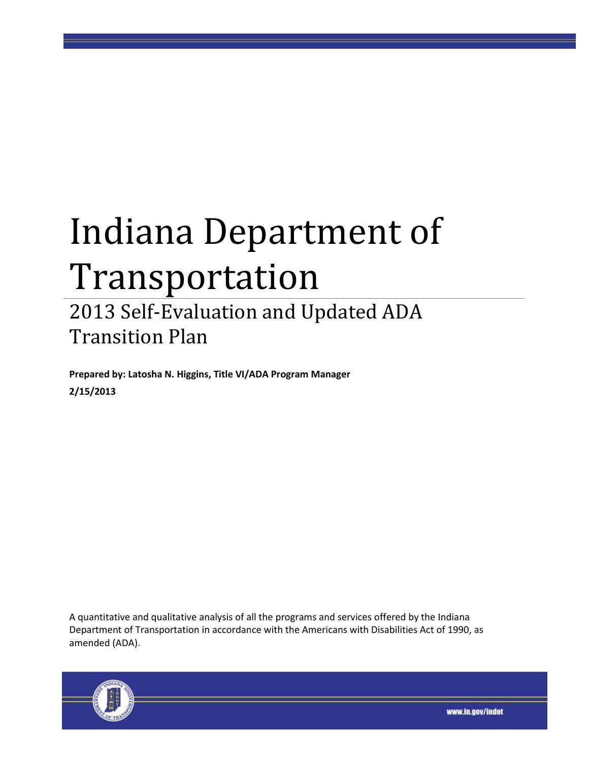# Indiana Department of Transportation

## 2013 Self-Evaluation and Updated ADA Transition Plan

**Prepared by: Latosha N. Higgins, Title VI/ADA Program Manager**

**2/15/2013**

A quantitative and qualitative analysis of all the programs and services offered by the Indiana Department of Transportation in accordance with the Americans with Disabilities Act of 1990, as amended (ADA).

www.in.gov/indot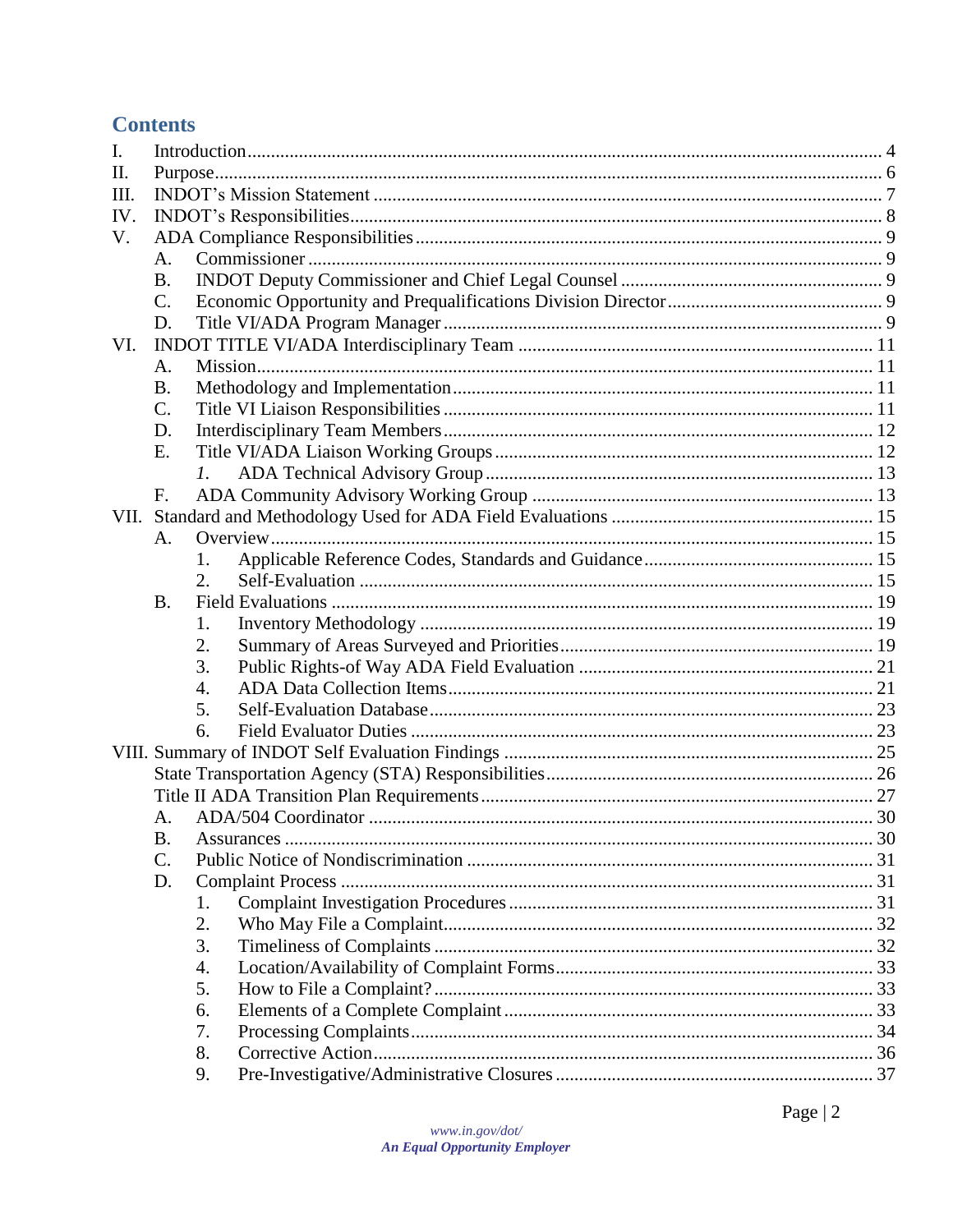## Contents

- I. Introduction ... 4
- II. Purpose ... 6
- III. INDOT's Mission Statement ... 7
- IV. INDOT's Responsibilities ... 8
- V. ADA Compliance Responsibilities ... 9
  - A. Commissioner ... 9
  - B. INDOT Deputy Commissioner and Chief Legal Counsel ... 9
  - C. Economic Opportunity and Prequalifications Division Director ... 9
  - D. Title VI/ADA Program Manager ... 9
- VI. INDOT TITLE VI/ADA Interdisciplinary Team ... 11
  - A. Mission ... 11
  - B. Methodology and Implementation ... 11
  - C. Title VI Liaison Responsibilities ... 11
  - D. Interdisciplinary Team Members ... 12
  - E. Title VI/ADA Liaison Working Groups ... 12
    - *1.* ADA Technical Advisory Group ... 13
  - F. ADA Community Advisory Working Group ... 13
- VII. Standard and Methodology Used for ADA Field Evaluations ... 15
  - A. Overview ... 15
    - 1. Applicable Reference Codes, Standards and Guidance ... 15
    - 2. Self-Evaluation ... 15
  - B. Field Evaluations ... 19
    - 1. Inventory Methodology ... 19
    - 2. Summary of Areas Surveyed and Priorities ... 19
    - 3. Public Rights-of Way ADA Field Evaluation ... 21
    - 4. ADA Data Collection Items ... 21
    - 5. Self-Evaluation Database ... 23
    - 6. Field Evaluator Duties ... 23
- VIII. Summary of INDOT Self Evaluation Findings ... 25
  - State Transportation Agency (STA) Responsibilities ... 26
  - Title II ADA Transition Plan Requirements ... 27
  - A. ADA/504 Coordinator ... 30
  - B. Assurances ... 30
  - C. Public Notice of Nondiscrimination ... 31
  - D. Complaint Process ... 31
    - 1. Complaint Investigation Procedures ... 31
    - 2. Who May File a Complaint ... 32
    - 3. Timeliness of Complaints ... 32
    - 4. Location/Availability of Complaint Forms ... 33
    - 5. How to File a Complaint? ... 33
    - 6. Elements of a Complete Complaint ... 33
    - 7. Processing Complaints ... 34
    - 8. Corrective Action ... 36
    - 9. Pre-Investigative/Administrative Closures ... 37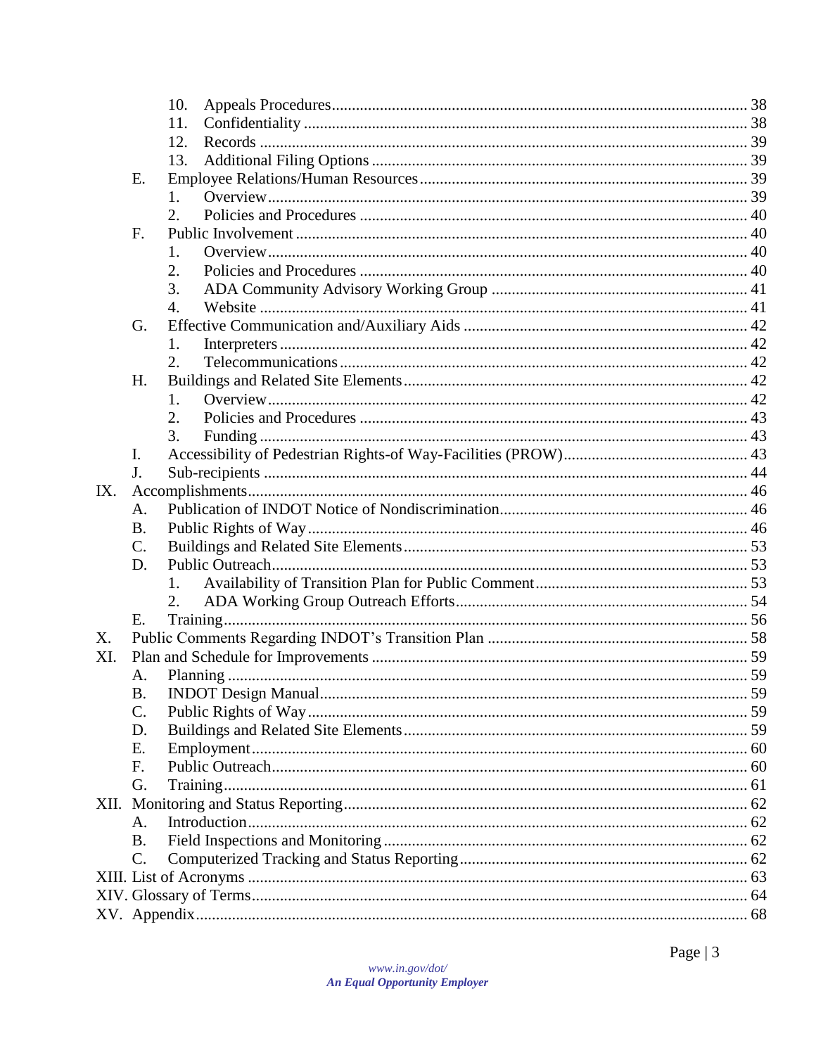- 10. Appeals Procedures ... 38
- 11. Confidentiality ... 38
- 12. Records ... 39
- 13. Additional Filing Options ... 39
- E. Employee Relations/Human Resources ... 39
  - 1. Overview ... 39
  - 2. Policies and Procedures ... 40
- F. Public Involvement ... 40
  - 1. Overview ... 40
  - 2. Policies and Procedures ... 40
  - 3. ADA Community Advisory Working Group ... 41
  - 4. Website ... 41
- G. Effective Communication and/Auxiliary Aids ... 42
  - 1. Interpreters ... 42
  - 2. Telecommunications ... 42
- H. Buildings and Related Site Elements ... 42
  - 1. Overview ... 42
  - 2. Policies and Procedures ... 43
  - 3. Funding ... 43
- I. Accessibility of Pedestrian Rights-of Way-Facilities (PROW) ... 43
- J. Sub-recipients ... 44

IX. Accomplishments ... 46
- A. Publication of INDOT Notice of Nondiscrimination ... 46
- B. Public Rights of Way ... 46
- C. Buildings and Related Site Elements ... 53
- D. Public Outreach ... 53
  - 1. Availability of Transition Plan for Public Comment ... 53
  - 2. ADA Working Group Outreach Efforts ... 54
- E. Training ... 56

X. Public Comments Regarding INDOT's Transition Plan ... 58

XI. Plan and Schedule for Improvements ... 59
- A. Planning ... 59
- B. INDOT Design Manual ... 59
- C. Public Rights of Way ... 59
- D. Buildings and Related Site Elements ... 59
- E. Employment ... 60
- F. Public Outreach ... 60
- G. Training ... 61

XII. Monitoring and Status Reporting ... 62
- A. Introduction ... 62
- B. Field Inspections and Monitoring ... 62
- C. Computerized Tracking and Status Reporting ... 62

XIII. List of Acronyms ... 63

XIV. Glossary of Terms ... 64

XV. Appendix ... 68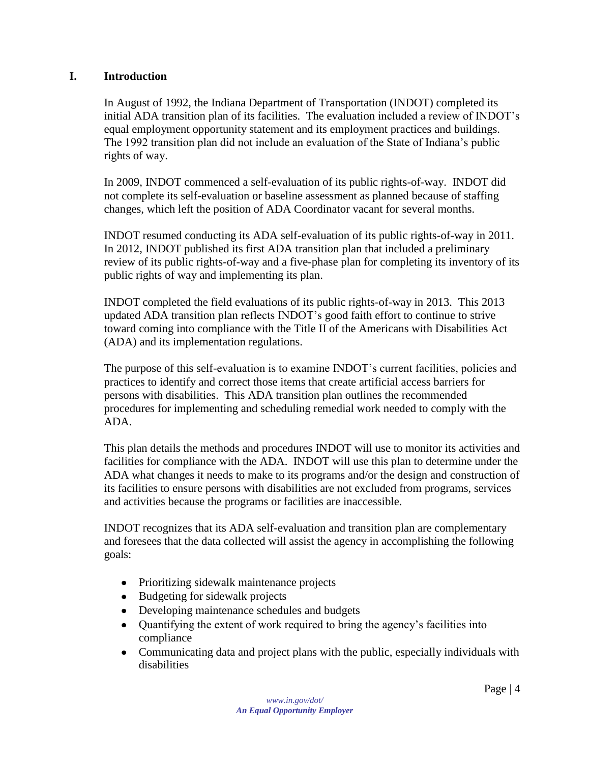# I. Introduction

In August of 1992, the Indiana Department of Transportation (INDOT) completed its initial ADA transition plan of its facilities. The evaluation included a review of INDOT's equal employment opportunity statement and its employment practices and buildings. The 1992 transition plan did not include an evaluation of the State of Indiana's public rights of way.

In 2009, INDOT commenced a self-evaluation of its public rights-of-way. INDOT did not complete its self-evaluation or baseline assessment as planned because of staffing changes, which left the position of ADA Coordinator vacant for several months.

INDOT resumed conducting its ADA self-evaluation of its public rights-of-way in 2011. In 2012, INDOT published its first ADA transition plan that included a preliminary review of its public rights-of-way and a five-phase plan for completing its inventory of its public rights of way and implementing its plan.

INDOT completed the field evaluations of its public rights-of-way in 2013. This 2013 updated ADA transition plan reflects INDOT's good faith effort to continue to strive toward coming into compliance with the Title II of the Americans with Disabilities Act (ADA) and its implementation regulations.

The purpose of this self-evaluation is to examine INDOT's current facilities, policies and practices to identify and correct those items that create artificial access barriers for persons with disabilities. This ADA transition plan outlines the recommended procedures for implementing and scheduling remedial work needed to comply with the ADA.

This plan details the methods and procedures INDOT will use to monitor its activities and facilities for compliance with the ADA. INDOT will use this plan to determine under the ADA what changes it needs to make to its programs and/or the design and construction of its facilities to ensure persons with disabilities are not excluded from programs, services and activities because the programs or facilities are inaccessible.

INDOT recognizes that its ADA self-evaluation and transition plan are complementary and foresees that the data collected will assist the agency in accomplishing the following goals:

- Prioritizing sidewalk maintenance projects
- Budgeting for sidewalk projects
- Developing maintenance schedules and budgets
- Quantifying the extent of work required to bring the agency's facilities into compliance
- Communicating data and project plans with the public, especially individuals with disabilities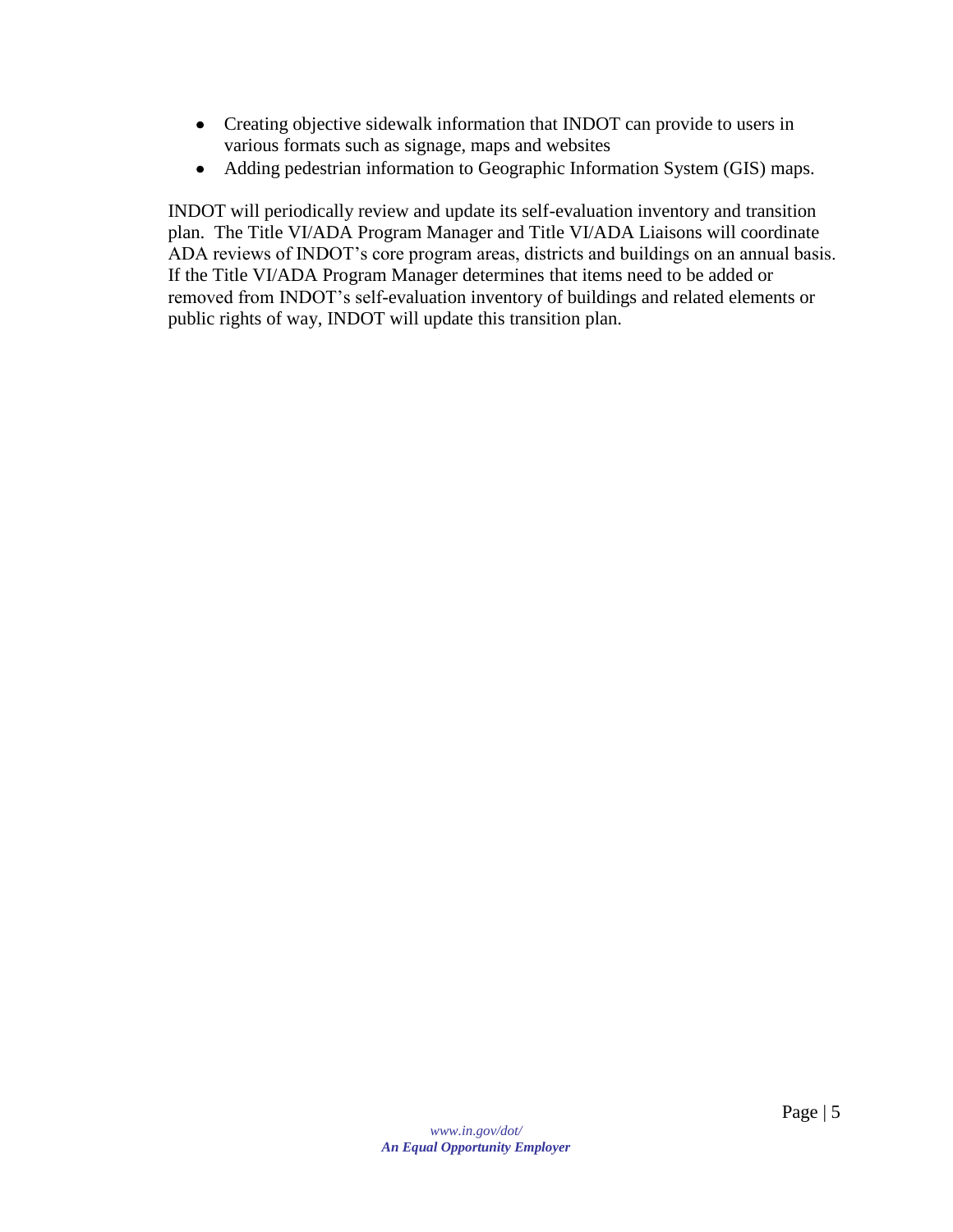- Creating objective sidewalk information that INDOT can provide to users in various formats such as signage, maps and websites
- Adding pedestrian information to Geographic Information System (GIS) maps.

INDOT will periodically review and update its self-evaluation inventory and transition plan. The Title VI/ADA Program Manager and Title VI/ADA Liaisons will coordinate ADA reviews of INDOT's core program areas, districts and buildings on an annual basis. If the Title VI/ADA Program Manager determines that items need to be added or removed from INDOT's self-evaluation inventory of buildings and related elements or public rights of way, INDOT will update this transition plan.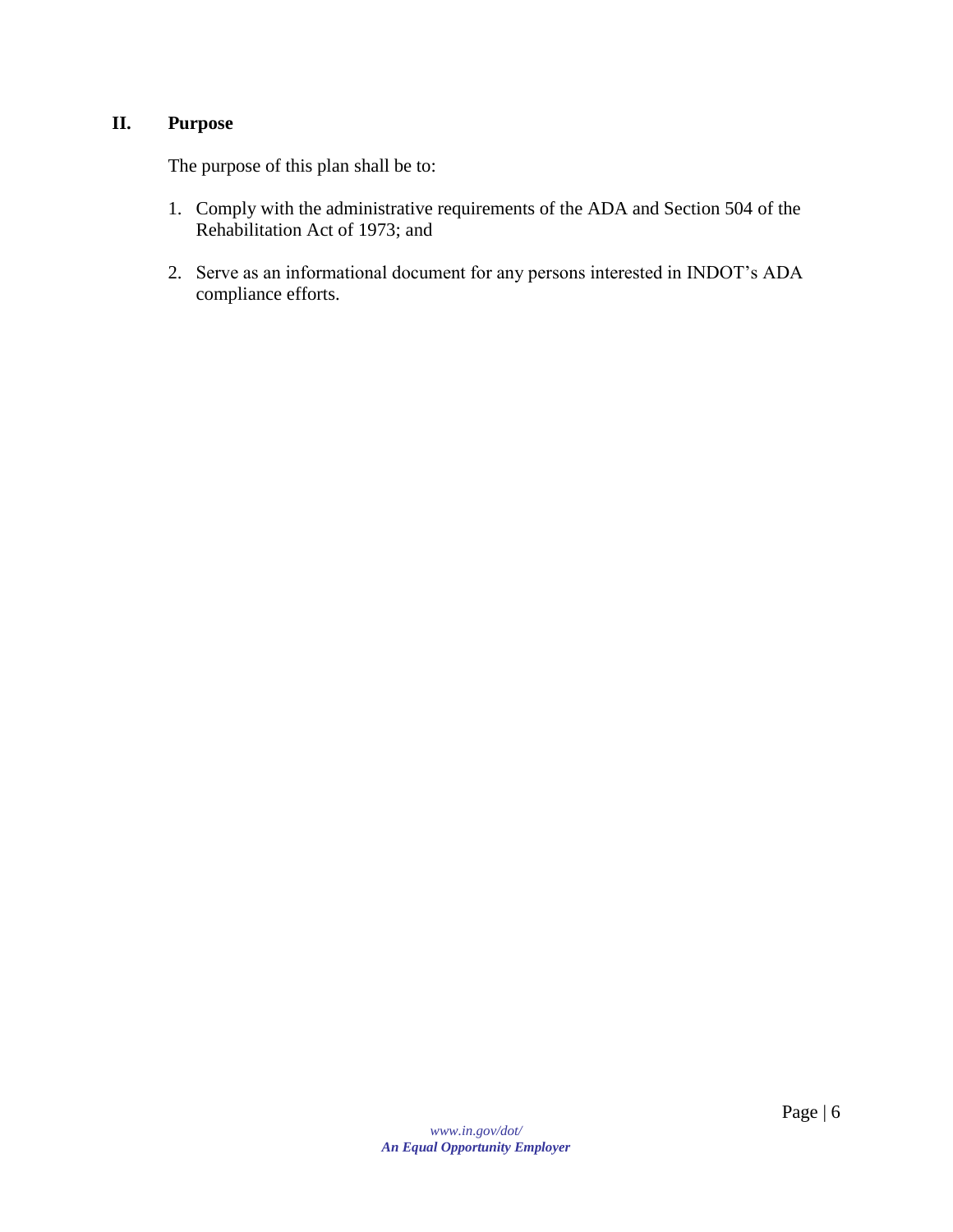## II. Purpose

The purpose of this plan shall be to:

1. Comply with the administrative requirements of the ADA and Section 504 of the Rehabilitation Act of 1973; and

2. Serve as an informational document for any persons interested in INDOT's ADA compliance efforts.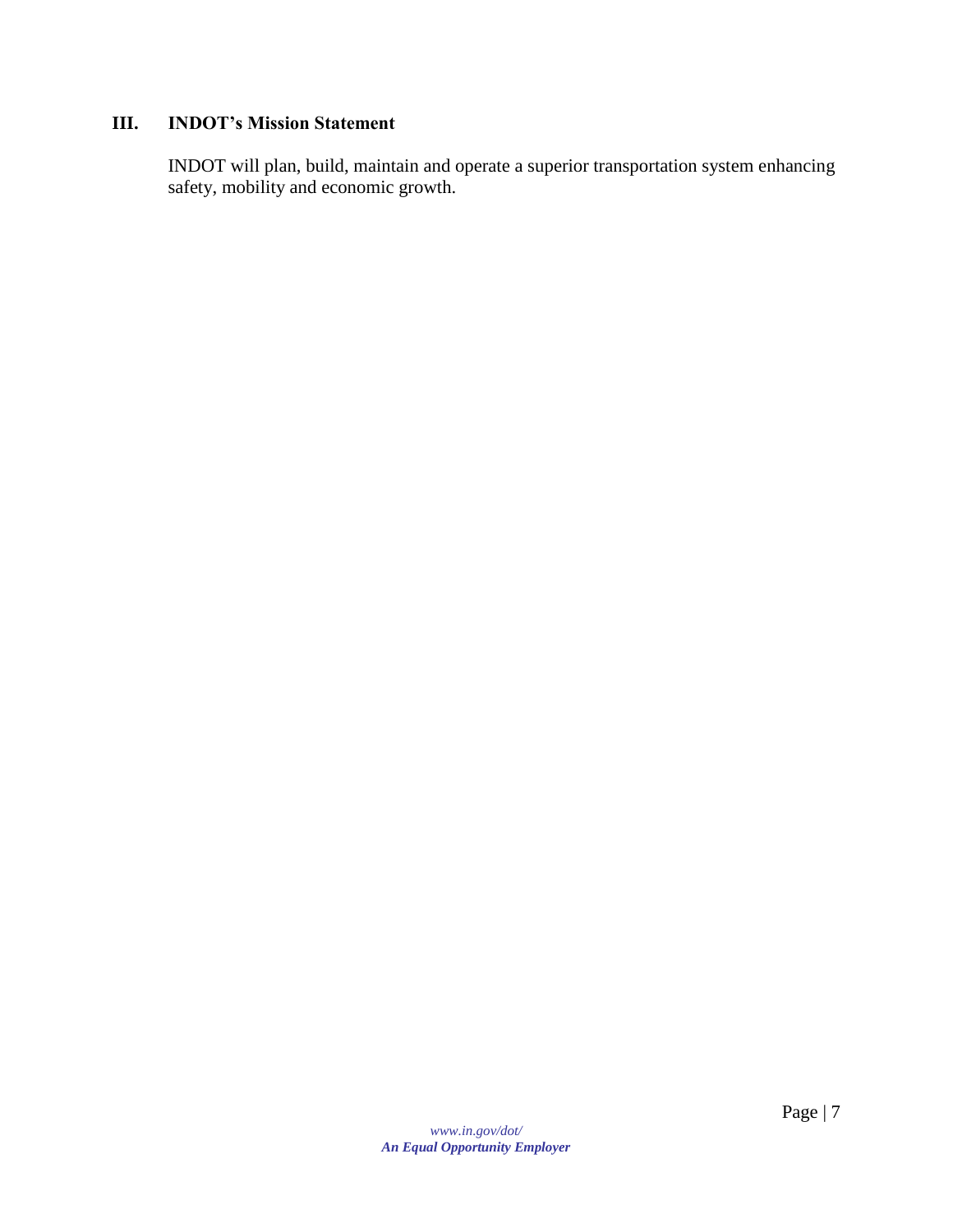## III. INDOT's Mission Statement

INDOT will plan, build, maintain and operate a superior transportation system enhancing safety, mobility and economic growth.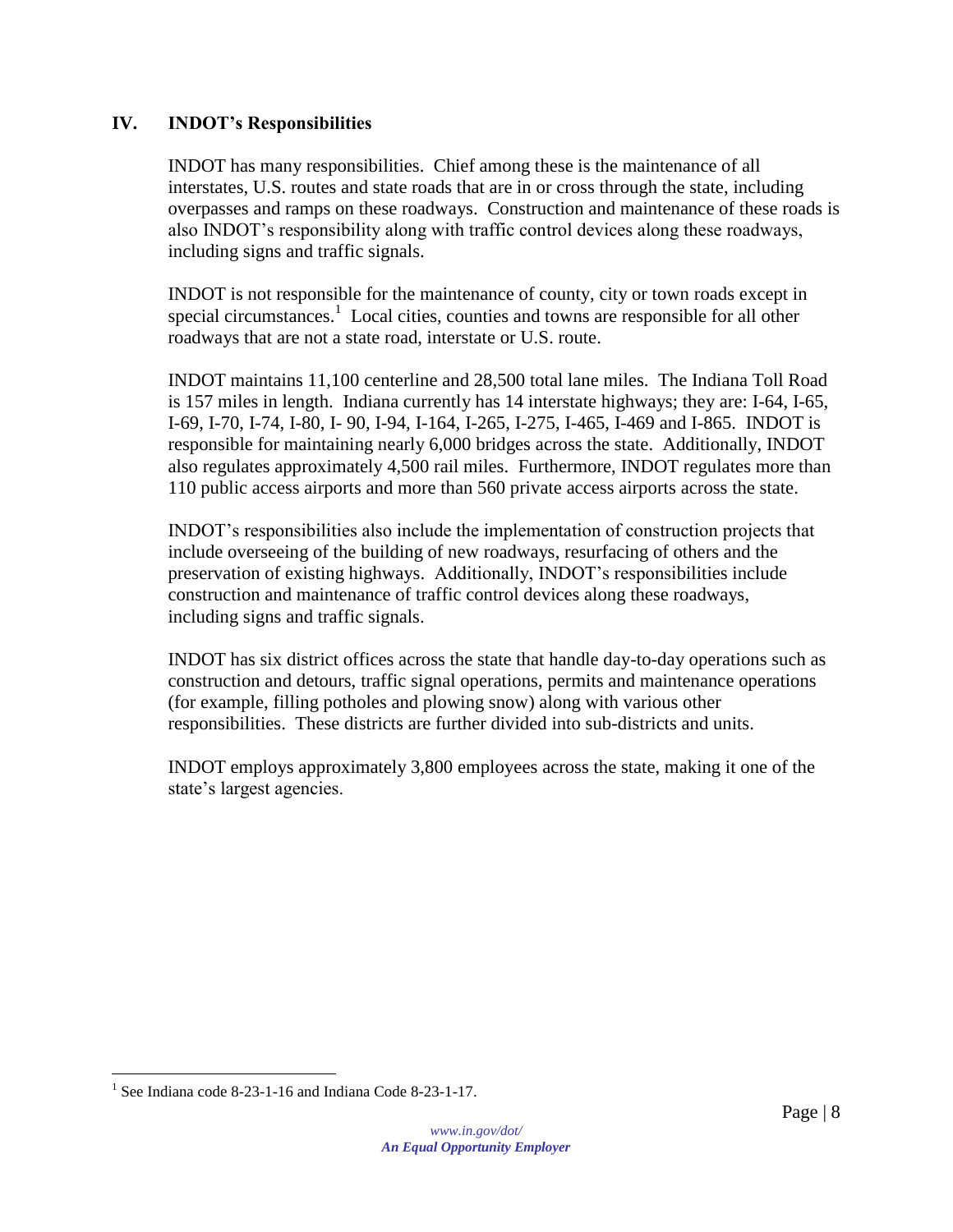## IV. INDOT's Responsibilities

INDOT has many responsibilities. Chief among these is the maintenance of all interstates, U.S. routes and state roads that are in or cross through the state, including overpasses and ramps on these roadways. Construction and maintenance of these roads is also INDOT's responsibility along with traffic control devices along these roadways, including signs and traffic signals.

INDOT is not responsible for the maintenance of county, city or town roads except in special circumstances.[1] Local cities, counties and towns are responsible for all other roadways that are not a state road, interstate or U.S. route.

INDOT maintains 11,100 centerline and 28,500 total lane miles. The Indiana Toll Road is 157 miles in length. Indiana currently has 14 interstate highways; they are: I-64, I-65, I-69, I-70, I-74, I-80, I- 90, I-94, I-164, I-265, I-275, I-465, I-469 and I-865. INDOT is responsible for maintaining nearly 6,000 bridges across the state. Additionally, INDOT also regulates approximately 4,500 rail miles. Furthermore, INDOT regulates more than 110 public access airports and more than 560 private access airports across the state.

INDOT's responsibilities also include the implementation of construction projects that include overseeing of the building of new roadways, resurfacing of others and the preservation of existing highways. Additionally, INDOT's responsibilities include construction and maintenance of traffic control devices along these roadways, including signs and traffic signals.

INDOT has six district offices across the state that handle day-to-day operations such as construction and detours, traffic signal operations, permits and maintenance operations (for example, filling potholes and plowing snow) along with various other responsibilities. These districts are further divided into sub-districts and units.

INDOT employs approximately 3,800 employees across the state, making it one of the state's largest agencies.

---

[1] See Indiana code 8-23-1-16 and Indiana Code 8-23-1-17.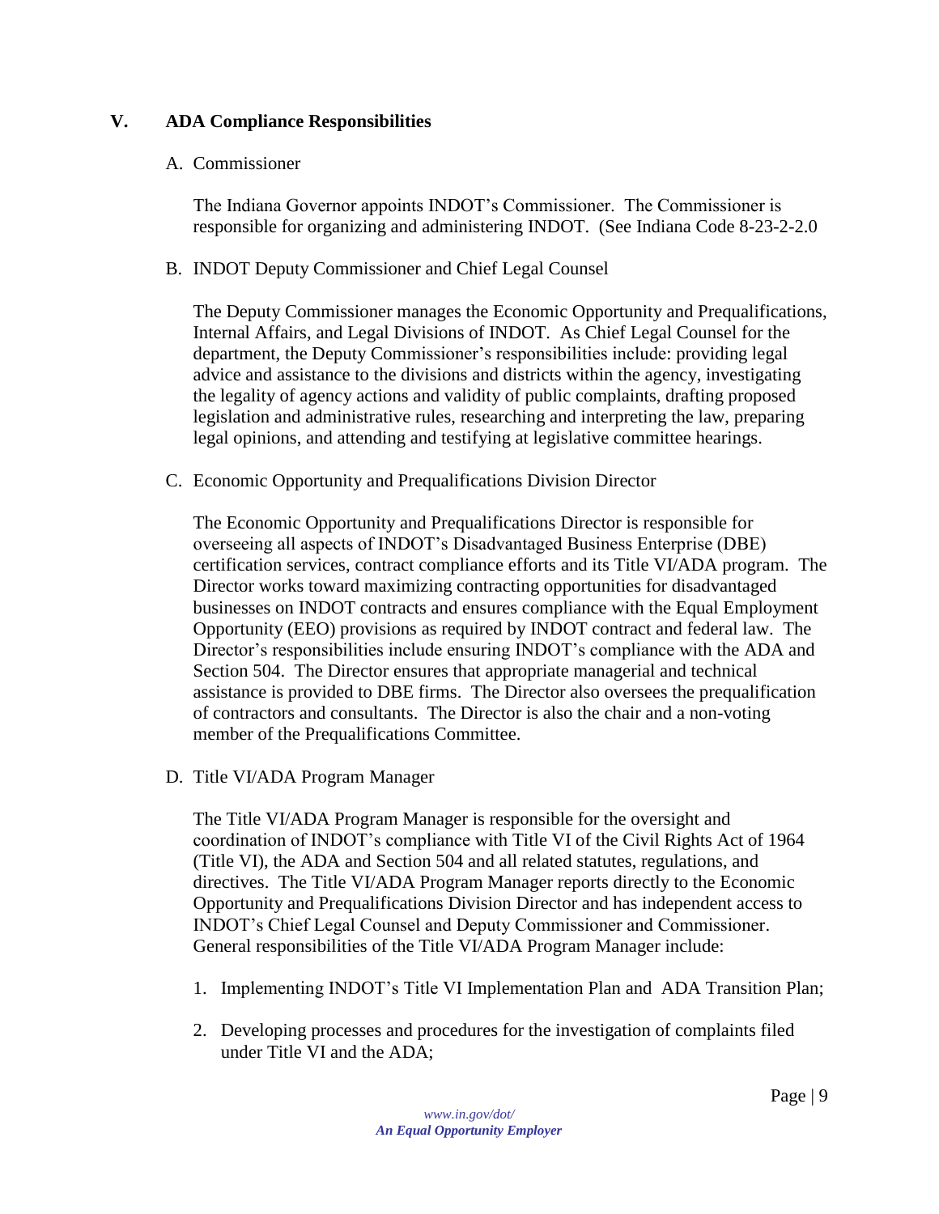## V. ADA Compliance Responsibilities

A. Commissioner

The Indiana Governor appoints INDOT's Commissioner. The Commissioner is responsible for organizing and administering INDOT. (See Indiana Code 8-23-2-2.0

B. INDOT Deputy Commissioner and Chief Legal Counsel

The Deputy Commissioner manages the Economic Opportunity and Prequalifications, Internal Affairs, and Legal Divisions of INDOT. As Chief Legal Counsel for the department, the Deputy Commissioner's responsibilities include: providing legal advice and assistance to the divisions and districts within the agency, investigating the legality of agency actions and validity of public complaints, drafting proposed legislation and administrative rules, researching and interpreting the law, preparing legal opinions, and attending and testifying at legislative committee hearings.

C. Economic Opportunity and Prequalifications Division Director

The Economic Opportunity and Prequalifications Director is responsible for overseeing all aspects of INDOT's Disadvantaged Business Enterprise (DBE) certification services, contract compliance efforts and its Title VI/ADA program. The Director works toward maximizing contracting opportunities for disadvantaged businesses on INDOT contracts and ensures compliance with the Equal Employment Opportunity (EEO) provisions as required by INDOT contract and federal law. The Director's responsibilities include ensuring INDOT's compliance with the ADA and Section 504. The Director ensures that appropriate managerial and technical assistance is provided to DBE firms. The Director also oversees the prequalification of contractors and consultants. The Director is also the chair and a non-voting member of the Prequalifications Committee.

D. Title VI/ADA Program Manager

The Title VI/ADA Program Manager is responsible for the oversight and coordination of INDOT's compliance with Title VI of the Civil Rights Act of 1964 (Title VI), the ADA and Section 504 and all related statutes, regulations, and directives. The Title VI/ADA Program Manager reports directly to the Economic Opportunity and Prequalifications Division Director and has independent access to INDOT's Chief Legal Counsel and Deputy Commissioner and Commissioner. General responsibilities of the Title VI/ADA Program Manager include:

1. Implementing INDOT's Title VI Implementation Plan and ADA Transition Plan;
2. Developing processes and procedures for the investigation of complaints filed under Title VI and the ADA;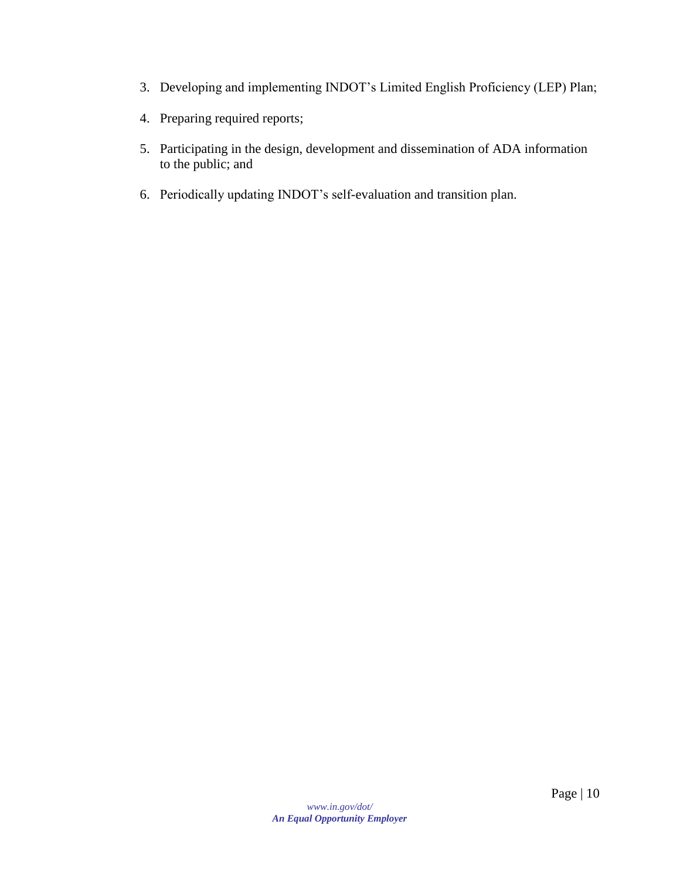3. Developing and implementing INDOT's Limited English Proficiency (LEP) Plan;

4. Preparing required reports;

5. Participating in the design, development and dissemination of ADA information to the public; and

6. Periodically updating INDOT's self-evaluation and transition plan.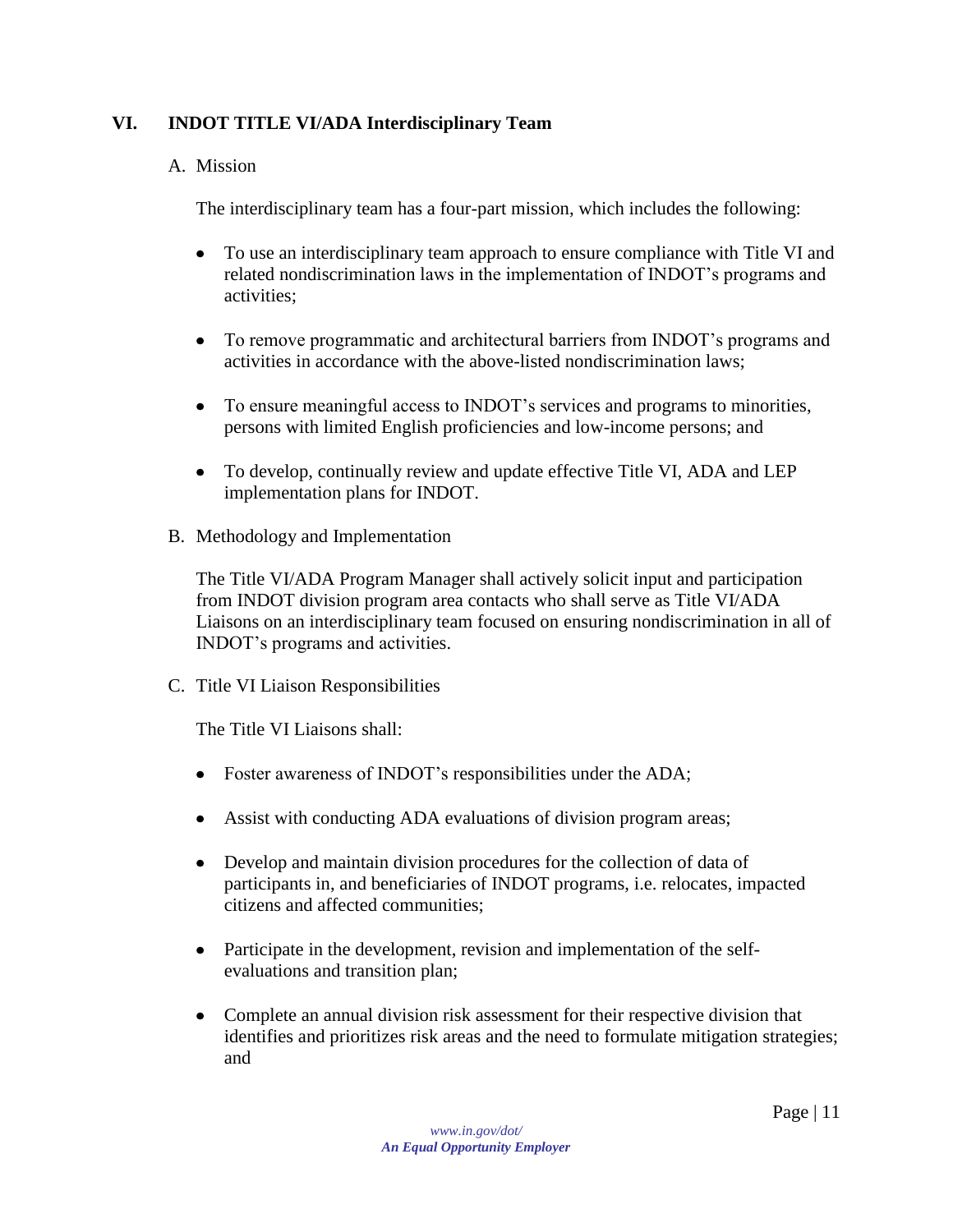## VI. INDOT TITLE VI/ADA Interdisciplinary Team

### A. Mission

The interdisciplinary team has a four-part mission, which includes the following:

- To use an interdisciplinary team approach to ensure compliance with Title VI and related nondiscrimination laws in the implementation of INDOT's programs and activities;
- To remove programmatic and architectural barriers from INDOT's programs and activities in accordance with the above-listed nondiscrimination laws;
- To ensure meaningful access to INDOT's services and programs to minorities, persons with limited English proficiencies and low-income persons; and
- To develop, continually review and update effective Title VI, ADA and LEP implementation plans for INDOT.

### B. Methodology and Implementation

The Title VI/ADA Program Manager shall actively solicit input and participation from INDOT division program area contacts who shall serve as Title VI/ADA Liaisons on an interdisciplinary team focused on ensuring nondiscrimination in all of INDOT's programs and activities.

### C. Title VI Liaison Responsibilities

The Title VI Liaisons shall:

- Foster awareness of INDOT's responsibilities under the ADA;
- Assist with conducting ADA evaluations of division program areas;
- Develop and maintain division procedures for the collection of data of participants in, and beneficiaries of INDOT programs, i.e. relocates, impacted citizens and affected communities;
- Participate in the development, revision and implementation of the self-evaluations and transition plan;
- Complete an annual division risk assessment for their respective division that identifies and prioritizes risk areas and the need to formulate mitigation strategies; and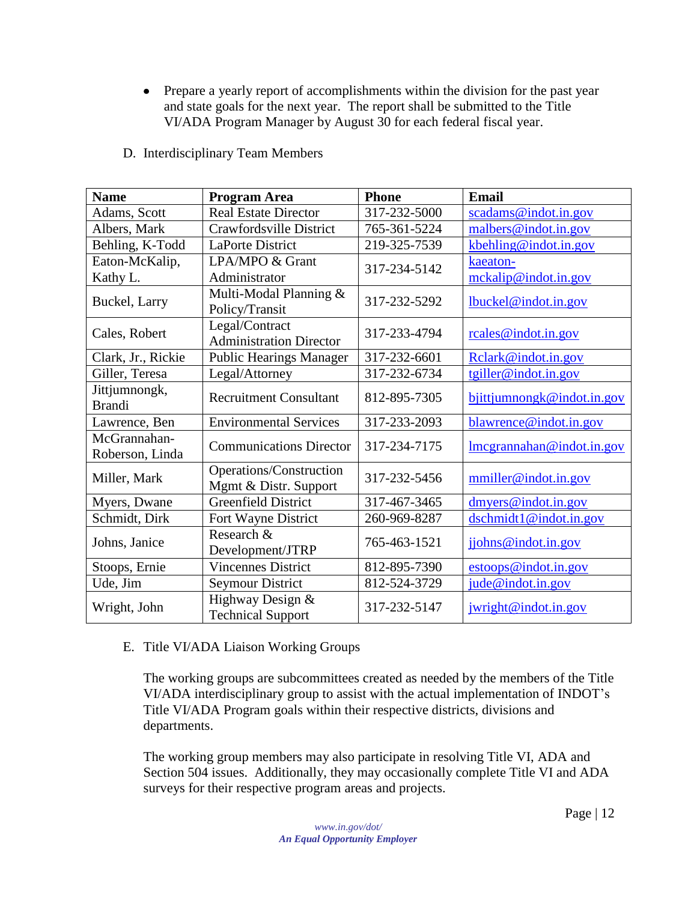- Prepare a yearly report of accomplishments within the division for the past year and state goals for the next year. The report shall be submitted to the Title VI/ADA Program Manager by August 30 for each federal fiscal year.

D. Interdisciplinary Team Members

| Name | Program Area | Phone | Email |
|---|---|---|---|
| Adams, Scott | Real Estate Director | 317-232-5000 | scadams@indot.in.gov |
| Albers, Mark | Crawfordsville District | 765-361-5224 | malbers@indot.in.gov |
| Behling, K-Todd | LaPorte District | 219-325-7539 | kbehling@indot.in.gov |
| Eaton-McKalip, Kathy L. | LPA/MPO & Grant Administrator | 317-234-5142 | kaeaton-mckalip@indot.in.gov |
| Buckel, Larry | Multi-Modal Planning & Policy/Transit | 317-232-5292 | lbuckel@indot.in.gov |
| Cales, Robert | Legal/Contract Administration Director | 317-233-4794 | rcales@indot.in.gov |
| Clark, Jr., Rickie | Public Hearings Manager | 317-232-6601 | Rclark@indot.in.gov |
| Giller, Teresa | Legal/Attorney | 317-232-6734 | tgiller@indot.in.gov |
| Jittjumnongk, Brandi | Recruitment Consultant | 812-895-7305 | bjittjumnongk@indot.in.gov |
| Lawrence, Ben | Environmental Services | 317-233-2093 | blawrence@indot.in.gov |
| McGrannahan-Roberson, Linda | Communications Director | 317-234-7175 | lmcgrannahan@indot.in.gov |
| Miller, Mark | Operations/Construction Mgmt & Distr. Support | 317-232-5456 | mmiller@indot.in.gov |
| Myers, Dwane | Greenfield District | 317-467-3465 | dmyers@indot.in.gov |
| Schmidt, Dirk | Fort Wayne District | 260-969-8287 | dschmidt1@indot.in.gov |
| Johns, Janice | Research & Development/JTRP | 765-463-1521 | jjohns@indot.in.gov |
| Stoops, Ernie | Vincennes District | 812-895-7390 | estoops@indot.in.gov |
| Ude, Jim | Seymour District | 812-524-3729 | jude@indot.in.gov |
| Wright, John | Highway Design & Technical Support | 317-232-5147 | jwright@indot.in.gov |

E. Title VI/ADA Liaison Working Groups

The working groups are subcommittees created as needed by the members of the Title VI/ADA interdisciplinary group to assist with the actual implementation of INDOT's Title VI/ADA Program goals within their respective districts, divisions and departments.

The working group members may also participate in resolving Title VI, ADA and Section 504 issues. Additionally, they may occasionally complete Title VI and ADA surveys for their respective program areas and projects.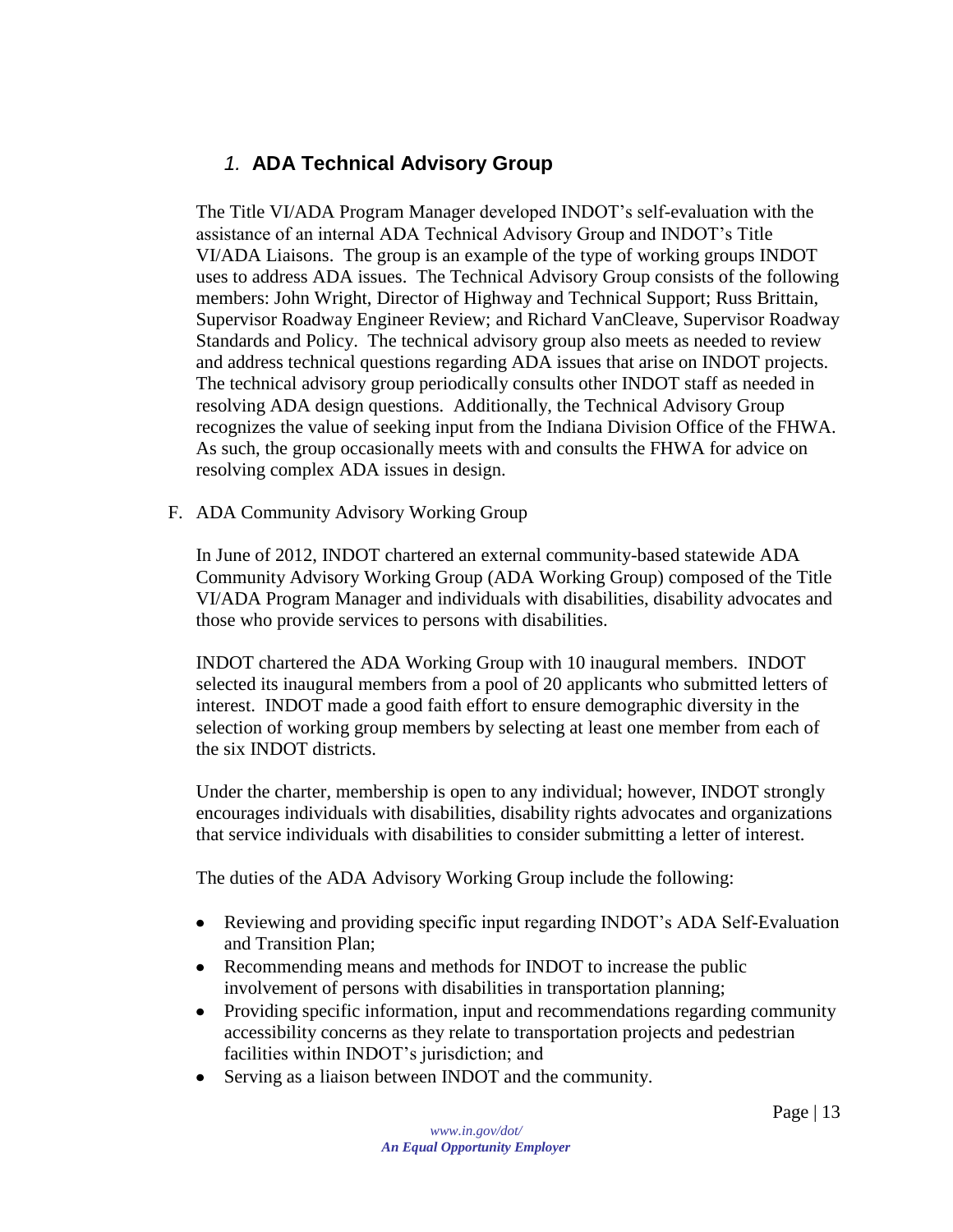### 1. **ADA Technical Advisory Group**

The Title VI/ADA Program Manager developed INDOT's self-evaluation with the assistance of an internal ADA Technical Advisory Group and INDOT's Title VI/ADA Liaisons. The group is an example of the type of working groups INDOT uses to address ADA issues. The Technical Advisory Group consists of the following members: John Wright, Director of Highway and Technical Support; Russ Brittain, Supervisor Roadway Engineer Review; and Richard VanCleave, Supervisor Roadway Standards and Policy. The technical advisory group also meets as needed to review and address technical questions regarding ADA issues that arise on INDOT projects. The technical advisory group periodically consults other INDOT staff as needed in resolving ADA design questions. Additionally, the Technical Advisory Group recognizes the value of seeking input from the Indiana Division Office of the FHWA. As such, the group occasionally meets with and consults the FHWA for advice on resolving complex ADA issues in design.

F. ADA Community Advisory Working Group

In June of 2012, INDOT chartered an external community-based statewide ADA Community Advisory Working Group (ADA Working Group) composed of the Title VI/ADA Program Manager and individuals with disabilities, disability advocates and those who provide services to persons with disabilities.

INDOT chartered the ADA Working Group with 10 inaugural members. INDOT selected its inaugural members from a pool of 20 applicants who submitted letters of interest. INDOT made a good faith effort to ensure demographic diversity in the selection of working group members by selecting at least one member from each of the six INDOT districts.

Under the charter, membership is open to any individual; however, INDOT strongly encourages individuals with disabilities, disability rights advocates and organizations that service individuals with disabilities to consider submitting a letter of interest.

The duties of the ADA Advisory Working Group include the following:

- Reviewing and providing specific input regarding INDOT's ADA Self-Evaluation and Transition Plan;
- Recommending means and methods for INDOT to increase the public involvement of persons with disabilities in transportation planning;
- Providing specific information, input and recommendations regarding community accessibility concerns as they relate to transportation projects and pedestrian facilities within INDOT's jurisdiction; and
- Serving as a liaison between INDOT and the community.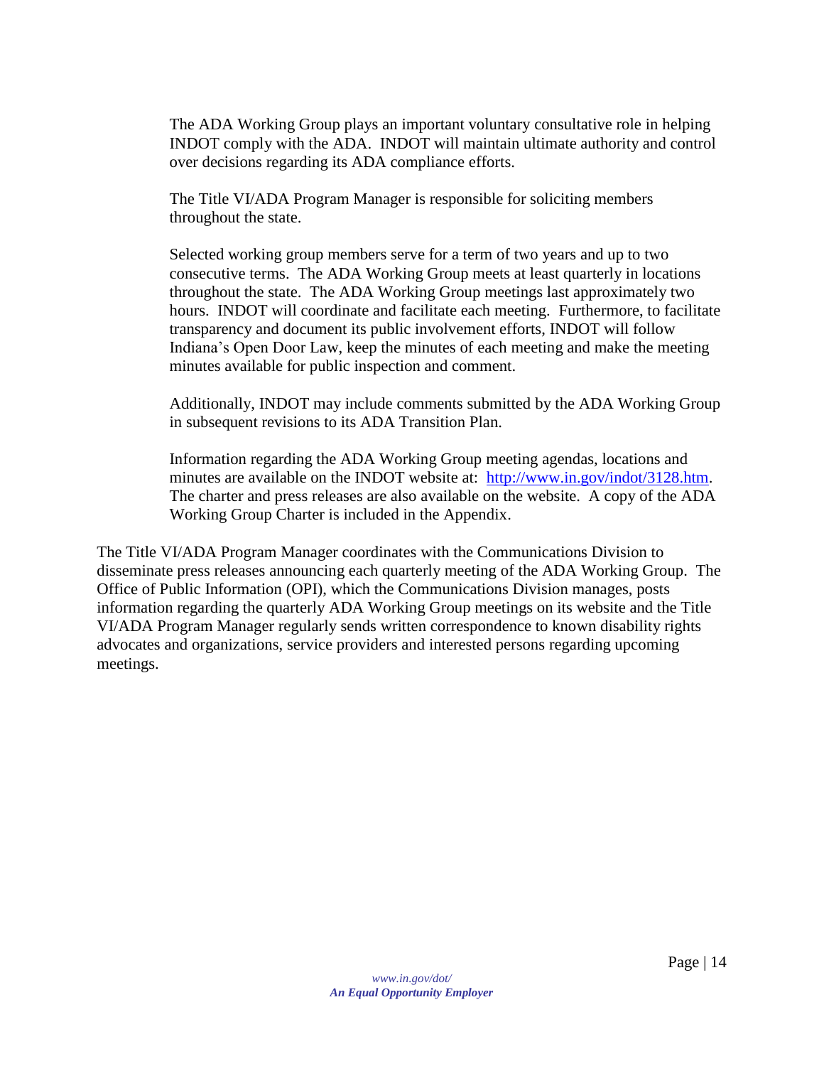The ADA Working Group plays an important voluntary consultative role in helping INDOT comply with the ADA. INDOT will maintain ultimate authority and control over decisions regarding its ADA compliance efforts.

The Title VI/ADA Program Manager is responsible for soliciting members throughout the state.

Selected working group members serve for a term of two years and up to two consecutive terms. The ADA Working Group meets at least quarterly in locations throughout the state. The ADA Working Group meetings last approximately two hours. INDOT will coordinate and facilitate each meeting. Furthermore, to facilitate transparency and document its public involvement efforts, INDOT will follow Indiana's Open Door Law, keep the minutes of each meeting and make the meeting minutes available for public inspection and comment.

Additionally, INDOT may include comments submitted by the ADA Working Group in subsequent revisions to its ADA Transition Plan.

Information regarding the ADA Working Group meeting agendas, locations and minutes are available on the INDOT website at: [http://www.in.gov/indot/3128.htm](http://www.in.gov/indot/3128.htm). The charter and press releases are also available on the website. A copy of the ADA Working Group Charter is included in the Appendix.

The Title VI/ADA Program Manager coordinates with the Communications Division to disseminate press releases announcing each quarterly meeting of the ADA Working Group. The Office of Public Information (OPI), which the Communications Division manages, posts information regarding the quarterly ADA Working Group meetings on its website and the Title VI/ADA Program Manager regularly sends written correspondence to known disability rights advocates and organizations, service providers and interested persons regarding upcoming meetings.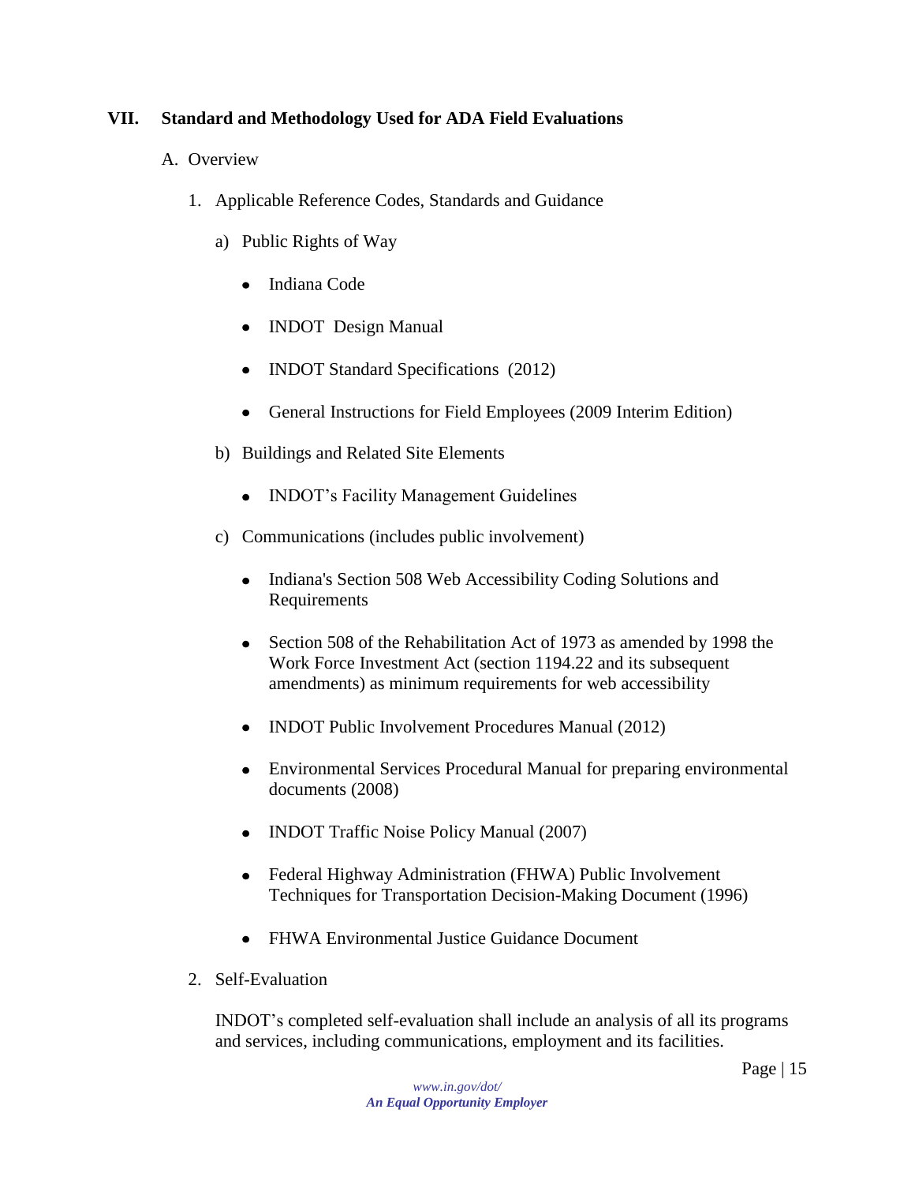## VII. Standard and Methodology Used for ADA Field Evaluations

A. Overview

1. Applicable Reference Codes, Standards and Guidance

   a) Public Rights of Way

      - Indiana Code
      - INDOT Design Manual
      - INDOT Standard Specifications (2012)
      - General Instructions for Field Employees (2009 Interim Edition)

   b) Buildings and Related Site Elements

      - INDOT's Facility Management Guidelines

   c) Communications (includes public involvement)

      - Indiana's Section 508 Web Accessibility Coding Solutions and Requirements
      - Section 508 of the Rehabilitation Act of 1973 as amended by 1998 the Work Force Investment Act (section 1194.22 and its subsequent amendments) as minimum requirements for web accessibility
      - INDOT Public Involvement Procedures Manual (2012)
      - Environmental Services Procedural Manual for preparing environmental documents (2008)
      - INDOT Traffic Noise Policy Manual (2007)
      - Federal Highway Administration (FHWA) Public Involvement Techniques for Transportation Decision-Making Document (1996)
      - FHWA Environmental Justice Guidance Document

2. Self-Evaluation

   INDOT's completed self-evaluation shall include an analysis of all its programs and services, including communications, employment and its facilities.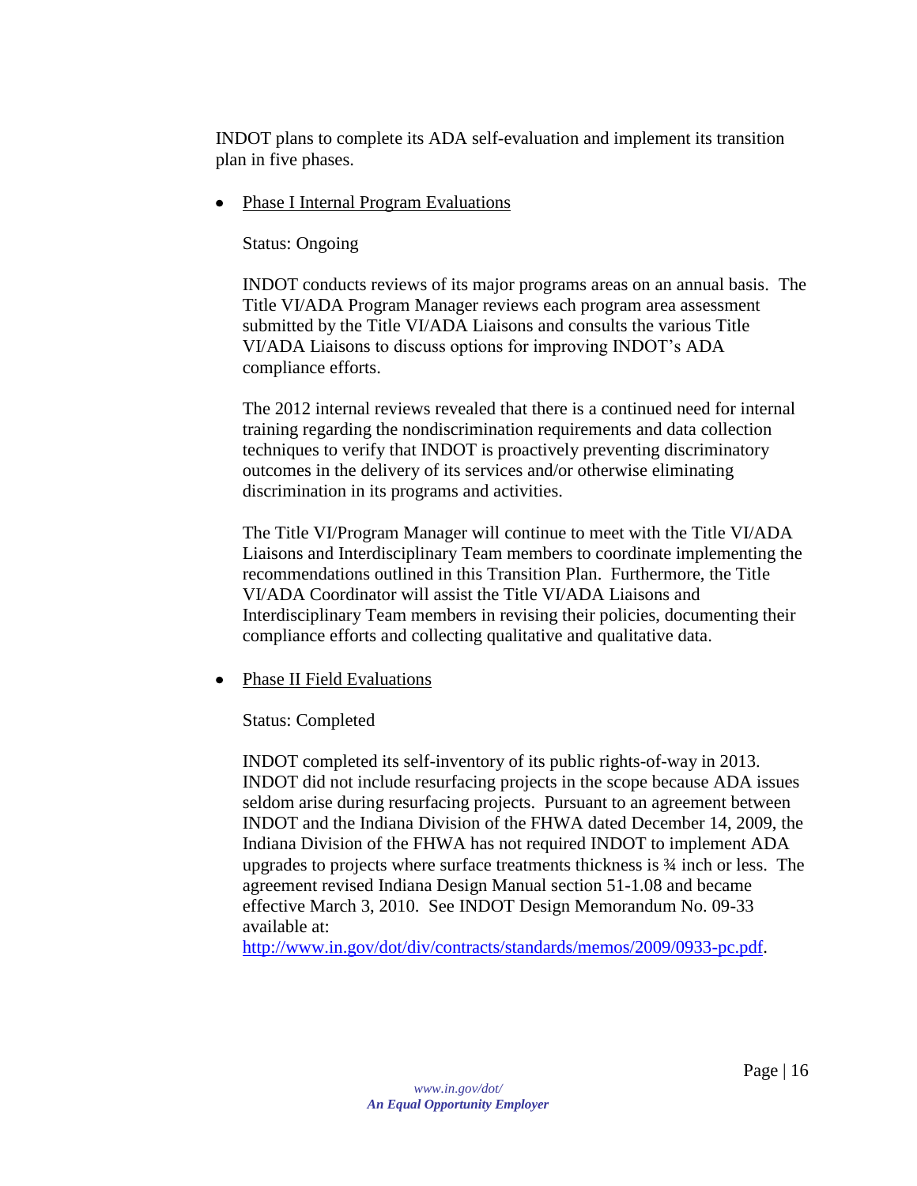INDOT plans to complete its ADA self-evaluation and implement its transition plan in five phases.

- <u>Phase I Internal Program Evaluations</u>

  Status: Ongoing

  INDOT conducts reviews of its major programs areas on an annual basis. The Title VI/ADA Program Manager reviews each program area assessment submitted by the Title VI/ADA Liaisons and consults the various Title VI/ADA Liaisons to discuss options for improving INDOT's ADA compliance efforts.

  The 2012 internal reviews revealed that there is a continued need for internal training regarding the nondiscrimination requirements and data collection techniques to verify that INDOT is proactively preventing discriminatory outcomes in the delivery of its services and/or otherwise eliminating discrimination in its programs and activities.

  The Title VI/Program Manager will continue to meet with the Title VI/ADA Liaisons and Interdisciplinary Team members to coordinate implementing the recommendations outlined in this Transition Plan. Furthermore, the Title VI/ADA Coordinator will assist the Title VI/ADA Liaisons and Interdisciplinary Team members in revising their policies, documenting their compliance efforts and collecting qualitative and qualitative data.

- <u>Phase II Field Evaluations</u>

  Status: Completed

  INDOT completed its self-inventory of its public rights-of-way in 2013. INDOT did not include resurfacing projects in the scope because ADA issues seldom arise during resurfacing projects. Pursuant to an agreement between INDOT and the Indiana Division of the FHWA dated December 14, 2009, the Indiana Division of the FHWA has not required INDOT to implement ADA upgrades to projects where surface treatments thickness is ¾ inch or less. The agreement revised Indiana Design Manual section 51-1.08 and became effective March 3, 2010. See INDOT Design Memorandum No. 09-33 available at: [http://www.in.gov/dot/div/contracts/standards/memos/2009/0933-pc.pdf](http://www.in.gov/dot/div/contracts/standards/memos/2009/0933-pc.pdf).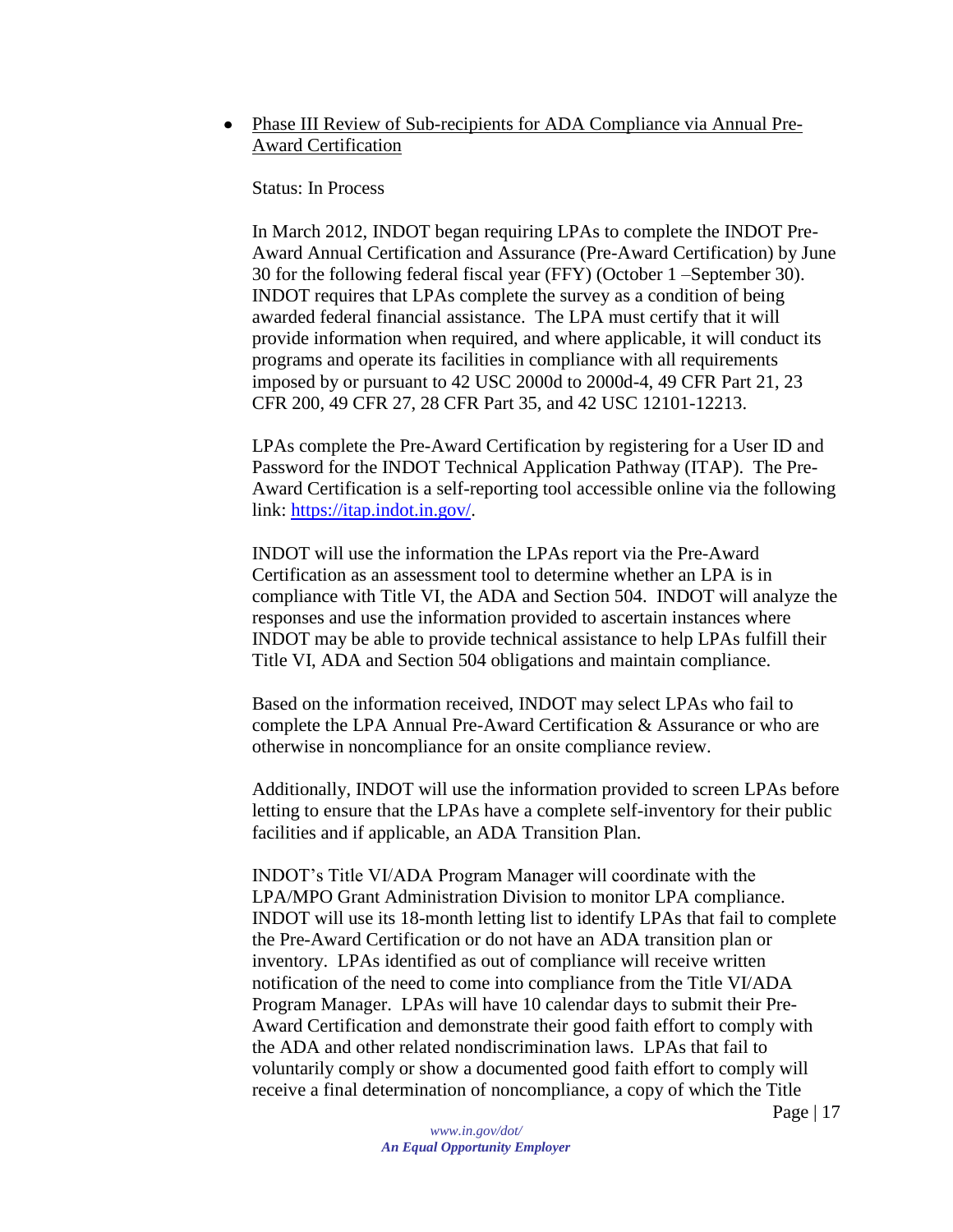- <u>Phase III Review of Sub-recipients for ADA Compliance via Annual Pre-Award Certification</u>

  Status: In Process

  In March 2012, INDOT began requiring LPAs to complete the INDOT Pre-Award Annual Certification and Assurance (Pre-Award Certification) by June 30 for the following federal fiscal year (FFY) (October 1 –September 30). INDOT requires that LPAs complete the survey as a condition of being awarded federal financial assistance. The LPA must certify that it will provide information when required, and where applicable, it will conduct its programs and operate its facilities in compliance with all requirements imposed by or pursuant to 42 USC 2000d to 2000d-4, 49 CFR Part 21, 23 CFR 200, 49 CFR 27, 28 CFR Part 35, and 42 USC 12101-12213.

  LPAs complete the Pre-Award Certification by registering for a User ID and Password for the INDOT Technical Application Pathway (ITAP). The Pre-Award Certification is a self-reporting tool accessible online via the following link: [https://itap.indot.in.gov/](https://itap.indot.in.gov/).

  INDOT will use the information the LPAs report via the Pre-Award Certification as an assessment tool to determine whether an LPA is in compliance with Title VI, the ADA and Section 504. INDOT will analyze the responses and use the information provided to ascertain instances where INDOT may be able to provide technical assistance to help LPAs fulfill their Title VI, ADA and Section 504 obligations and maintain compliance.

  Based on the information received, INDOT may select LPAs who fail to complete the LPA Annual Pre-Award Certification & Assurance or who are otherwise in noncompliance for an onsite compliance review.

  Additionally, INDOT will use the information provided to screen LPAs before letting to ensure that the LPAs have a complete self-inventory for their public facilities and if applicable, an ADA Transition Plan.

  INDOT's Title VI/ADA Program Manager will coordinate with the LPA/MPO Grant Administration Division to monitor LPA compliance. INDOT will use its 18-month letting list to identify LPAs that fail to complete the Pre-Award Certification or do not have an ADA transition plan or inventory. LPAs identified as out of compliance will receive written notification of the need to come into compliance from the Title VI/ADA Program Manager. LPAs will have 10 calendar days to submit their Pre-Award Certification and demonstrate their good faith effort to comply with the ADA and other related nondiscrimination laws. LPAs that fail to voluntarily comply or show a documented good faith effort to comply will receive a final determination of noncompliance, a copy of which the Title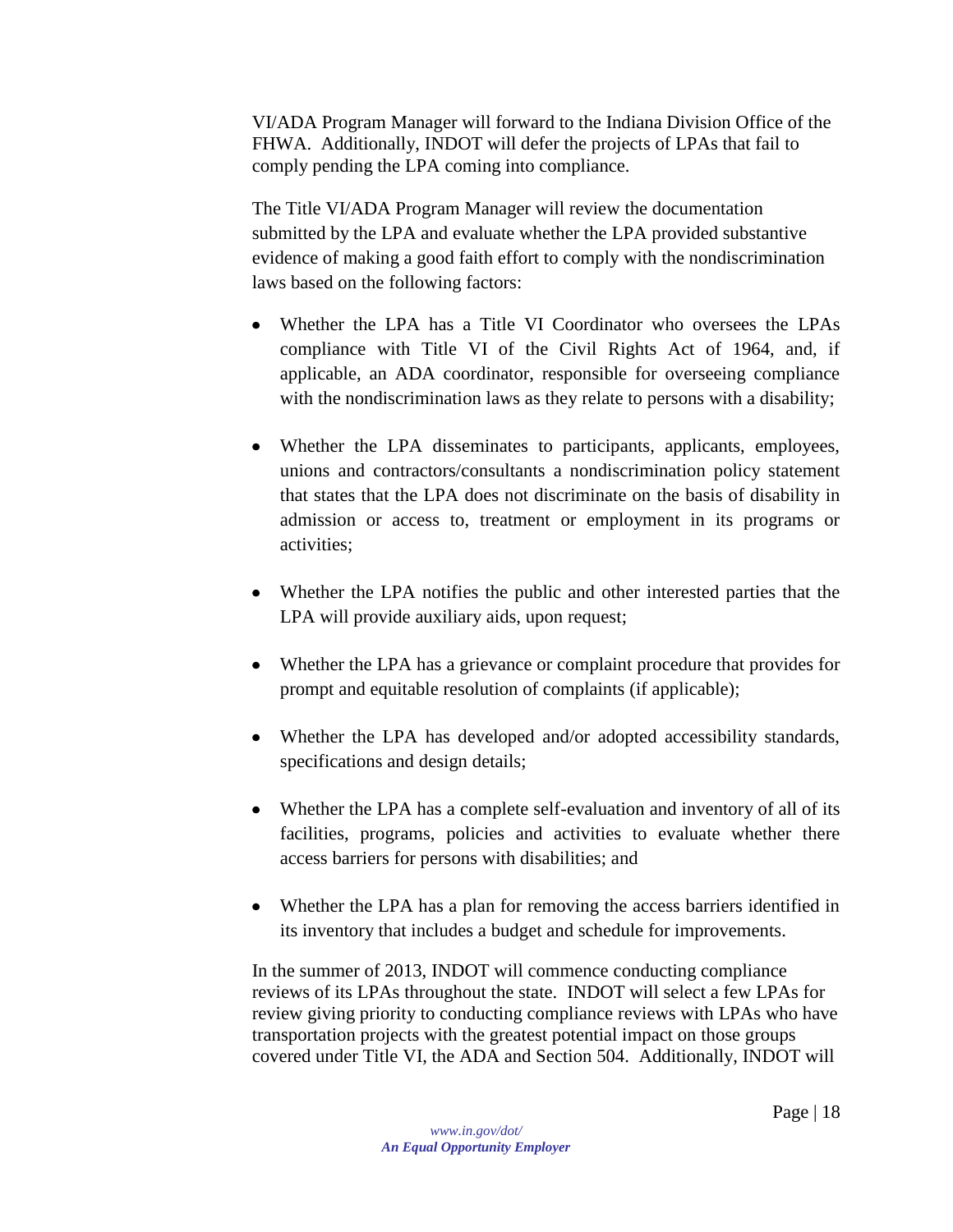VI/ADA Program Manager will forward to the Indiana Division Office of the FHWA. Additionally, INDOT will defer the projects of LPAs that fail to comply pending the LPA coming into compliance.

The Title VI/ADA Program Manager will review the documentation submitted by the LPA and evaluate whether the LPA provided substantive evidence of making a good faith effort to comply with the nondiscrimination laws based on the following factors:

- Whether the LPA has a Title VI Coordinator who oversees the LPAs compliance with Title VI of the Civil Rights Act of 1964, and, if applicable, an ADA coordinator, responsible for overseeing compliance with the nondiscrimination laws as they relate to persons with a disability;
- Whether the LPA disseminates to participants, applicants, employees, unions and contractors/consultants a nondiscrimination policy statement that states that the LPA does not discriminate on the basis of disability in admission or access to, treatment or employment in its programs or activities;
- Whether the LPA notifies the public and other interested parties that the LPA will provide auxiliary aids, upon request;
- Whether the LPA has a grievance or complaint procedure that provides for prompt and equitable resolution of complaints (if applicable);
- Whether the LPA has developed and/or adopted accessibility standards, specifications and design details;
- Whether the LPA has a complete self-evaluation and inventory of all of its facilities, programs, policies and activities to evaluate whether there access barriers for persons with disabilities; and
- Whether the LPA has a plan for removing the access barriers identified in its inventory that includes a budget and schedule for improvements.

In the summer of 2013, INDOT will commence conducting compliance reviews of its LPAs throughout the state. INDOT will select a few LPAs for review giving priority to conducting compliance reviews with LPAs who have transportation projects with the greatest potential impact on those groups covered under Title VI, the ADA and Section 504. Additionally, INDOT will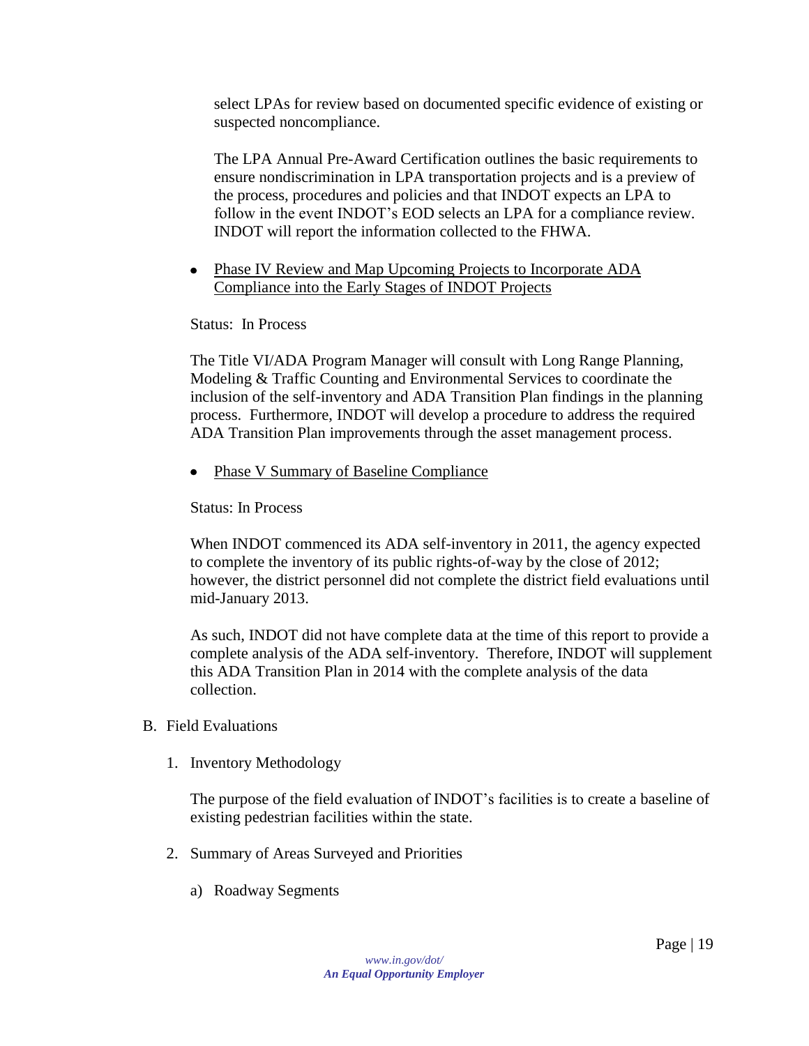select LPAs for review based on documented specific evidence of existing or suspected noncompliance.

The LPA Annual Pre-Award Certification outlines the basic requirements to ensure nondiscrimination in LPA transportation projects and is a preview of the process, procedures and policies and that INDOT expects an LPA to follow in the event INDOT's EOD selects an LPA for a compliance review. INDOT will report the information collected to the FHWA.

- <u>Phase IV Review and Map Upcoming Projects to Incorporate ADA Compliance into the Early Stages of INDOT Projects</u>

Status: In Process

The Title VI/ADA Program Manager will consult with Long Range Planning, Modeling & Traffic Counting and Environmental Services to coordinate the inclusion of the self-inventory and ADA Transition Plan findings in the planning process. Furthermore, INDOT will develop a procedure to address the required ADA Transition Plan improvements through the asset management process.

- <u>Phase V Summary of Baseline Compliance</u>

Status: In Process

When INDOT commenced its ADA self-inventory in 2011, the agency expected to complete the inventory of its public rights-of-way by the close of 2012; however, the district personnel did not complete the district field evaluations until mid-January 2013.

As such, INDOT did not have complete data at the time of this report to provide a complete analysis of the ADA self-inventory. Therefore, INDOT will supplement this ADA Transition Plan in 2014 with the complete analysis of the data collection.

B. Field Evaluations

1. Inventory Methodology

The purpose of the field evaluation of INDOT's facilities is to create a baseline of existing pedestrian facilities within the state.

2. Summary of Areas Surveyed and Priorities

a) Roadway Segments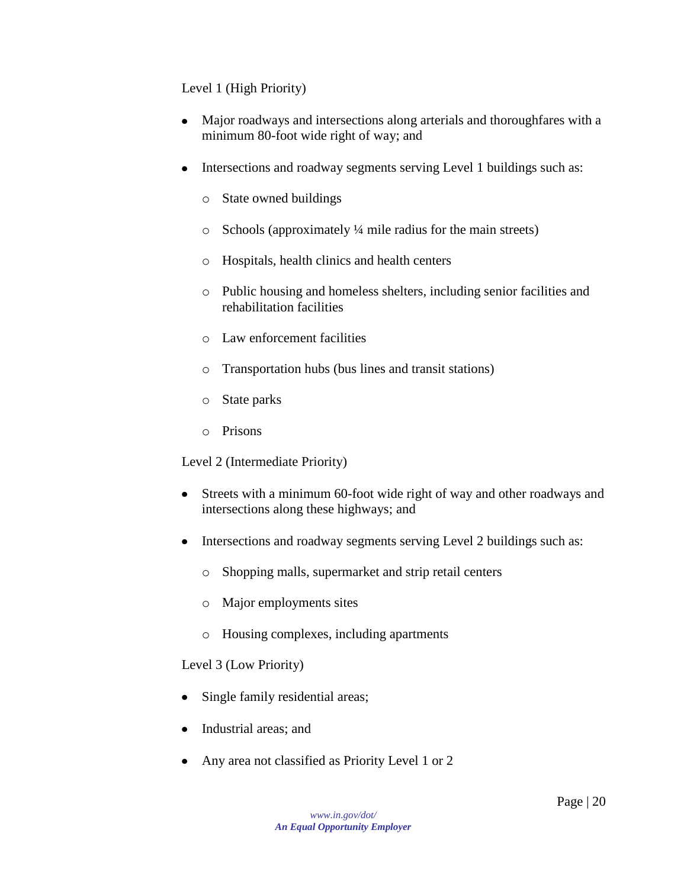Level 1 (High Priority)

- Major roadways and intersections along arterials and thoroughfares with a minimum 80-foot wide right of way; and
- Intersections and roadway segments serving Level 1 buildings such as:
  - State owned buildings
  - Schools (approximately ¼ mile radius for the main streets)
  - Hospitals, health clinics and health centers
  - Public housing and homeless shelters, including senior facilities and rehabilitation facilities
  - Law enforcement facilities
  - Transportation hubs (bus lines and transit stations)
  - State parks
  - Prisons

Level 2 (Intermediate Priority)

- Streets with a minimum 60-foot wide right of way and other roadways and intersections along these highways; and
- Intersections and roadway segments serving Level 2 buildings such as:
  - Shopping malls, supermarket and strip retail centers
  - Major employments sites
  - Housing complexes, including apartments

Level 3 (Low Priority)

- Single family residential areas;
- Industrial areas; and
- Any area not classified as Priority Level 1 or 2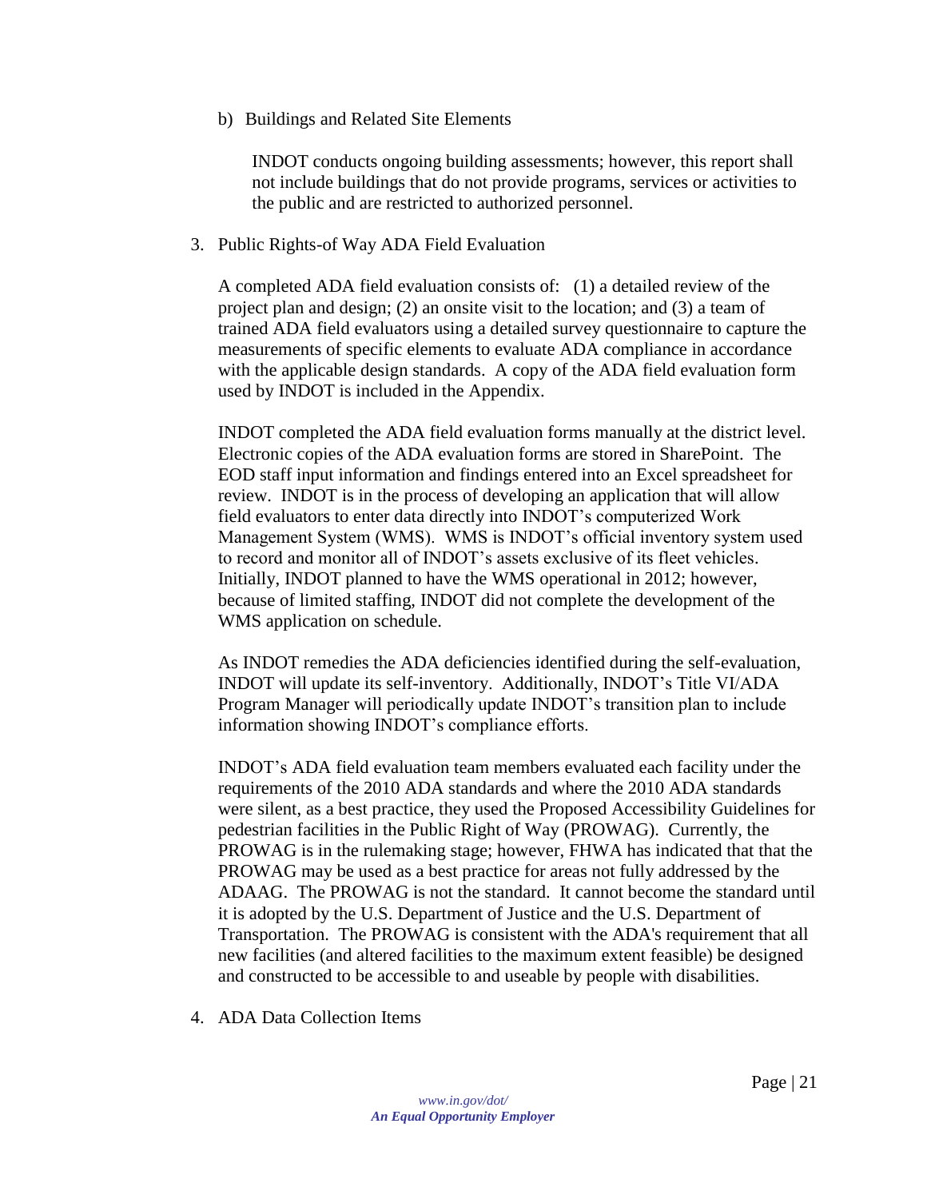b) Buildings and Related Site Elements

INDOT conducts ongoing building assessments; however, this report shall not include buildings that do not provide programs, services or activities to the public and are restricted to authorized personnel.

3. Public Rights-of Way ADA Field Evaluation

A completed ADA field evaluation consists of: (1) a detailed review of the project plan and design; (2) an onsite visit to the location; and (3) a team of trained ADA field evaluators using a detailed survey questionnaire to capture the measurements of specific elements to evaluate ADA compliance in accordance with the applicable design standards. A copy of the ADA field evaluation form used by INDOT is included in the Appendix.

INDOT completed the ADA field evaluation forms manually at the district level. Electronic copies of the ADA evaluation forms are stored in SharePoint. The EOD staff input information and findings entered into an Excel spreadsheet for review. INDOT is in the process of developing an application that will allow field evaluators to enter data directly into INDOT's computerized Work Management System (WMS). WMS is INDOT's official inventory system used to record and monitor all of INDOT's assets exclusive of its fleet vehicles. Initially, INDOT planned to have the WMS operational in 2012; however, because of limited staffing, INDOT did not complete the development of the WMS application on schedule.

As INDOT remedies the ADA deficiencies identified during the self-evaluation, INDOT will update its self-inventory. Additionally, INDOT's Title VI/ADA Program Manager will periodically update INDOT's transition plan to include information showing INDOT's compliance efforts.

INDOT's ADA field evaluation team members evaluated each facility under the requirements of the 2010 ADA standards and where the 2010 ADA standards were silent, as a best practice, they used the Proposed Accessibility Guidelines for pedestrian facilities in the Public Right of Way (PROWAG). Currently, the PROWAG is in the rulemaking stage; however, FHWA has indicated that that the PROWAG may be used as a best practice for areas not fully addressed by the ADAAG. The PROWAG is not the standard. It cannot become the standard until it is adopted by the U.S. Department of Justice and the U.S. Department of Transportation. The PROWAG is consistent with the ADA's requirement that all new facilities (and altered facilities to the maximum extent feasible) be designed and constructed to be accessible to and useable by people with disabilities.

4. ADA Data Collection Items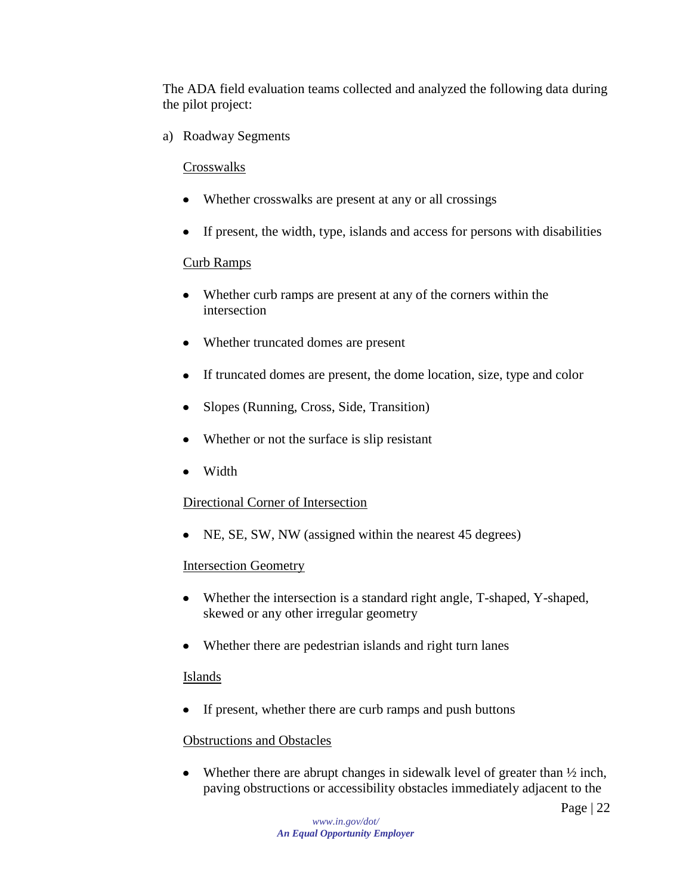The ADA field evaluation teams collected and analyzed the following data during the pilot project:

a) Roadway Segments

<u>Crosswalks</u>

- Whether crosswalks are present at any or all crossings
- If present, the width, type, islands and access for persons with disabilities

<u>Curb Ramps</u>

- Whether curb ramps are present at any of the corners within the intersection
- Whether truncated domes are present
- If truncated domes are present, the dome location, size, type and color
- Slopes (Running, Cross, Side, Transition)
- Whether or not the surface is slip resistant
- Width

<u>Directional Corner of Intersection</u>

- NE, SE, SW, NW (assigned within the nearest 45 degrees)

<u>Intersection Geometry</u>

- Whether the intersection is a standard right angle, T-shaped, Y-shaped, skewed or any other irregular geometry
- Whether there are pedestrian islands and right turn lanes

<u>Islands</u>

- If present, whether there are curb ramps and push buttons

<u>Obstructions and Obstacles</u>

- Whether there are abrupt changes in sidewalk level of greater than ½ inch, paving obstructions or accessibility obstacles immediately adjacent to the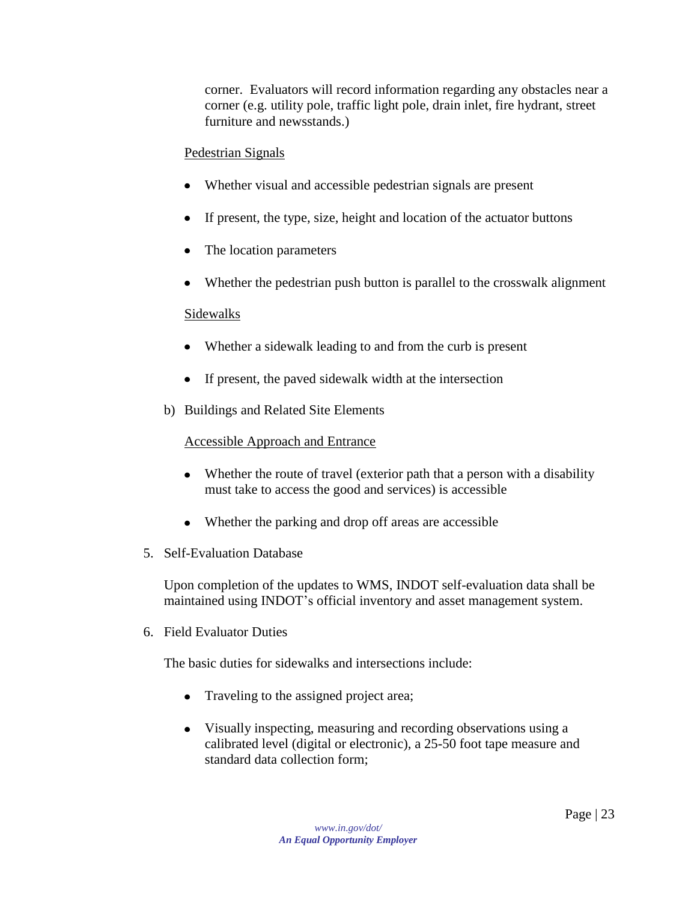corner. Evaluators will record information regarding any obstacles near a corner (e.g. utility pole, traffic light pole, drain inlet, fire hydrant, street furniture and newsstands.)

<u>Pedestrian Signals</u>

- Whether visual and accessible pedestrian signals are present
- If present, the type, size, height and location of the actuator buttons
- The location parameters
- Whether the pedestrian push button is parallel to the crosswalk alignment

<u>Sidewalks</u>

- Whether a sidewalk leading to and from the curb is present
- If present, the paved sidewalk width at the intersection

b) Buildings and Related Site Elements

<u>Accessible Approach and Entrance</u>

- Whether the route of travel (exterior path that a person with a disability must take to access the good and services) is accessible
- Whether the parking and drop off areas are accessible

5. Self-Evaluation Database

Upon completion of the updates to WMS, INDOT self-evaluation data shall be maintained using INDOT's official inventory and asset management system.

6. Field Evaluator Duties

The basic duties for sidewalks and intersections include:

- Traveling to the assigned project area;
- Visually inspecting, measuring and recording observations using a calibrated level (digital or electronic), a 25-50 foot tape measure and standard data collection form;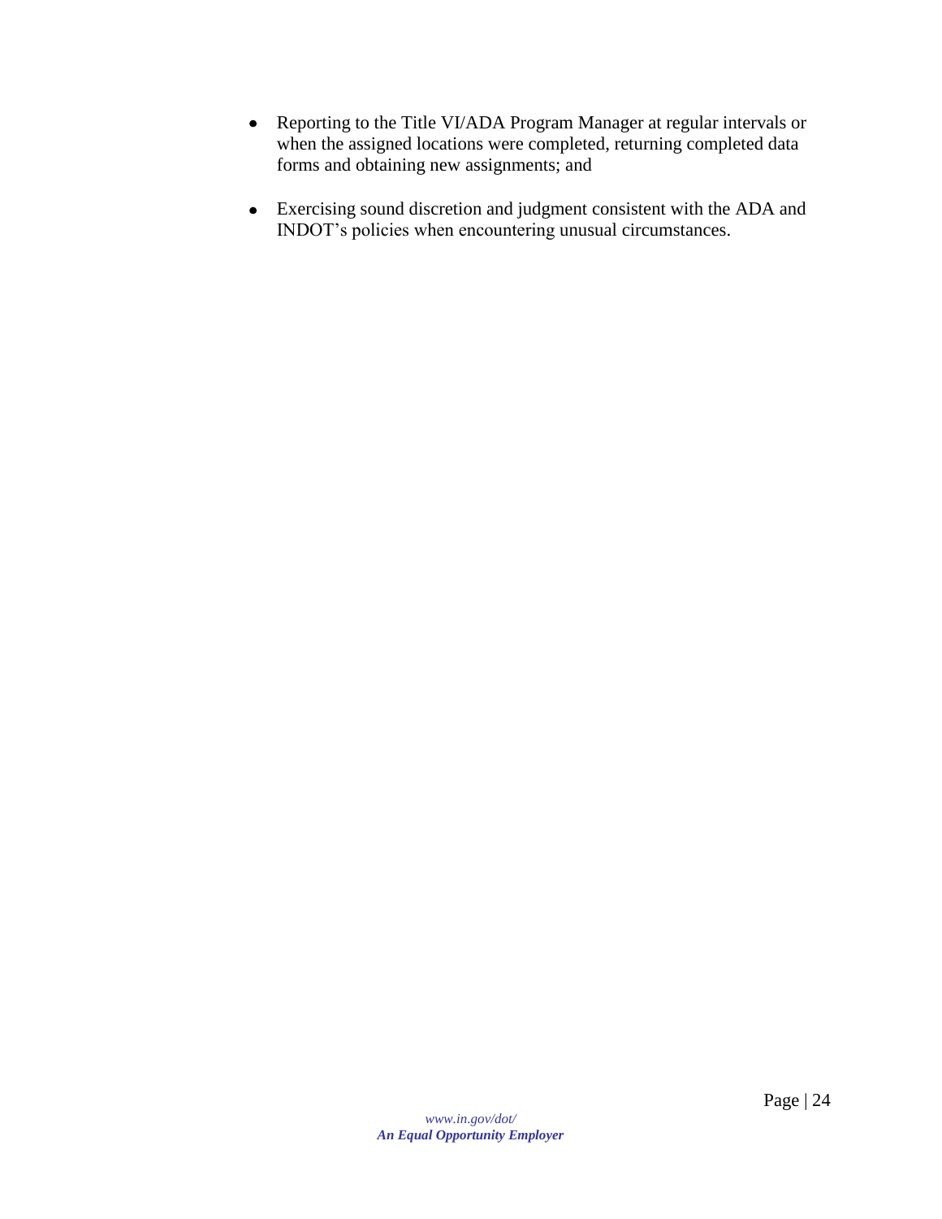- Reporting to the Title VI/ADA Program Manager at regular intervals or when the assigned locations were completed, returning completed data forms and obtaining new assignments; and
- Exercising sound discretion and judgment consistent with the ADA and INDOT's policies when encountering unusual circumstances.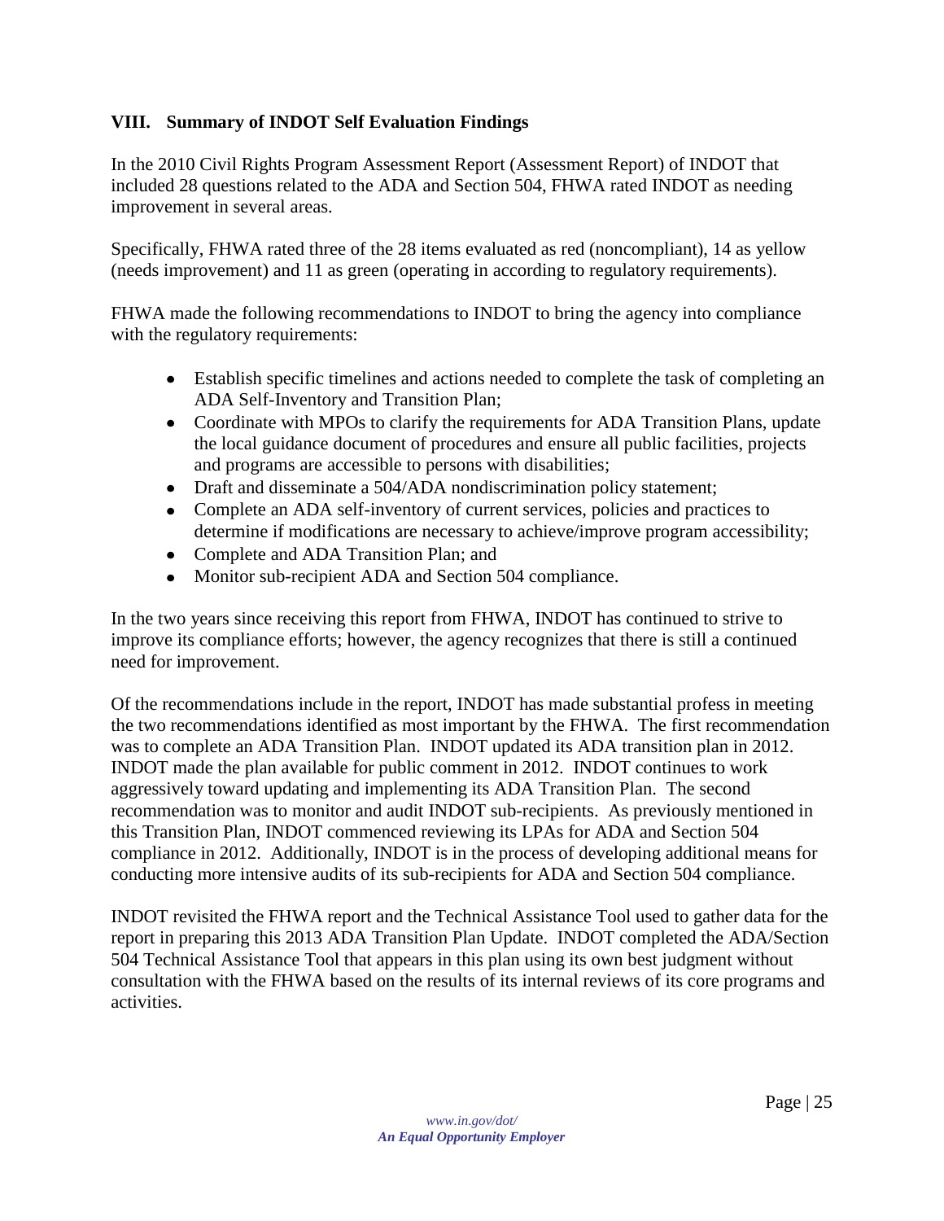## VIII. Summary of INDOT Self Evaluation Findings

In the 2010 Civil Rights Program Assessment Report (Assessment Report) of INDOT that included 28 questions related to the ADA and Section 504, FHWA rated INDOT as needing improvement in several areas.

Specifically, FHWA rated three of the 28 items evaluated as red (noncompliant), 14 as yellow (needs improvement) and 11 as green (operating in according to regulatory requirements).

FHWA made the following recommendations to INDOT to bring the agency into compliance with the regulatory requirements:

- Establish specific timelines and actions needed to complete the task of completing an ADA Self-Inventory and Transition Plan;
- Coordinate with MPOs to clarify the requirements for ADA Transition Plans, update the local guidance document of procedures and ensure all public facilities, projects and programs are accessible to persons with disabilities;
- Draft and disseminate a 504/ADA nondiscrimination policy statement;
- Complete an ADA self-inventory of current services, policies and practices to determine if modifications are necessary to achieve/improve program accessibility;
- Complete and ADA Transition Plan; and
- Monitor sub-recipient ADA and Section 504 compliance.

In the two years since receiving this report from FHWA, INDOT has continued to strive to improve its compliance efforts; however, the agency recognizes that there is still a continued need for improvement.

Of the recommendations include in the report, INDOT has made substantial profess in meeting the two recommendations identified as most important by the FHWA. The first recommendation was to complete an ADA Transition Plan. INDOT updated its ADA transition plan in 2012. INDOT made the plan available for public comment in 2012. INDOT continues to work aggressively toward updating and implementing its ADA Transition Plan. The second recommendation was to monitor and audit INDOT sub-recipients. As previously mentioned in this Transition Plan, INDOT commenced reviewing its LPAs for ADA and Section 504 compliance in 2012. Additionally, INDOT is in the process of developing additional means for conducting more intensive audits of its sub-recipients for ADA and Section 504 compliance.

INDOT revisited the FHWA report and the Technical Assistance Tool used to gather data for the report in preparing this 2013 ADA Transition Plan Update. INDOT completed the ADA/Section 504 Technical Assistance Tool that appears in this plan using its own best judgment without consultation with the FHWA based on the results of its internal reviews of its core programs and activities.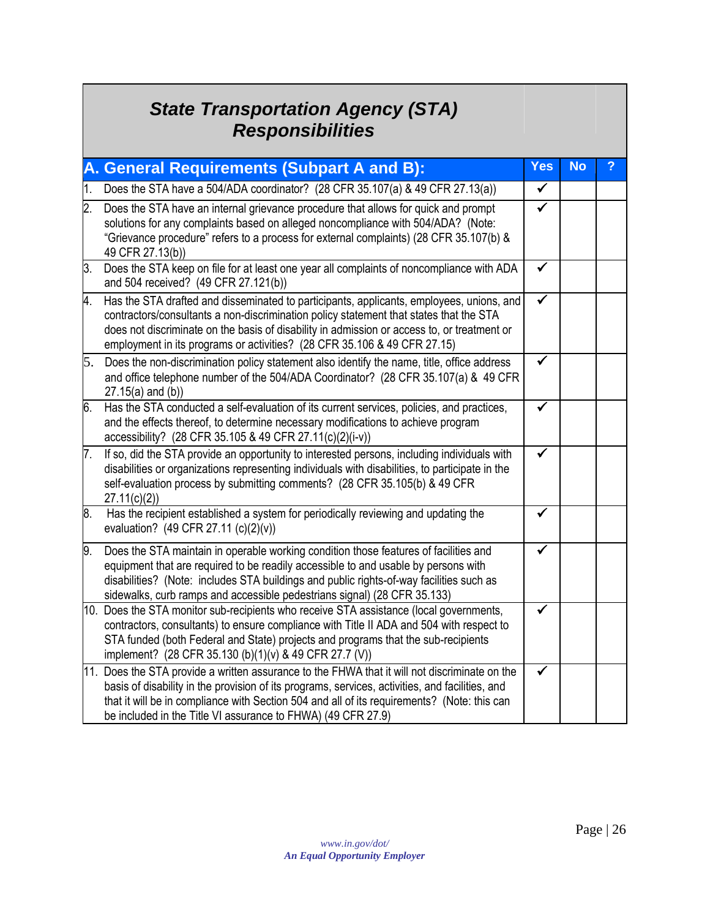# State Transportation Agency (STA) Responsibilities

| A. General Requirements (Subpart A and B): | Yes | No | ? |
|---|---|---|---|
| 1. Does the STA have a 504/ADA coordinator? (28 CFR 35.107(a) & 49 CFR 27.13(a)) | ✓ | | |
| 2. Does the STA have an internal grievance procedure that allows for quick and prompt solutions for any complaints based on alleged noncompliance with 504/ADA? (Note: "Grievance procedure" refers to a process for external complaints) (28 CFR 35.107(b) & 49 CFR 27.13(b)) | ✓ | | |
| 3. Does the STA keep on file for at least one year all complaints of noncompliance with ADA and 504 received? (49 CFR 27.121(b)) | ✓ | | |
| 4. Has the STA drafted and disseminated to participants, applicants, employees, unions, and contractors/consultants a non-discrimination policy statement that states that the STA does not discriminate on the basis of disability in admission or access to, or treatment or employment in its programs or activities? (28 CFR 35.106 & 49 CFR 27.15) | ✓ | | |
| 5. Does the non-discrimination policy statement also identify the name, title, office address and office telephone number of the 504/ADA Coordinator? (28 CFR 35.107(a) & 49 CFR 27.15(a) and (b)) | ✓ | | |
| 6. Has the STA conducted a self-evaluation of its current services, policies, and practices, and the effects thereof, to determine necessary modifications to achieve program accessibility? (28 CFR 35.105 & 49 CFR 27.11(c)(2)(i-v)) | ✓ | | |
| 7. If so, did the STA provide an opportunity to interested persons, including individuals with disabilities or organizations representing individuals with disabilities, to participate in the self-evaluation process by submitting comments? (28 CFR 35.105(b) & 49 CFR 27.11(c)(2)) | ✓ | | |
| 8. Has the recipient established a system for periodically reviewing and updating the evaluation? (49 CFR 27.11 (c)(2)(v)) | ✓ | | |
| 9. Does the STA maintain in operable working condition those features of facilities and equipment that are required to be readily accessible to and usable by persons with disabilities? (Note: includes STA buildings and public rights-of-way facilities such as sidewalks, curb ramps and accessible pedestrians signal) (28 CFR 35.133) | ✓ | | |
| 10. Does the STA monitor sub-recipients who receive STA assistance (local governments, contractors, consultants) to ensure compliance with Title II ADA and 504 with respect to STA funded (both Federal and State) projects and programs that the sub-recipients implement? (28 CFR 35.130 (b)(1)(v) & 49 CFR 27.7 (V)) | ✓ | | |
| 11. Does the STA provide a written assurance to the FHWA that it will not discriminate on the basis of disability in the provision of its programs, services, activities, and facilities, and that it will be in compliance with Section 504 and all of its requirements? (Note: this can be included in the Title VI assurance to FHWA) (49 CFR 27.9) | ✓ | | |

*www.in.gov/dot/*
***An Equal Opportunity Employer***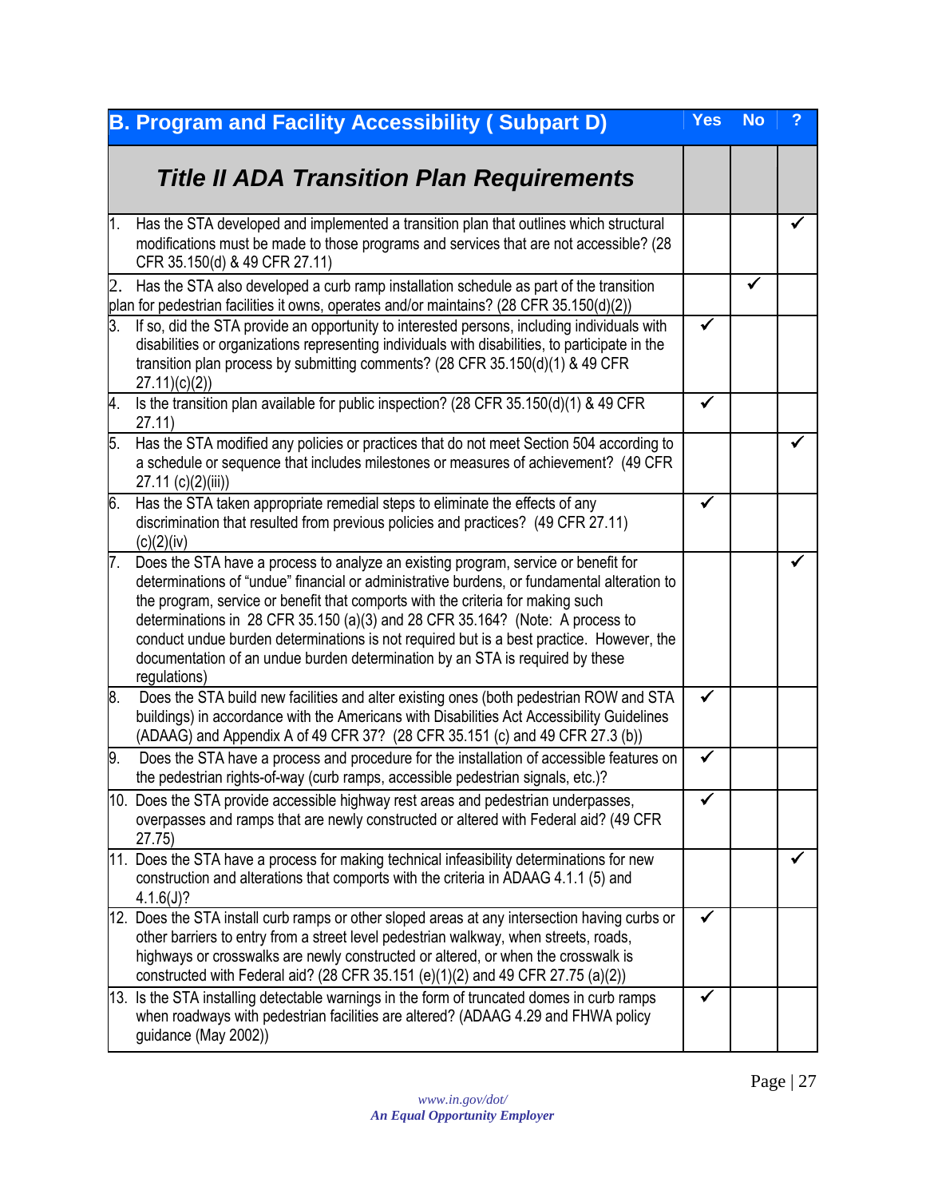| B. Program and Facility Accessibility ( Subpart D) | Yes | No | ? |
|---|---|---|---|
| ***Title II ADA Transition Plan Requirements*** | | | |
| 1. Has the STA developed and implemented a transition plan that outlines which structural modifications must be made to those programs and services that are not accessible? (28 CFR 35.150(d) & 49 CFR 27.11) | | | ✓ |
| 2. Has the STA also developed a curb ramp installation schedule as part of the transition plan for pedestrian facilities it owns, operates and/or maintains? (28 CFR 35.150(d)(2)) | | ✓ | |
| 3. If so, did the STA provide an opportunity to interested persons, including individuals with disabilities or organizations representing individuals with disabilities, to participate in the transition plan process by submitting comments? (28 CFR 35.150(d)(1) & 49 CFR 27.11)(c)(2)) | ✓ | | |
| 4. Is the transition plan available for public inspection? (28 CFR 35.150(d)(1) & 49 CFR 27.11) | ✓ | | |
| 5. Has the STA modified any policies or practices that do not meet Section 504 according to a schedule or sequence that includes milestones or measures of achievement? (49 CFR 27.11 (c)(2)(iii)) | | | ✓ |
| 6. Has the STA taken appropriate remedial steps to eliminate the effects of any discrimination that resulted from previous policies and practices? (49 CFR 27.11)(c)(2)(iv) | ✓ | | |
| 7. Does the STA have a process to analyze an existing program, service or benefit for determinations of "undue" financial or administrative burdens, or fundamental alteration to the program, service or benefit that comports with the criteria for making such determinations in 28 CFR 35.150 (a)(3) and 28 CFR 35.164? (Note: A process to conduct undue burden determinations is not required but is a best practice. However, the documentation of an undue burden determination by an STA is required by these regulations) | | | ✓ |
| 8. Does the STA build new facilities and alter existing ones (both pedestrian ROW and STA buildings) in accordance with the Americans with Disabilities Act Accessibility Guidelines (ADAAG) and Appendix A of 49 CFR 37? (28 CFR 35.151 (c) and 49 CFR 27.3 (b)) | ✓ | | |
| 9. Does the STA have a process and procedure for the installation of accessible features on the pedestrian rights-of-way (curb ramps, accessible pedestrian signals, etc.)? | ✓ | | |
| 10. Does the STA provide accessible highway rest areas and pedestrian underpasses, overpasses and ramps that are newly constructed or altered with Federal aid? (49 CFR 27.75) | ✓ | | |
| 11. Does the STA have a process for making technical infeasibility determinations for new construction and alterations that comports with the criteria in ADAAG 4.1.1 (5) and 4.1.6(J)? | | | ✓ |
| 12. Does the STA install curb ramps or other sloped areas at any intersection having curbs or other barriers to entry from a street level pedestrian walkway, when streets, roads, highways or crosswalks are newly constructed or altered, or when the crosswalk is constructed with Federal aid? (28 CFR 35.151 (e)(1)(2) and 49 CFR 27.75 (a)(2)) | ✓ | | |
| 13. Is the STA installing detectable warnings in the form of truncated domes in curb ramps when roadways with pedestrian facilities are altered? (ADAAG 4.29 and FHWA policy guidance (May 2002)) | ✓ | | |

*www.in.gov/dot/*
***An Equal Opportunity Employer***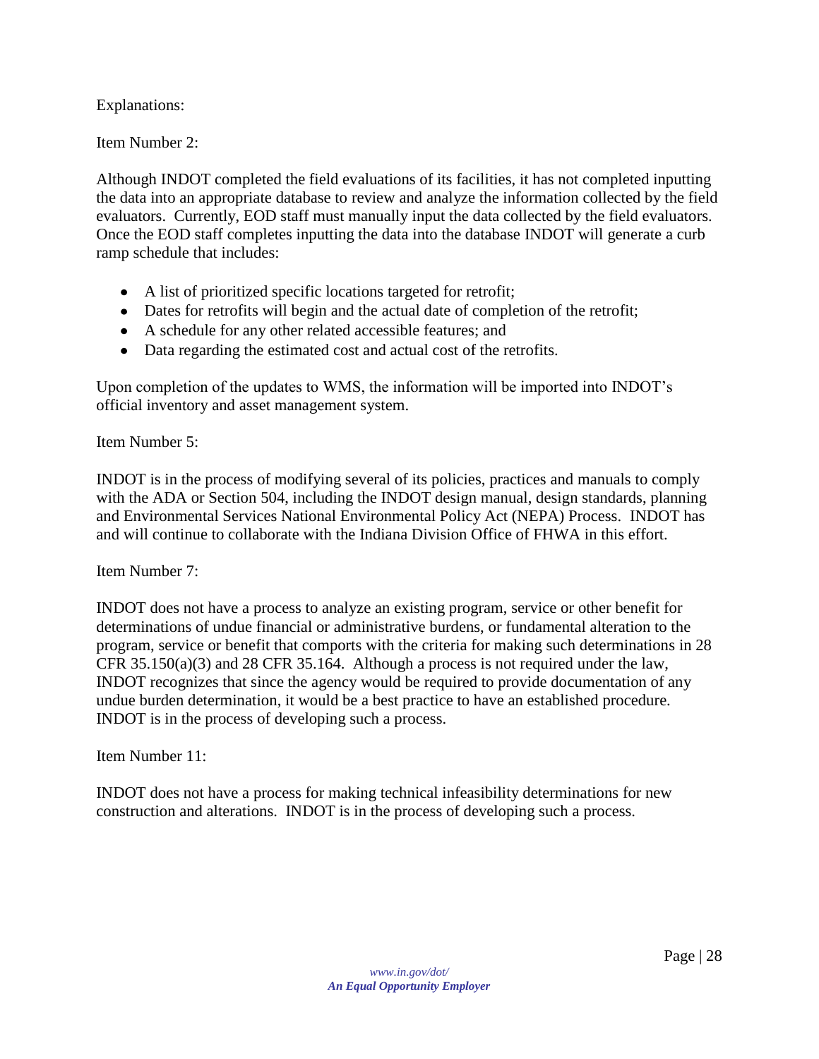Explanations:

Item Number 2:

Although INDOT completed the field evaluations of its facilities, it has not completed inputting the data into an appropriate database to review and analyze the information collected by the field evaluators. Currently, EOD staff must manually input the data collected by the field evaluators. Once the EOD staff completes inputting the data into the database INDOT will generate a curb ramp schedule that includes:

- A list of prioritized specific locations targeted for retrofit;
- Dates for retrofits will begin and the actual date of completion of the retrofit;
- A schedule for any other related accessible features; and
- Data regarding the estimated cost and actual cost of the retrofits.

Upon completion of the updates to WMS, the information will be imported into INDOT's official inventory and asset management system.

Item Number 5:

INDOT is in the process of modifying several of its policies, practices and manuals to comply with the ADA or Section 504, including the INDOT design manual, design standards, planning and Environmental Services National Environmental Policy Act (NEPA) Process. INDOT has and will continue to collaborate with the Indiana Division Office of FHWA in this effort.

Item Number 7:

INDOT does not have a process to analyze an existing program, service or other benefit for determinations of undue financial or administrative burdens, or fundamental alteration to the program, service or benefit that comports with the criteria for making such determinations in 28 CFR 35.150(a)(3) and 28 CFR 35.164. Although a process is not required under the law, INDOT recognizes that since the agency would be required to provide documentation of any undue burden determination, it would be a best practice to have an established procedure. INDOT is in the process of developing such a process.

Item Number 11:

INDOT does not have a process for making technical infeasibility determinations for new construction and alterations. INDOT is in the process of developing such a process.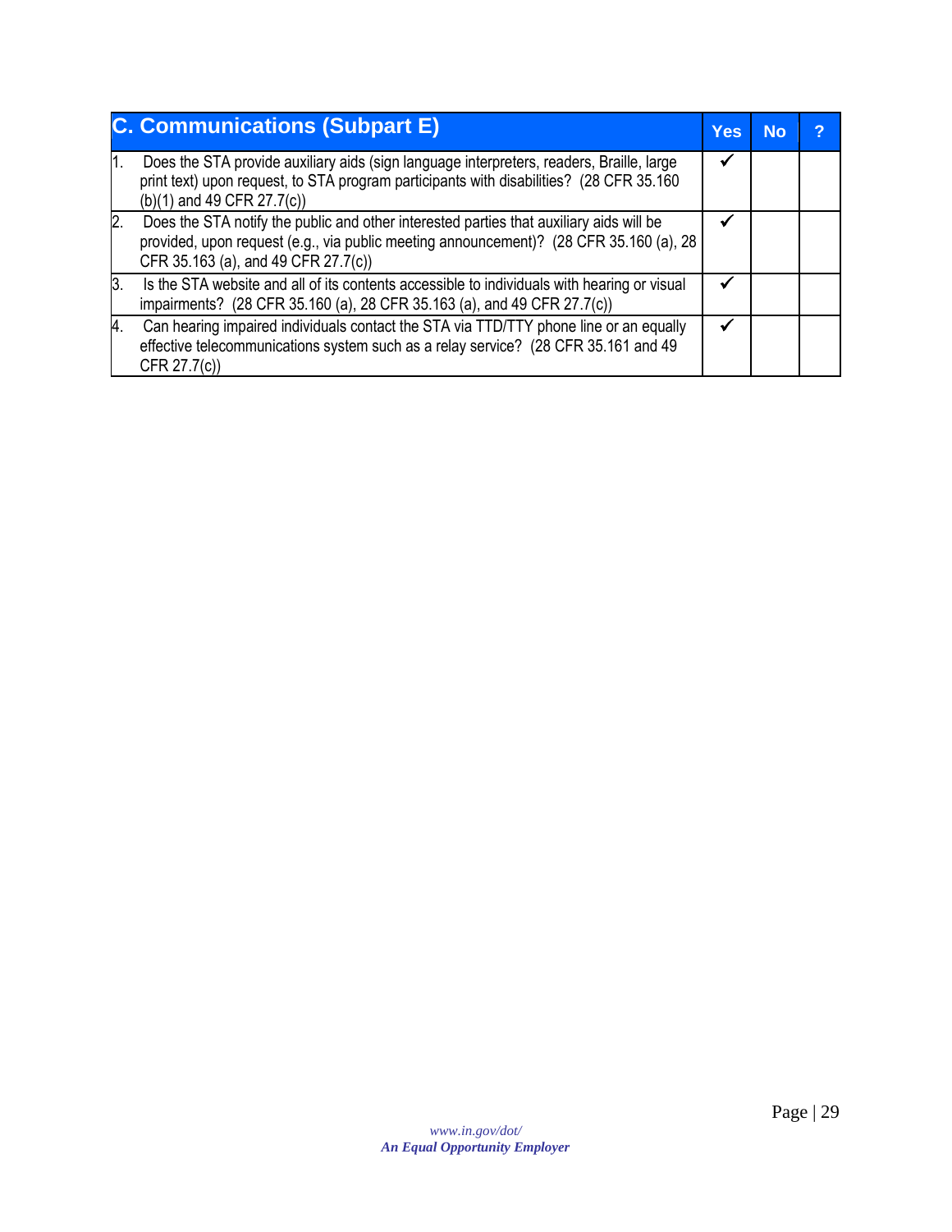| C. Communications (Subpart E) | Yes | No | ? |
|---|---|---|---|
| 1. Does the STA provide auxiliary aids (sign language interpreters, readers, Braille, large print text) upon request, to STA program participants with disabilities? (28 CFR 35.160 (b)(1) and 49 CFR 27.7(c)) | ✔ | | |
| 2. Does the STA notify the public and other interested parties that auxiliary aids will be provided, upon request (e.g., via public meeting announcement)? (28 CFR 35.160 (a), 28 CFR 35.163 (a), and 49 CFR 27.7(c)) | ✔ | | |
| 3. Is the STA website and all of its contents accessible to individuals with hearing or visual impairments? (28 CFR 35.160 (a), 28 CFR 35.163 (a), and 49 CFR 27.7(c)) | ✔ | | |
| 4. Can hearing impaired individuals contact the STA via TTD/TTY phone line or an equally effective telecommunications system such as a relay service? (28 CFR 35.161 and 49 CFR 27.7(c)) | ✔ | | |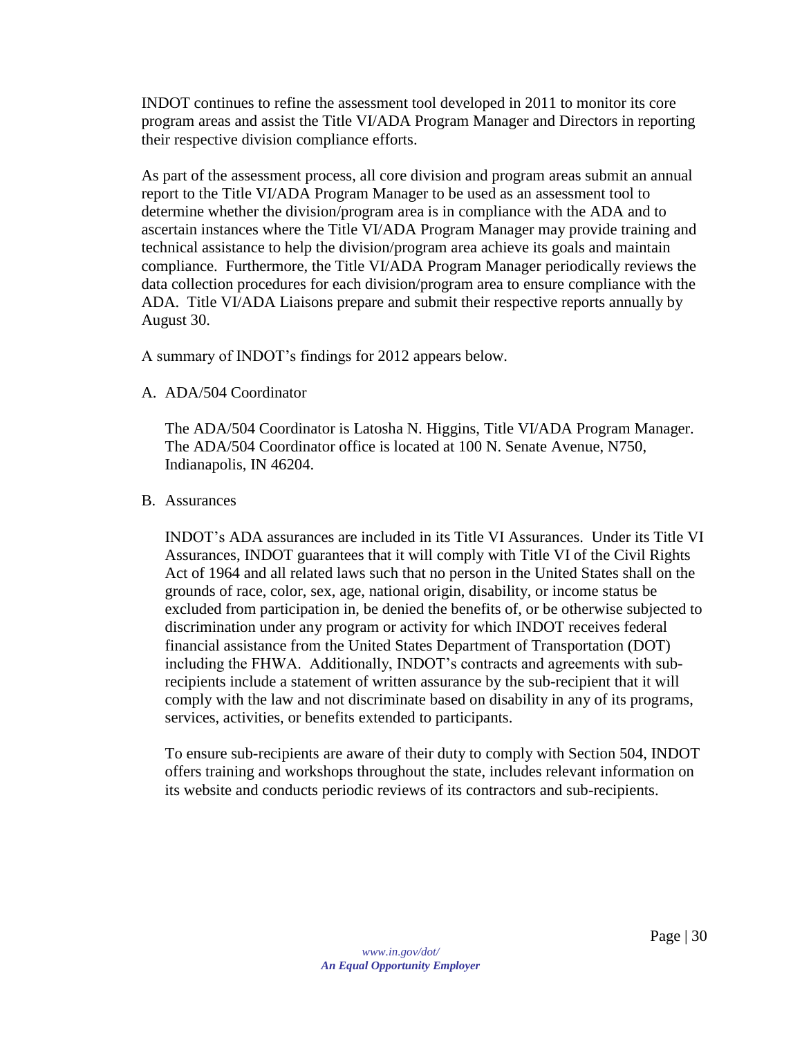INDOT continues to refine the assessment tool developed in 2011 to monitor its core program areas and assist the Title VI/ADA Program Manager and Directors in reporting their respective division compliance efforts.

As part of the assessment process, all core division and program areas submit an annual report to the Title VI/ADA Program Manager to be used as an assessment tool to determine whether the division/program area is in compliance with the ADA and to ascertain instances where the Title VI/ADA Program Manager may provide training and technical assistance to help the division/program area achieve its goals and maintain compliance. Furthermore, the Title VI/ADA Program Manager periodically reviews the data collection procedures for each division/program area to ensure compliance with the ADA. Title VI/ADA Liaisons prepare and submit their respective reports annually by August 30.

A summary of INDOT's findings for 2012 appears below.

A. ADA/504 Coordinator

The ADA/504 Coordinator is Latosha N. Higgins, Title VI/ADA Program Manager. The ADA/504 Coordinator office is located at 100 N. Senate Avenue, N750, Indianapolis, IN 46204.

B. Assurances

INDOT's ADA assurances are included in its Title VI Assurances. Under its Title VI Assurances, INDOT guarantees that it will comply with Title VI of the Civil Rights Act of 1964 and all related laws such that no person in the United States shall on the grounds of race, color, sex, age, national origin, disability, or income status be excluded from participation in, be denied the benefits of, or be otherwise subjected to discrimination under any program or activity for which INDOT receives federal financial assistance from the United States Department of Transportation (DOT) including the FHWA. Additionally, INDOT's contracts and agreements with sub-recipients include a statement of written assurance by the sub-recipient that it will comply with the law and not discriminate based on disability in any of its programs, services, activities, or benefits extended to participants.

To ensure sub-recipients are aware of their duty to comply with Section 504, INDOT offers training and workshops throughout the state, includes relevant information on its website and conducts periodic reviews of its contractors and sub-recipients.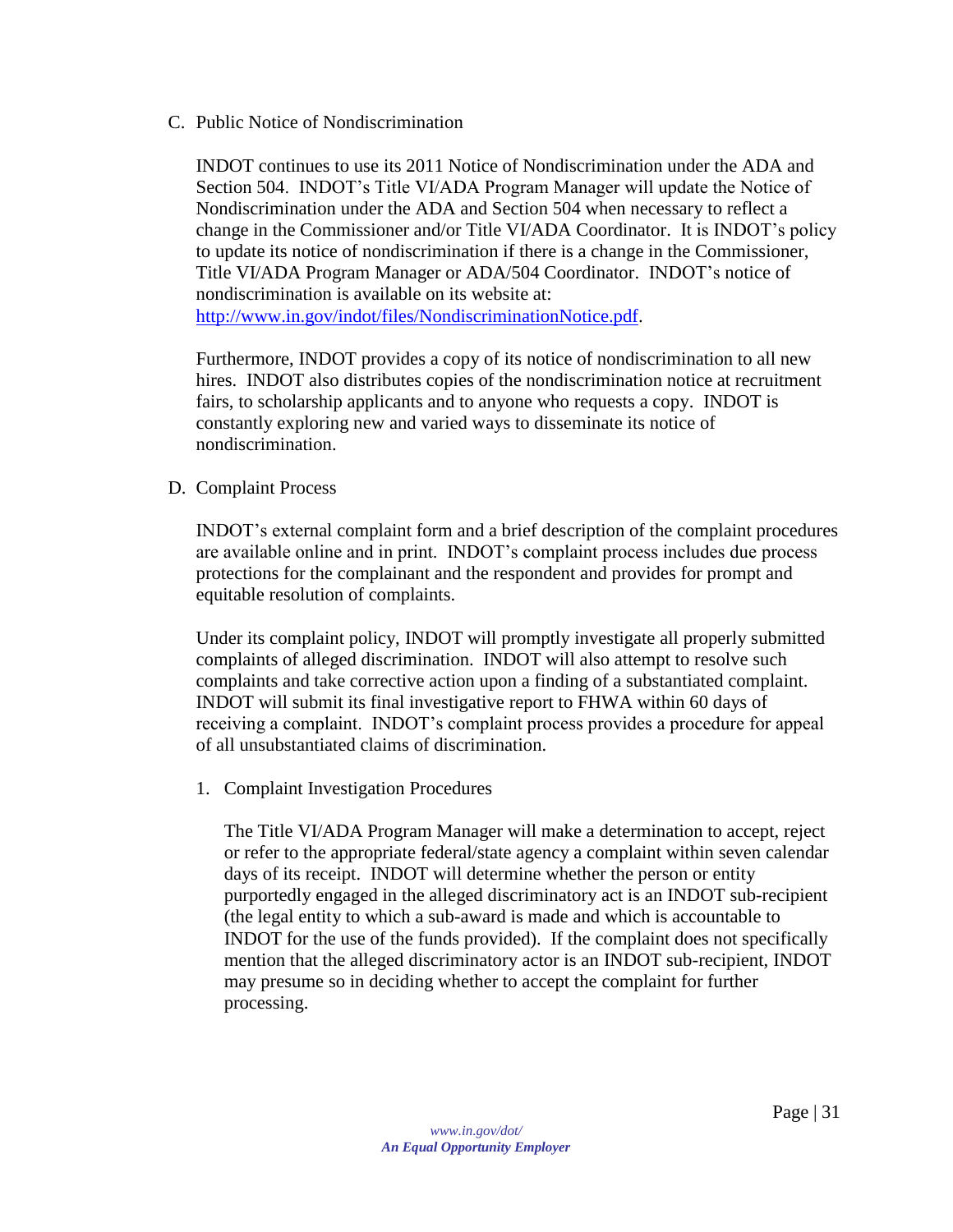## C. Public Notice of Nondiscrimination

INDOT continues to use its 2011 Notice of Nondiscrimination under the ADA and Section 504. INDOT's Title VI/ADA Program Manager will update the Notice of Nondiscrimination under the ADA and Section 504 when necessary to reflect a change in the Commissioner and/or Title VI/ADA Coordinator. It is INDOT's policy to update its notice of nondiscrimination if there is a change in the Commissioner, Title VI/ADA Program Manager or ADA/504 Coordinator. INDOT's notice of nondiscrimination is available on its website at: [http://www.in.gov/indot/files/NondiscriminationNotice.pdf](http://www.in.gov/indot/files/NondiscriminationNotice.pdf).

Furthermore, INDOT provides a copy of its notice of nondiscrimination to all new hires. INDOT also distributes copies of the nondiscrimination notice at recruitment fairs, to scholarship applicants and to anyone who requests a copy. INDOT is constantly exploring new and varied ways to disseminate its notice of nondiscrimination.

## D. Complaint Process

INDOT's external complaint form and a brief description of the complaint procedures are available online and in print. INDOT's complaint process includes due process protections for the complainant and the respondent and provides for prompt and equitable resolution of complaints.

Under its complaint policy, INDOT will promptly investigate all properly submitted complaints of alleged discrimination. INDOT will also attempt to resolve such complaints and take corrective action upon a finding of a substantiated complaint. INDOT will submit its final investigative report to FHWA within 60 days of receiving a complaint. INDOT's complaint process provides a procedure for appeal of all unsubstantiated claims of discrimination.

### 1. Complaint Investigation Procedures

The Title VI/ADA Program Manager will make a determination to accept, reject or refer to the appropriate federal/state agency a complaint within seven calendar days of its receipt. INDOT will determine whether the person or entity purportedly engaged in the alleged discriminatory act is an INDOT sub-recipient (the legal entity to which a sub-award is made and which is accountable to INDOT for the use of the funds provided). If the complaint does not specifically mention that the alleged discriminatory actor is an INDOT sub-recipient, INDOT may presume so in deciding whether to accept the complaint for further processing.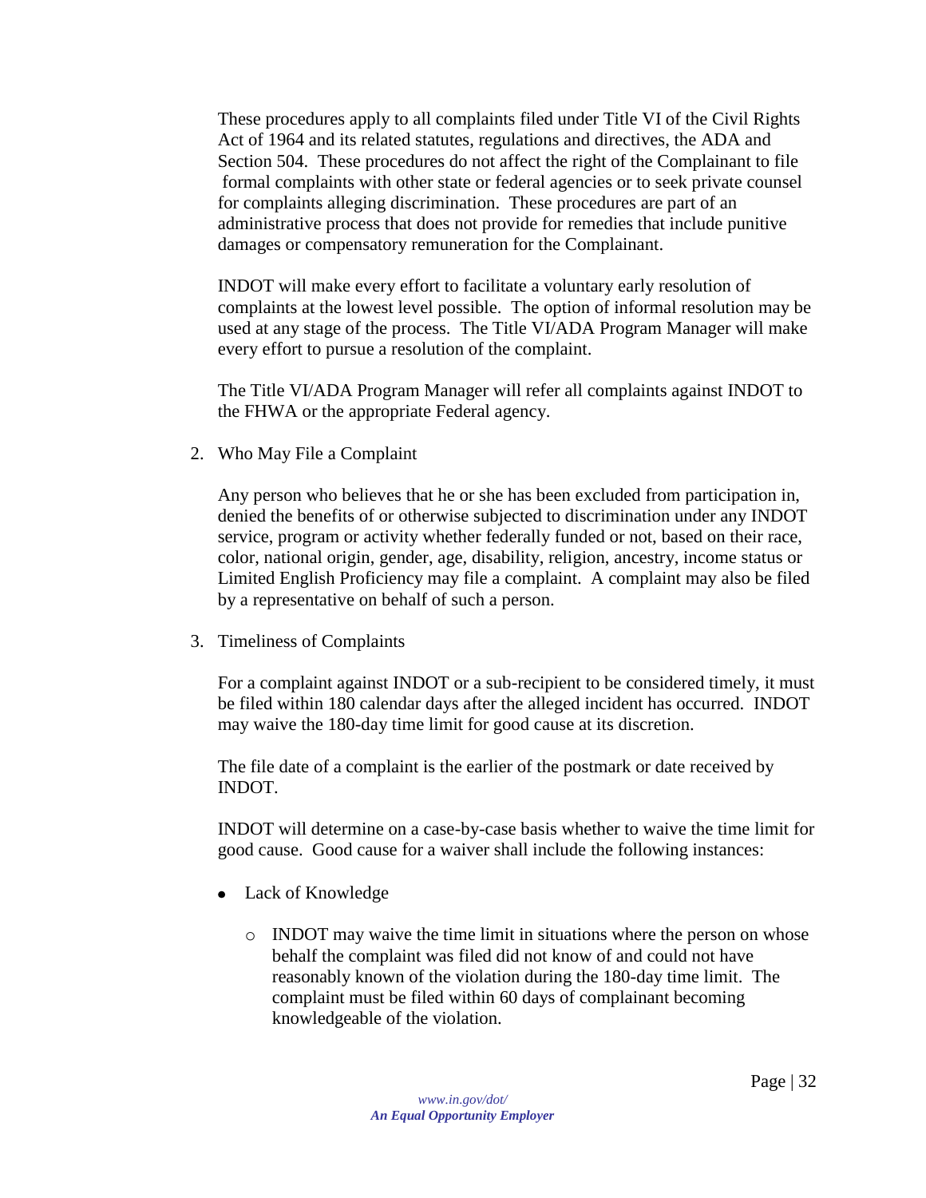These procedures apply to all complaints filed under Title VI of the Civil Rights Act of 1964 and its related statutes, regulations and directives, the ADA and Section 504. These procedures do not affect the right of the Complainant to file formal complaints with other state or federal agencies or to seek private counsel for complaints alleging discrimination. These procedures are part of an administrative process that does not provide for remedies that include punitive damages or compensatory remuneration for the Complainant.

INDOT will make every effort to facilitate a voluntary early resolution of complaints at the lowest level possible. The option of informal resolution may be used at any stage of the process. The Title VI/ADA Program Manager will make every effort to pursue a resolution of the complaint.

The Title VI/ADA Program Manager will refer all complaints against INDOT to the FHWA or the appropriate Federal agency.

2. Who May File a Complaint

   Any person who believes that he or she has been excluded from participation in, denied the benefits of or otherwise subjected to discrimination under any INDOT service, program or activity whether federally funded or not, based on their race, color, national origin, gender, age, disability, religion, ancestry, income status or Limited English Proficiency may file a complaint. A complaint may also be filed by a representative on behalf of such a person.

3. Timeliness of Complaints

   For a complaint against INDOT or a sub-recipient to be considered timely, it must be filed within 180 calendar days after the alleged incident has occurred. INDOT may waive the 180-day time limit for good cause at its discretion.

   The file date of a complaint is the earlier of the postmark or date received by INDOT.

   INDOT will determine on a case-by-case basis whether to waive the time limit for good cause. Good cause for a waiver shall include the following instances:

   - Lack of Knowledge
     - INDOT may waive the time limit in situations where the person on whose behalf the complaint was filed did not know of and could not have reasonably known of the violation during the 180-day time limit. The complaint must be filed within 60 days of complainant becoming knowledgeable of the violation.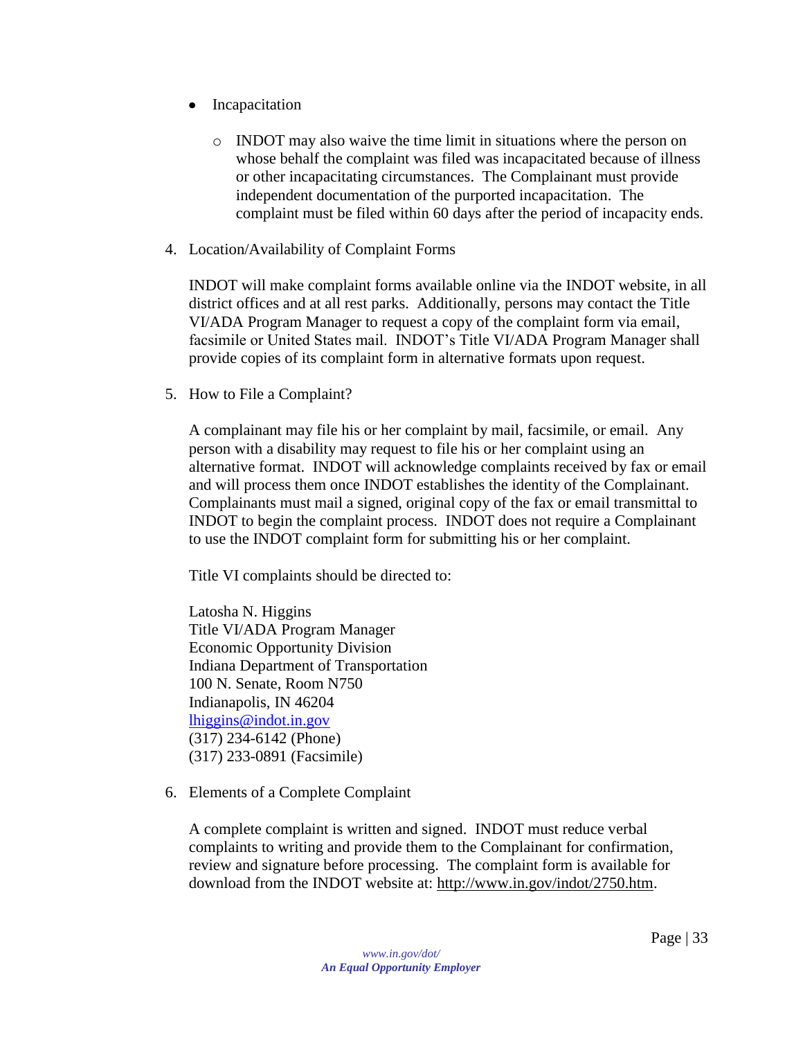- Incapacitation
  - INDOT may also waive the time limit in situations where the person on whose behalf the complaint was filed was incapacitated because of illness or other incapacitating circumstances. The Complainant must provide independent documentation of the purported incapacitation. The complaint must be filed within 60 days after the period of incapacity ends.

4. Location/Availability of Complaint Forms

   INDOT will make complaint forms available online via the INDOT website, in all district offices and at all rest parks. Additionally, persons may contact the Title VI/ADA Program Manager to request a copy of the complaint form via email, facsimile or United States mail. INDOT's Title VI/ADA Program Manager shall provide copies of its complaint form in alternative formats upon request.

5. How to File a Complaint?

   A complainant may file his or her complaint by mail, facsimile, or email. Any person with a disability may request to file his or her complaint using an alternative format. INDOT will acknowledge complaints received by fax or email and will process them once INDOT establishes the identity of the Complainant. Complainants must mail a signed, original copy of the fax or email transmittal to INDOT to begin the complaint process. INDOT does not require a Complainant to use the INDOT complaint form for submitting his or her complaint.

   Title VI complaints should be directed to:

   Latosha N. Higgins
   Title VI/ADA Program Manager
   Economic Opportunity Division
   Indiana Department of Transportation
   100 N. Senate, Room N750
   Indianapolis, IN 46204
   lhiggins@indot.in.gov
   (317) 234-6142 (Phone)
   (317) 233-0891 (Facsimile)

6. Elements of a Complete Complaint

   A complete complaint is written and signed. INDOT must reduce verbal complaints to writing and provide them to the Complainant for confirmation, review and signature before processing. The complaint form is available for download from the INDOT website at: http://www.in.gov/indot/2750.htm.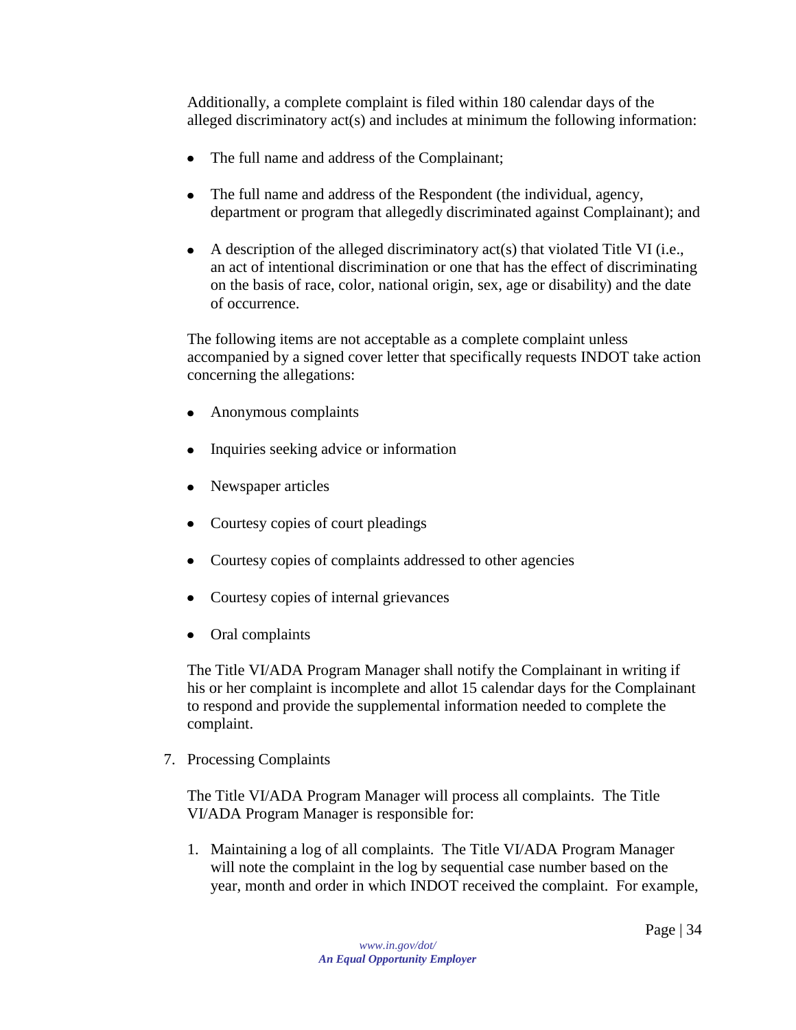Additionally, a complete complaint is filed within 180 calendar days of the alleged discriminatory act(s) and includes at minimum the following information:

- The full name and address of the Complainant;
- The full name and address of the Respondent (the individual, agency, department or program that allegedly discriminated against Complainant); and
- A description of the alleged discriminatory act(s) that violated Title VI (i.e., an act of intentional discrimination or one that has the effect of discriminating on the basis of race, color, national origin, sex, age or disability) and the date of occurrence.

The following items are not acceptable as a complete complaint unless accompanied by a signed cover letter that specifically requests INDOT take action concerning the allegations:

- Anonymous complaints
- Inquiries seeking advice or information
- Newspaper articles
- Courtesy copies of court pleadings
- Courtesy copies of complaints addressed to other agencies
- Courtesy copies of internal grievances
- Oral complaints

The Title VI/ADA Program Manager shall notify the Complainant in writing if his or her complaint is incomplete and allot 15 calendar days for the Complainant to respond and provide the supplemental information needed to complete the complaint.

7. Processing Complaints

   The Title VI/ADA Program Manager will process all complaints. The Title VI/ADA Program Manager is responsible for:

   1. Maintaining a log of all complaints. The Title VI/ADA Program Manager will note the complaint in the log by sequential case number based on the year, month and order in which INDOT received the complaint. For example,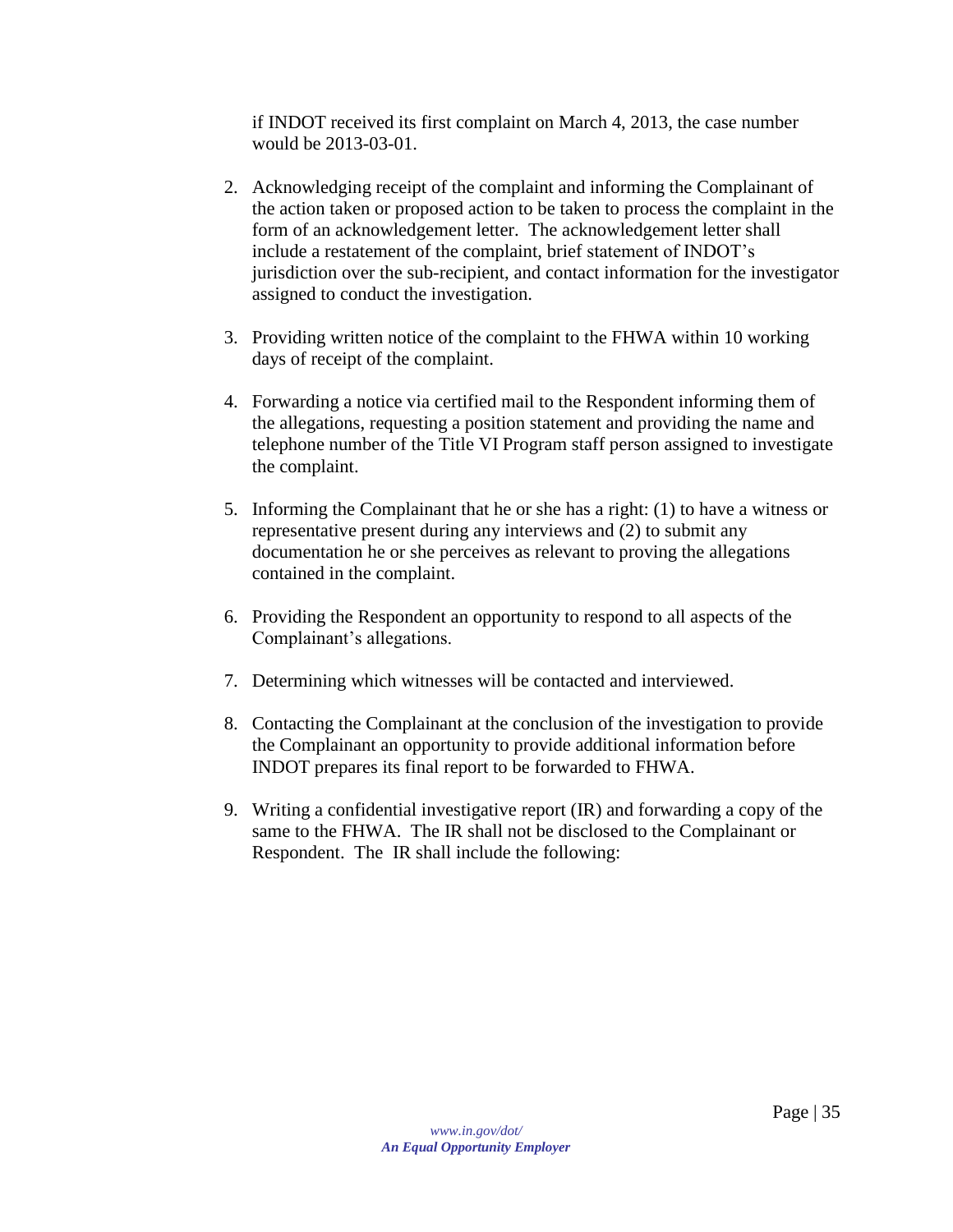if INDOT received its first complaint on March 4, 2013, the case number would be 2013-03-01.

2. Acknowledging receipt of the complaint and informing the Complainant of the action taken or proposed action to be taken to process the complaint in the form of an acknowledgement letter. The acknowledgement letter shall include a restatement of the complaint, brief statement of INDOT's jurisdiction over the sub-recipient, and contact information for the investigator assigned to conduct the investigation.

3. Providing written notice of the complaint to the FHWA within 10 working days of receipt of the complaint.

4. Forwarding a notice via certified mail to the Respondent informing them of the allegations, requesting a position statement and providing the name and telephone number of the Title VI Program staff person assigned to investigate the complaint.

5. Informing the Complainant that he or she has a right: (1) to have a witness or representative present during any interviews and (2) to submit any documentation he or she perceives as relevant to proving the allegations contained in the complaint.

6. Providing the Respondent an opportunity to respond to all aspects of the Complainant's allegations.

7. Determining which witnesses will be contacted and interviewed.

8. Contacting the Complainant at the conclusion of the investigation to provide the Complainant an opportunity to provide additional information before INDOT prepares its final report to be forwarded to FHWA.

9. Writing a confidential investigative report (IR) and forwarding a copy of the same to the FHWA. The IR shall not be disclosed to the Complainant or Respondent. The IR shall include the following: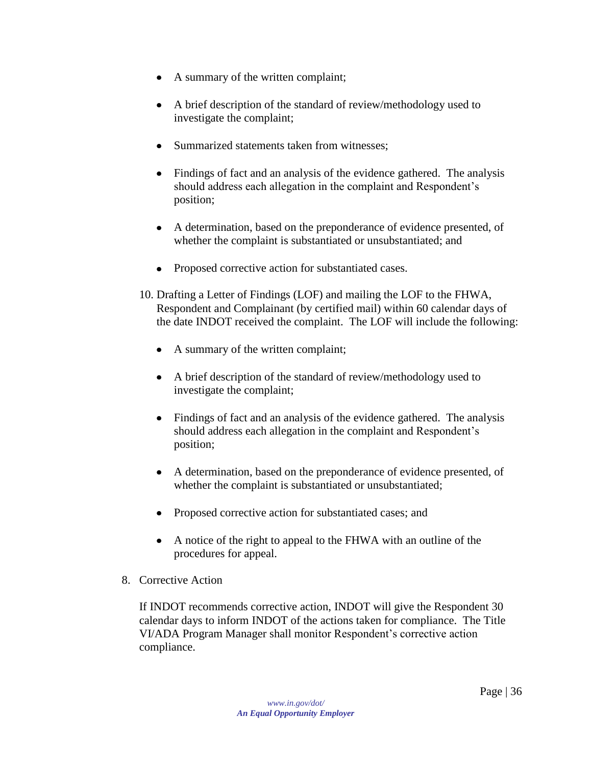- A summary of the written complaint;

- A brief description of the standard of review/methodology used to investigate the complaint;

- Summarized statements taken from witnesses;

- Findings of fact and an analysis of the evidence gathered. The analysis should address each allegation in the complaint and Respondent's position;

- A determination, based on the preponderance of evidence presented, of whether the complaint is substantiated or unsubstantiated; and

- Proposed corrective action for substantiated cases.

10. Drafting a Letter of Findings (LOF) and mailing the LOF to the FHWA, Respondent and Complainant (by certified mail) within 60 calendar days of the date INDOT received the complaint. The LOF will include the following:

    - A summary of the written complaint;

    - A brief description of the standard of review/methodology used to investigate the complaint;

    - Findings of fact and an analysis of the evidence gathered. The analysis should address each allegation in the complaint and Respondent's position;

    - A determination, based on the preponderance of evidence presented, of whether the complaint is substantiated or unsubstantiated;

    - Proposed corrective action for substantiated cases; and

    - A notice of the right to appeal to the FHWA with an outline of the procedures for appeal.

8. Corrective Action

   If INDOT recommends corrective action, INDOT will give the Respondent 30 calendar days to inform INDOT of the actions taken for compliance. The Title VI/ADA Program Manager shall monitor Respondent's corrective action compliance.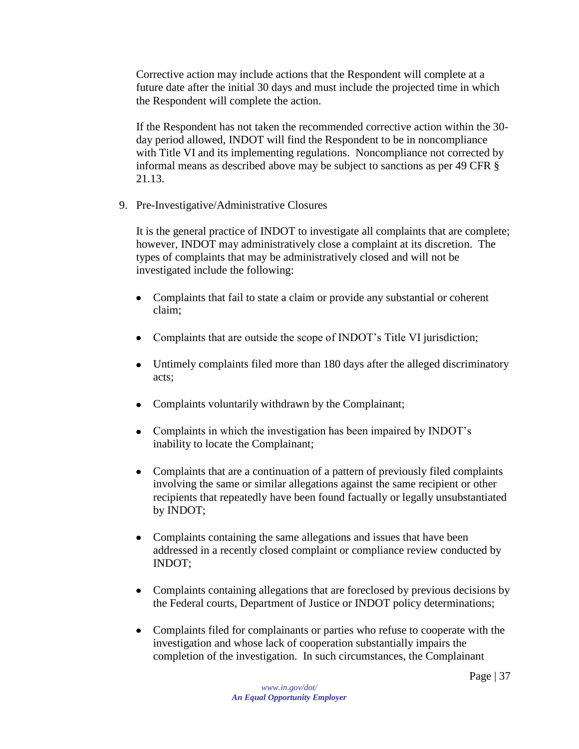Corrective action may include actions that the Respondent will complete at a future date after the initial 30 days and must include the projected time in which the Respondent will complete the action.

If the Respondent has not taken the recommended corrective action within the 30-day period allowed, INDOT will find the Respondent to be in noncompliance with Title VI and its implementing regulations. Noncompliance not corrected by informal means as described above may be subject to sanctions as per 49 CFR § 21.13.

9. Pre-Investigative/Administrative Closures

   It is the general practice of INDOT to investigate all complaints that are complete; however, INDOT may administratively close a complaint at its discretion. The types of complaints that may be administratively closed and will not be investigated include the following:

   - Complaints that fail to state a claim or provide any substantial or coherent claim;
   - Complaints that are outside the scope of INDOT's Title VI jurisdiction;
   - Untimely complaints filed more than 180 days after the alleged discriminatory acts;
   - Complaints voluntarily withdrawn by the Complainant;
   - Complaints in which the investigation has been impaired by INDOT's inability to locate the Complainant;
   - Complaints that are a continuation of a pattern of previously filed complaints involving the same or similar allegations against the same recipient or other recipients that repeatedly have been found factually or legally unsubstantiated by INDOT;
   - Complaints containing the same allegations and issues that have been addressed in a recently closed complaint or compliance review conducted by INDOT;
   - Complaints containing allegations that are foreclosed by previous decisions by the Federal courts, Department of Justice or INDOT policy determinations;
   - Complaints filed for complainants or parties who refuse to cooperate with the investigation and whose lack of cooperation substantially impairs the completion of the investigation. In such circumstances, the Complainant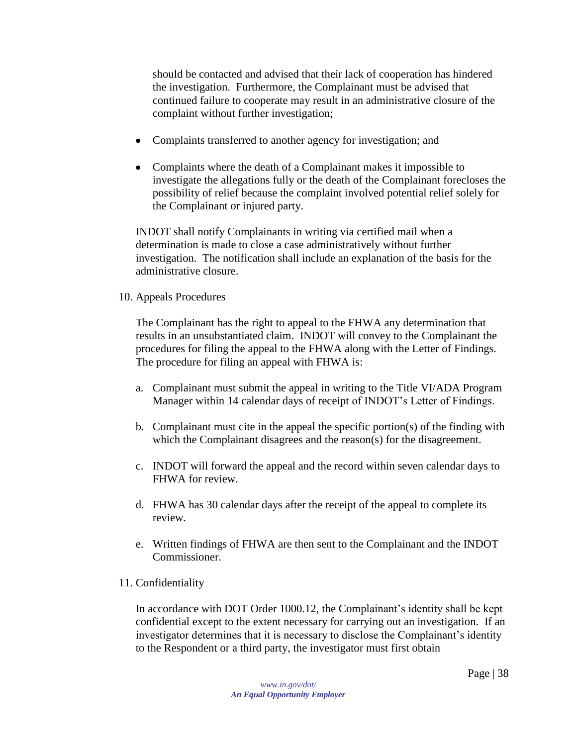should be contacted and advised that their lack of cooperation has hindered the investigation. Furthermore, the Complainant must be advised that continued failure to cooperate may result in an administrative closure of the complaint without further investigation;

- Complaints transferred to another agency for investigation; and
- Complaints where the death of a Complainant makes it impossible to investigate the allegations fully or the death of the Complainant forecloses the possibility of relief because the complaint involved potential relief solely for the Complainant or injured party.

INDOT shall notify Complainants in writing via certified mail when a determination is made to close a case administratively without further investigation. The notification shall include an explanation of the basis for the administrative closure.

10. Appeals Procedures

The Complainant has the right to appeal to the FHWA any determination that results in an unsubstantiated claim. INDOT will convey to the Complainant the procedures for filing the appeal to the FHWA along with the Letter of Findings. The procedure for filing an appeal with FHWA is:

a. Complainant must submit the appeal in writing to the Title VI/ADA Program Manager within 14 calendar days of receipt of INDOT's Letter of Findings.

b. Complainant must cite in the appeal the specific portion(s) of the finding with which the Complainant disagrees and the reason(s) for the disagreement.

c. INDOT will forward the appeal and the record within seven calendar days to FHWA for review.

d. FHWA has 30 calendar days after the receipt of the appeal to complete its review.

e. Written findings of FHWA are then sent to the Complainant and the INDOT Commissioner.

11. Confidentiality

In accordance with DOT Order 1000.12, the Complainant's identity shall be kept confidential except to the extent necessary for carrying out an investigation. If an investigator determines that it is necessary to disclose the Complainant's identity to the Respondent or a third party, the investigator must first obtain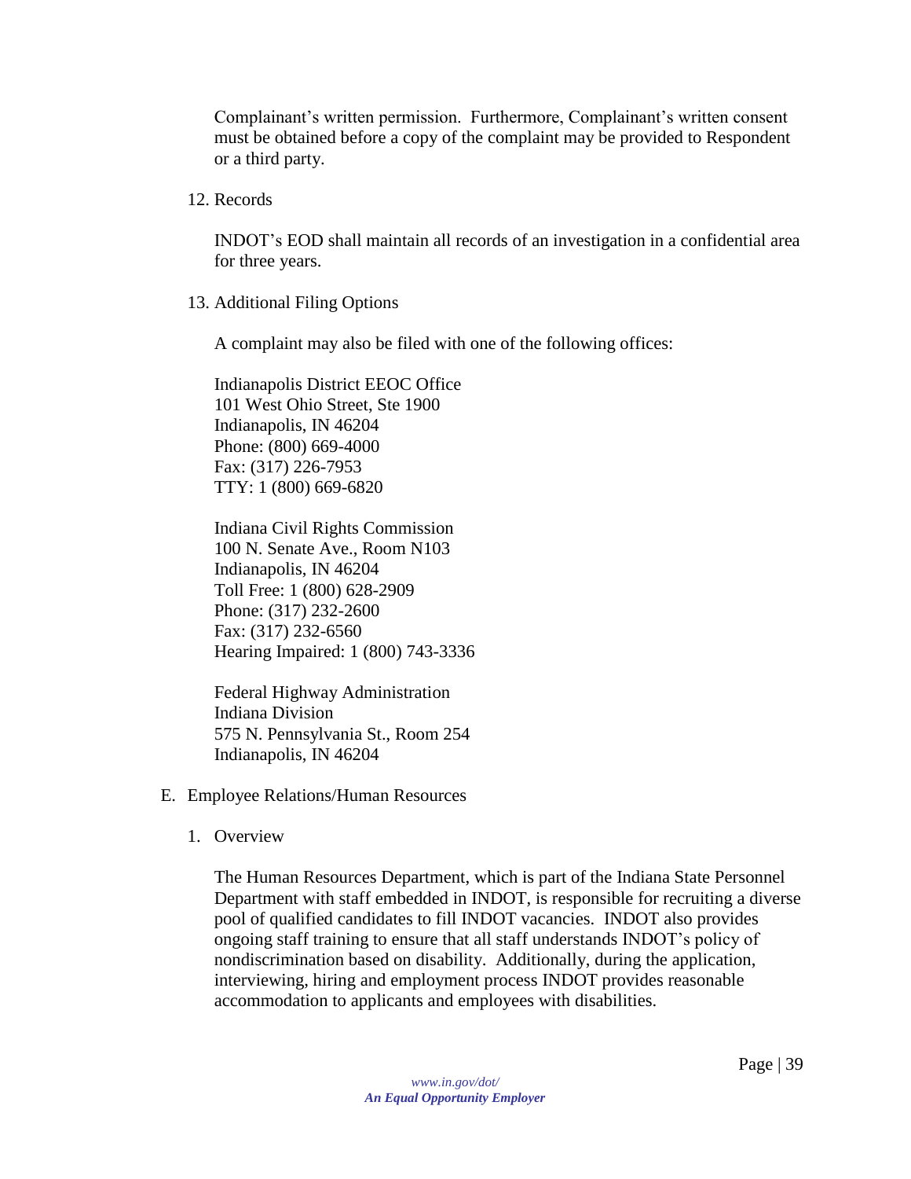Complainant's written permission. Furthermore, Complainant's written consent must be obtained before a copy of the complaint may be provided to Respondent or a third party.

12. Records

    INDOT's EOD shall maintain all records of an investigation in a confidential area for three years.

13. Additional Filing Options

    A complaint may also be filed with one of the following offices:

    Indianapolis District EEOC Office
    101 West Ohio Street, Ste 1900
    Indianapolis, IN 46204
    Phone: (800) 669-4000
    Fax: (317) 226-7953
    TTY: 1 (800) 669-6820

    Indiana Civil Rights Commission
    100 N. Senate Ave., Room N103
    Indianapolis, IN 46204
    Toll Free: 1 (800) 628-2909
    Phone: (317) 232-2600
    Fax: (317) 232-6560
    Hearing Impaired: 1 (800) 743-3336

    Federal Highway Administration
    Indiana Division
    575 N. Pennsylvania St., Room 254
    Indianapolis, IN 46204

E. Employee Relations/Human Resources

1. Overview

   The Human Resources Department, which is part of the Indiana State Personnel Department with staff embedded in INDOT, is responsible for recruiting a diverse pool of qualified candidates to fill INDOT vacancies. INDOT also provides ongoing staff training to ensure that all staff understands INDOT's policy of nondiscrimination based on disability. Additionally, during the application, interviewing, hiring and employment process INDOT provides reasonable accommodation to applicants and employees with disabilities.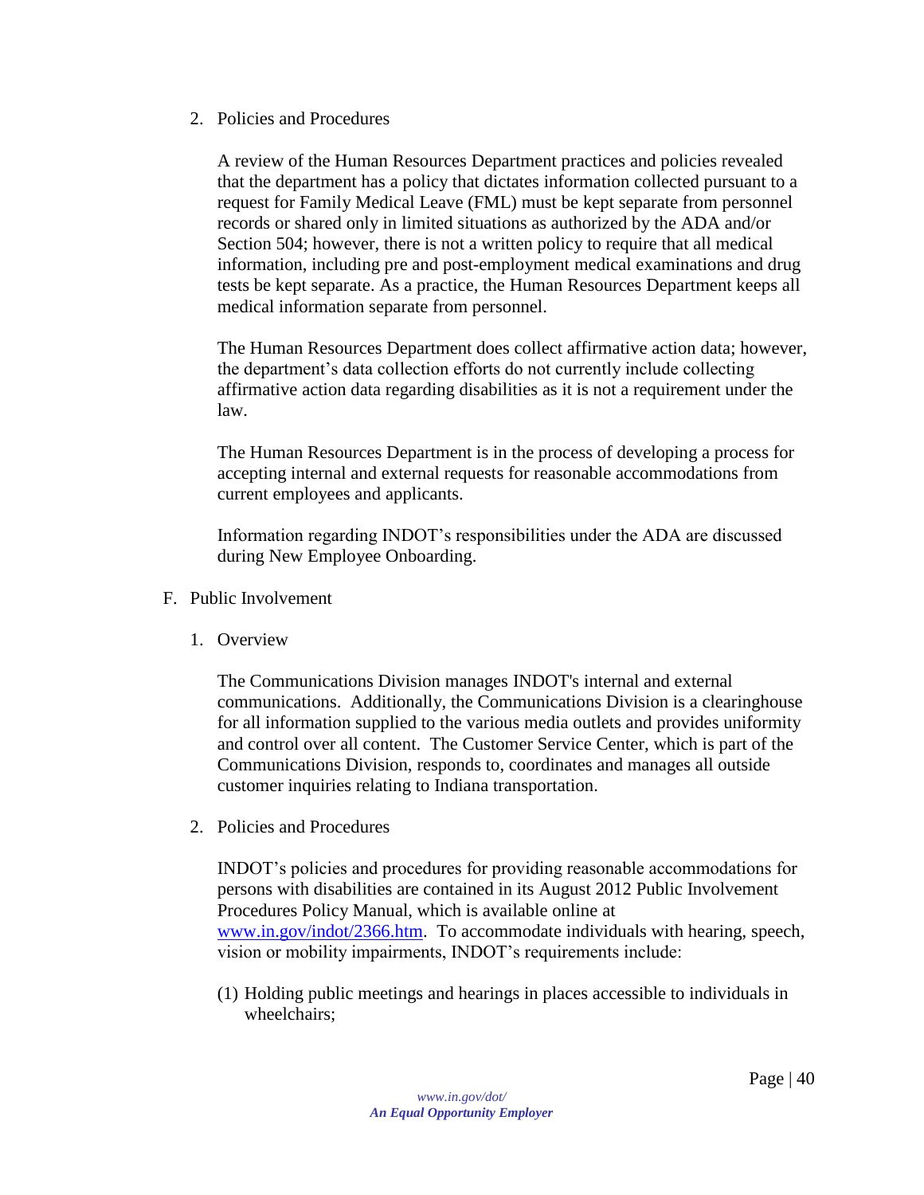2. Policies and Procedures

A review of the Human Resources Department practices and policies revealed that the department has a policy that dictates information collected pursuant to a request for Family Medical Leave (FML) must be kept separate from personnel records or shared only in limited situations as authorized by the ADA and/or Section 504; however, there is not a written policy to require that all medical information, including pre and post-employment medical examinations and drug tests be kept separate. As a practice, the Human Resources Department keeps all medical information separate from personnel.

The Human Resources Department does collect affirmative action data; however, the department's data collection efforts do not currently include collecting affirmative action data regarding disabilities as it is not a requirement under the law.

The Human Resources Department is in the process of developing a process for accepting internal and external requests for reasonable accommodations from current employees and applicants.

Information regarding INDOT's responsibilities under the ADA are discussed during New Employee Onboarding.

## F. Public Involvement

1. Overview

The Communications Division manages INDOT's internal and external communications. Additionally, the Communications Division is a clearinghouse for all information supplied to the various media outlets and provides uniformity and control over all content. The Customer Service Center, which is part of the Communications Division, responds to, coordinates and manages all outside customer inquiries relating to Indiana transportation.

2. Policies and Procedures

INDOT's policies and procedures for providing reasonable accommodations for persons with disabilities are contained in its August 2012 Public Involvement Procedures Policy Manual, which is available online at [www.in.gov/indot/2366.htm](http://www.in.gov/indot/2366.htm). To accommodate individuals with hearing, speech, vision or mobility impairments, INDOT's requirements include:

(1) Holding public meetings and hearings in places accessible to individuals in wheelchairs;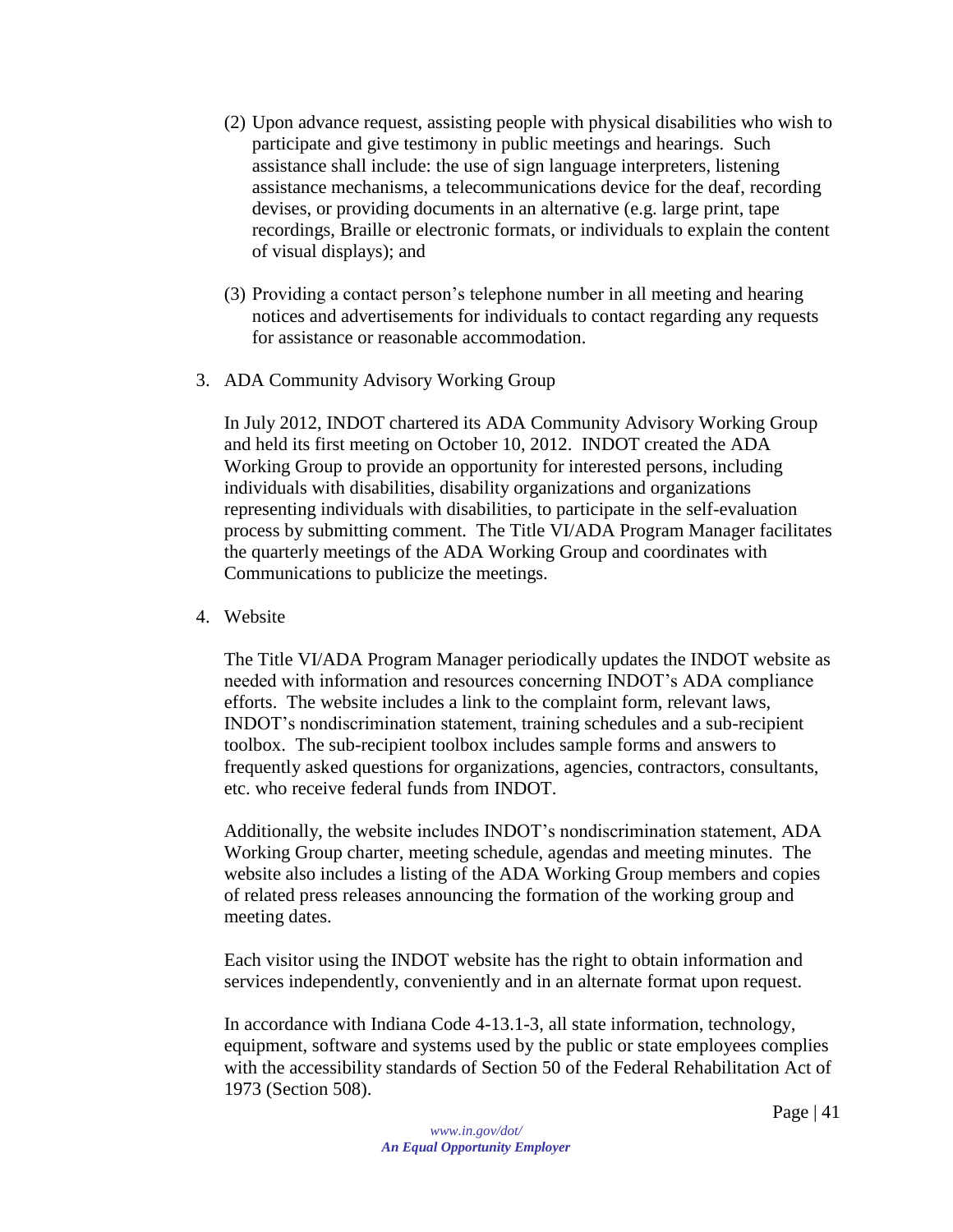(2) Upon advance request, assisting people with physical disabilities who wish to participate and give testimony in public meetings and hearings. Such assistance shall include: the use of sign language interpreters, listening assistance mechanisms, a telecommunications device for the deaf, recording devises, or providing documents in an alternative (e.g. large print, tape recordings, Braille or electronic formats, or individuals to explain the content of visual displays); and

(3) Providing a contact person's telephone number in all meeting and hearing notices and advertisements for individuals to contact regarding any requests for assistance or reasonable accommodation.

3. ADA Community Advisory Working Group

   In July 2012, INDOT chartered its ADA Community Advisory Working Group and held its first meeting on October 10, 2012. INDOT created the ADA Working Group to provide an opportunity for interested persons, including individuals with disabilities, disability organizations and organizations representing individuals with disabilities, to participate in the self-evaluation process by submitting comment. The Title VI/ADA Program Manager facilitates the quarterly meetings of the ADA Working Group and coordinates with Communications to publicize the meetings.

4. Website

   The Title VI/ADA Program Manager periodically updates the INDOT website as needed with information and resources concerning INDOT's ADA compliance efforts. The website includes a link to the complaint form, relevant laws, INDOT's nondiscrimination statement, training schedules and a sub-recipient toolbox. The sub-recipient toolbox includes sample forms and answers to frequently asked questions for organizations, agencies, contractors, consultants, etc. who receive federal funds from INDOT.

   Additionally, the website includes INDOT's nondiscrimination statement, ADA Working Group charter, meeting schedule, agendas and meeting minutes. The website also includes a listing of the ADA Working Group members and copies of related press releases announcing the formation of the working group and meeting dates.

   Each visitor using the INDOT website has the right to obtain information and services independently, conveniently and in an alternate format upon request.

   In accordance with Indiana Code 4-13.1-3, all state information, technology, equipment, software and systems used by the public or state employees complies with the accessibility standards of Section 50 of the Federal Rehabilitation Act of 1973 (Section 508).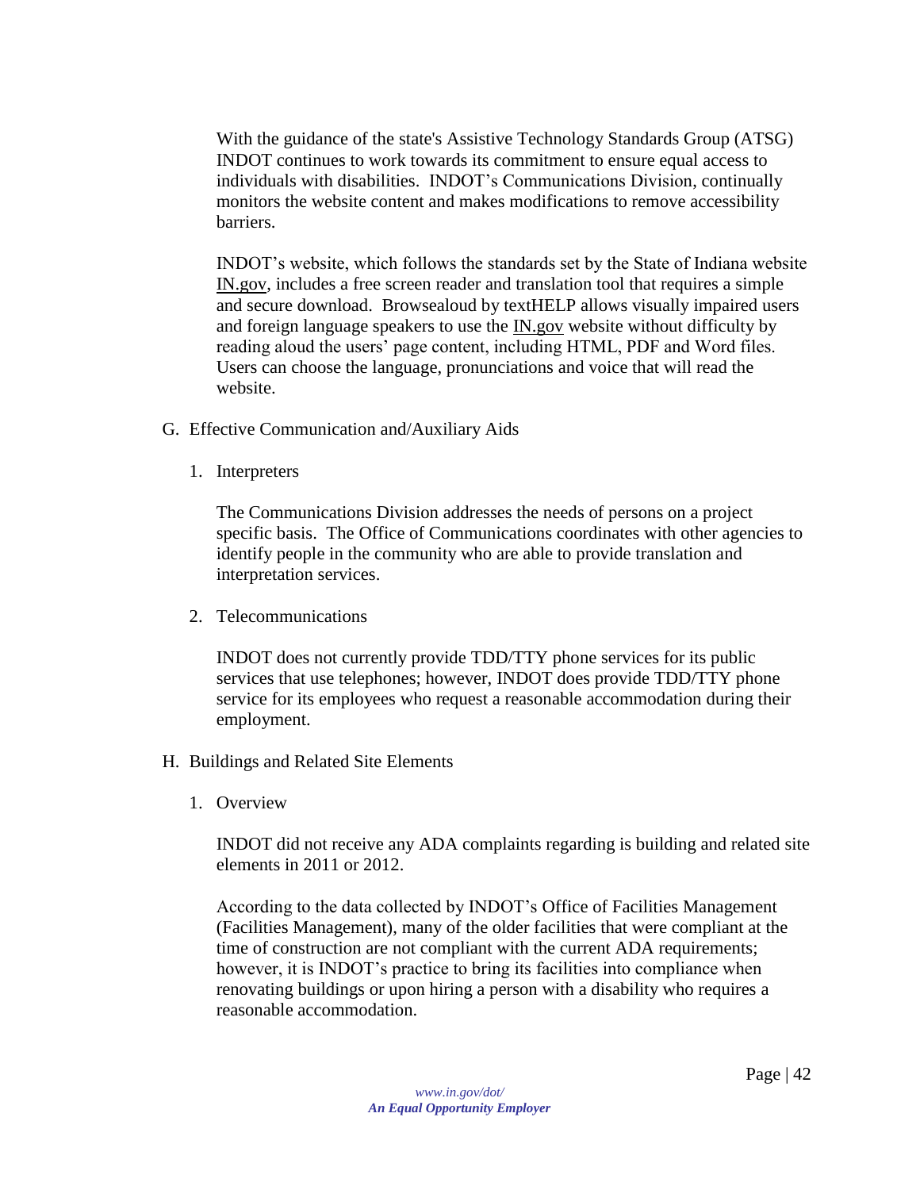With the guidance of the state's Assistive Technology Standards Group (ATSG) INDOT continues to work towards its commitment to ensure equal access to individuals with disabilities. INDOT's Communications Division, continually monitors the website content and makes modifications to remove accessibility barriers.

INDOT's website, which follows the standards set by the State of Indiana website IN.gov, includes a free screen reader and translation tool that requires a simple and secure download. Browsealoud by textHELP allows visually impaired users and foreign language speakers to use the IN.gov website without difficulty by reading aloud the users' page content, including HTML, PDF and Word files. Users can choose the language, pronunciations and voice that will read the website.

G. Effective Communication and/Auxiliary Aids

1. Interpreters

The Communications Division addresses the needs of persons on a project specific basis. The Office of Communications coordinates with other agencies to identify people in the community who are able to provide translation and interpretation services.

2. Telecommunications

INDOT does not currently provide TDD/TTY phone services for its public services that use telephones; however, INDOT does provide TDD/TTY phone service for its employees who request a reasonable accommodation during their employment.

H. Buildings and Related Site Elements

1. Overview

INDOT did not receive any ADA complaints regarding is building and related site elements in 2011 or 2012.

According to the data collected by INDOT's Office of Facilities Management (Facilities Management), many of the older facilities that were compliant at the time of construction are not compliant with the current ADA requirements; however, it is INDOT's practice to bring its facilities into compliance when renovating buildings or upon hiring a person with a disability who requires a reasonable accommodation.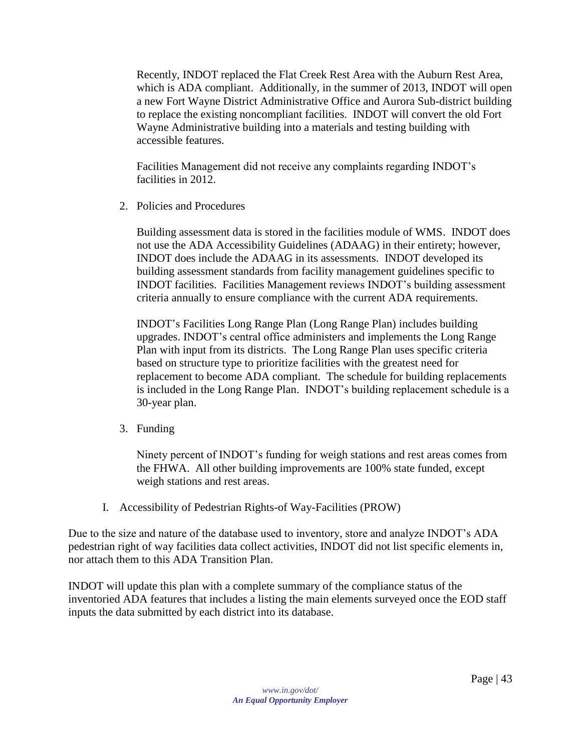Recently, INDOT replaced the Flat Creek Rest Area with the Auburn Rest Area, which is ADA compliant. Additionally, in the summer of 2013, INDOT will open a new Fort Wayne District Administrative Office and Aurora Sub-district building to replace the existing noncompliant facilities. INDOT will convert the old Fort Wayne Administrative building into a materials and testing building with accessible features.

Facilities Management did not receive any complaints regarding INDOT's facilities in 2012.

2. Policies and Procedures

   Building assessment data is stored in the facilities module of WMS. INDOT does not use the ADA Accessibility Guidelines (ADAAG) in their entirety; however, INDOT does include the ADAAG in its assessments. INDOT developed its building assessment standards from facility management guidelines specific to INDOT facilities. Facilities Management reviews INDOT's building assessment criteria annually to ensure compliance with the current ADA requirements.

   INDOT's Facilities Long Range Plan (Long Range Plan) includes building upgrades. INDOT's central office administers and implements the Long Range Plan with input from its districts. The Long Range Plan uses specific criteria based on structure type to prioritize facilities with the greatest need for replacement to become ADA compliant. The schedule for building replacements is included in the Long Range Plan. INDOT's building replacement schedule is a 30-year plan.

3. Funding

   Ninety percent of INDOT's funding for weigh stations and rest areas comes from the FHWA. All other building improvements are 100% state funded, except weigh stations and rest areas.

I. Accessibility of Pedestrian Rights-of Way-Facilities (PROW)

Due to the size and nature of the database used to inventory, store and analyze INDOT's ADA pedestrian right of way facilities data collect activities, INDOT did not list specific elements in, nor attach them to this ADA Transition Plan.

INDOT will update this plan with a complete summary of the compliance status of the inventoried ADA features that includes a listing the main elements surveyed once the EOD staff inputs the data submitted by each district into its database.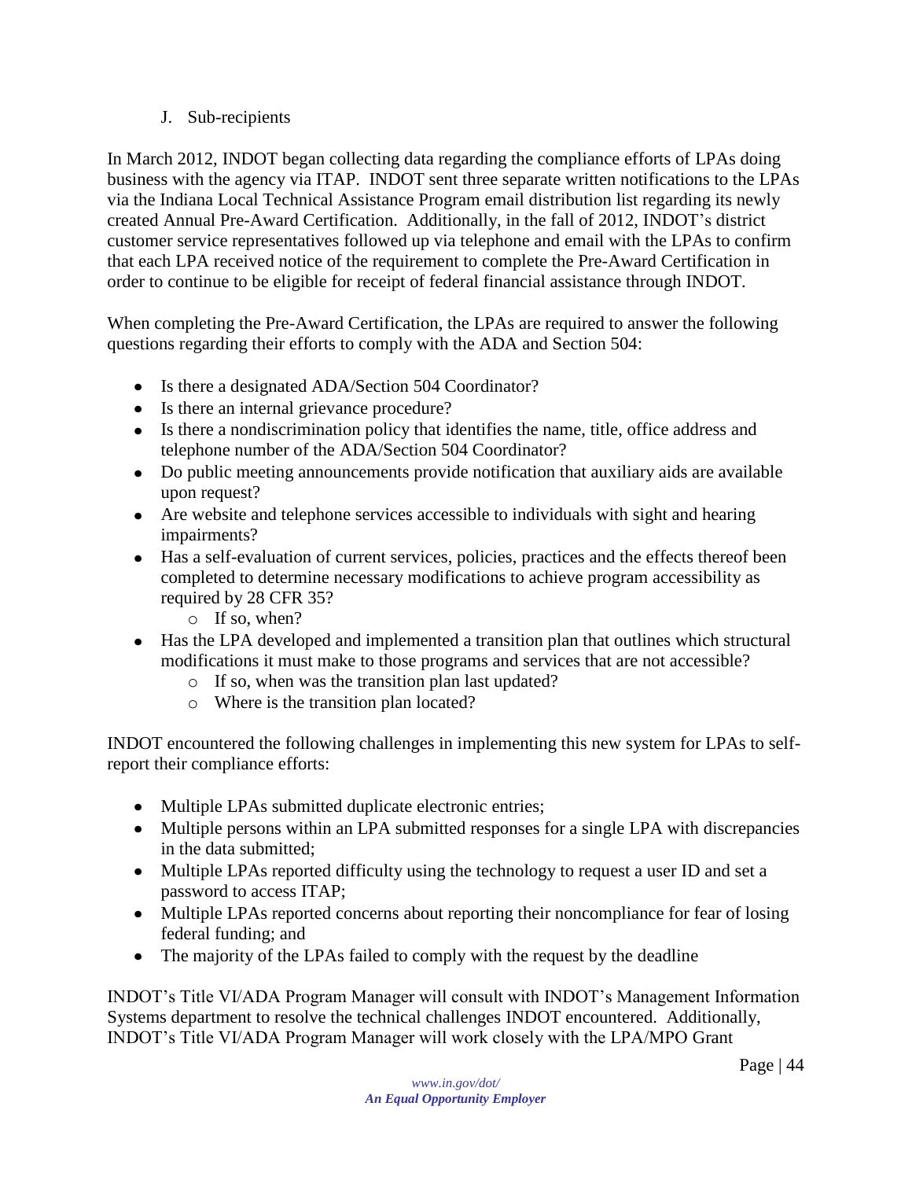### J. Sub-recipients

In March 2012, INDOT began collecting data regarding the compliance efforts of LPAs doing business with the agency via ITAP. INDOT sent three separate written notifications to the LPAs via the Indiana Local Technical Assistance Program email distribution list regarding its newly created Annual Pre-Award Certification. Additionally, in the fall of 2012, INDOT's district customer service representatives followed up via telephone and email with the LPAs to confirm that each LPA received notice of the requirement to complete the Pre-Award Certification in order to continue to be eligible for receipt of federal financial assistance through INDOT.

When completing the Pre-Award Certification, the LPAs are required to answer the following questions regarding their efforts to comply with the ADA and Section 504:

- Is there a designated ADA/Section 504 Coordinator?
- Is there an internal grievance procedure?
- Is there a nondiscrimination policy that identifies the name, title, office address and telephone number of the ADA/Section 504 Coordinator?
- Do public meeting announcements provide notification that auxiliary aids are available upon request?
- Are website and telephone services accessible to individuals with sight and hearing impairments?
- Has a self-evaluation of current services, policies, practices and the effects thereof been completed to determine necessary modifications to achieve program accessibility as required by 28 CFR 35?
    - If so, when?
- Has the LPA developed and implemented a transition plan that outlines which structural modifications it must make to those programs and services that are not accessible?
    - If so, when was the transition plan last updated?
    - Where is the transition plan located?

INDOT encountered the following challenges in implementing this new system for LPAs to self-report their compliance efforts:

- Multiple LPAs submitted duplicate electronic entries;
- Multiple persons within an LPA submitted responses for a single LPA with discrepancies in the data submitted;
- Multiple LPAs reported difficulty using the technology to request a user ID and set a password to access ITAP;
- Multiple LPAs reported concerns about reporting their noncompliance for fear of losing federal funding; and
- The majority of the LPAs failed to comply with the request by the deadline

INDOT's Title VI/ADA Program Manager will consult with INDOT's Management Information Systems department to resolve the technical challenges INDOT encountered. Additionally, INDOT's Title VI/ADA Program Manager will work closely with the LPA/MPO Grant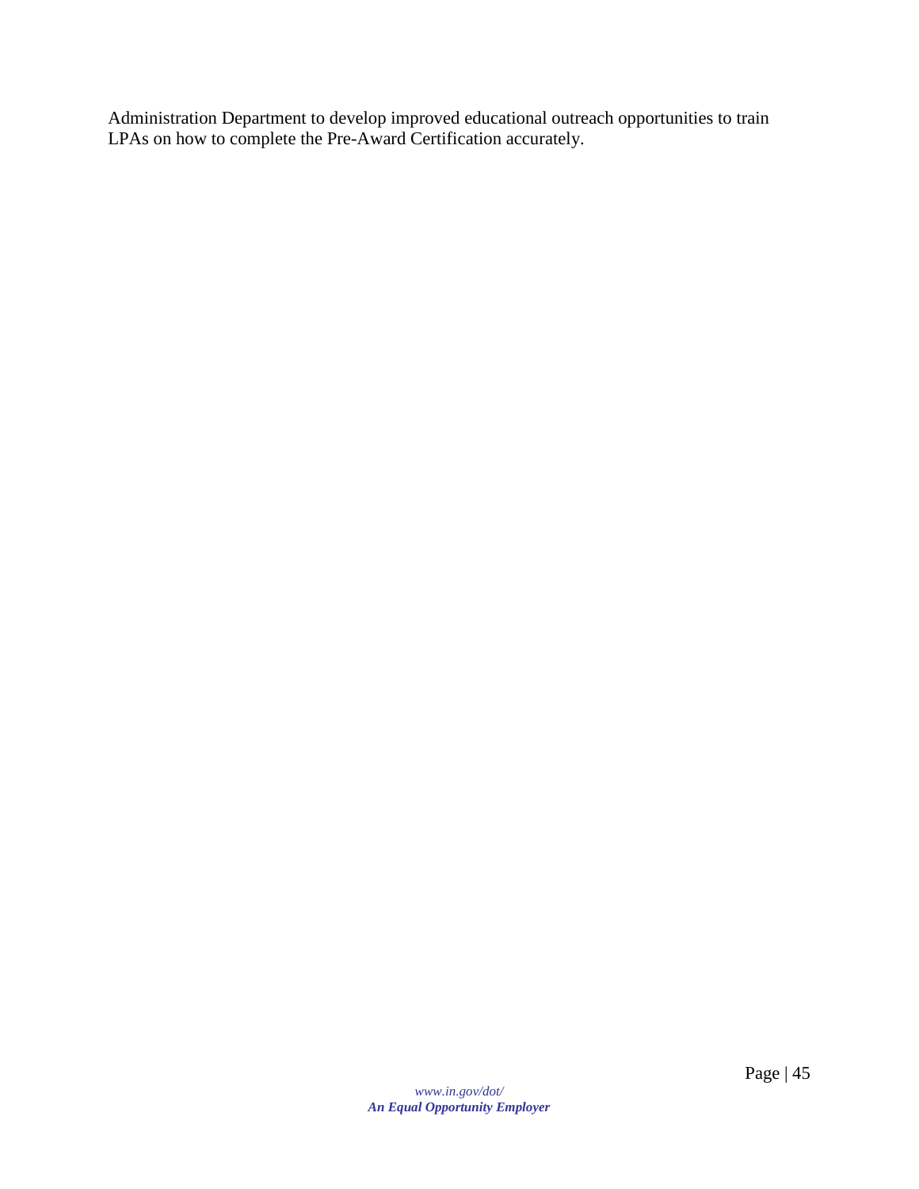Administration Department to develop improved educational outreach opportunities to train LPAs on how to complete the Pre-Award Certification accurately.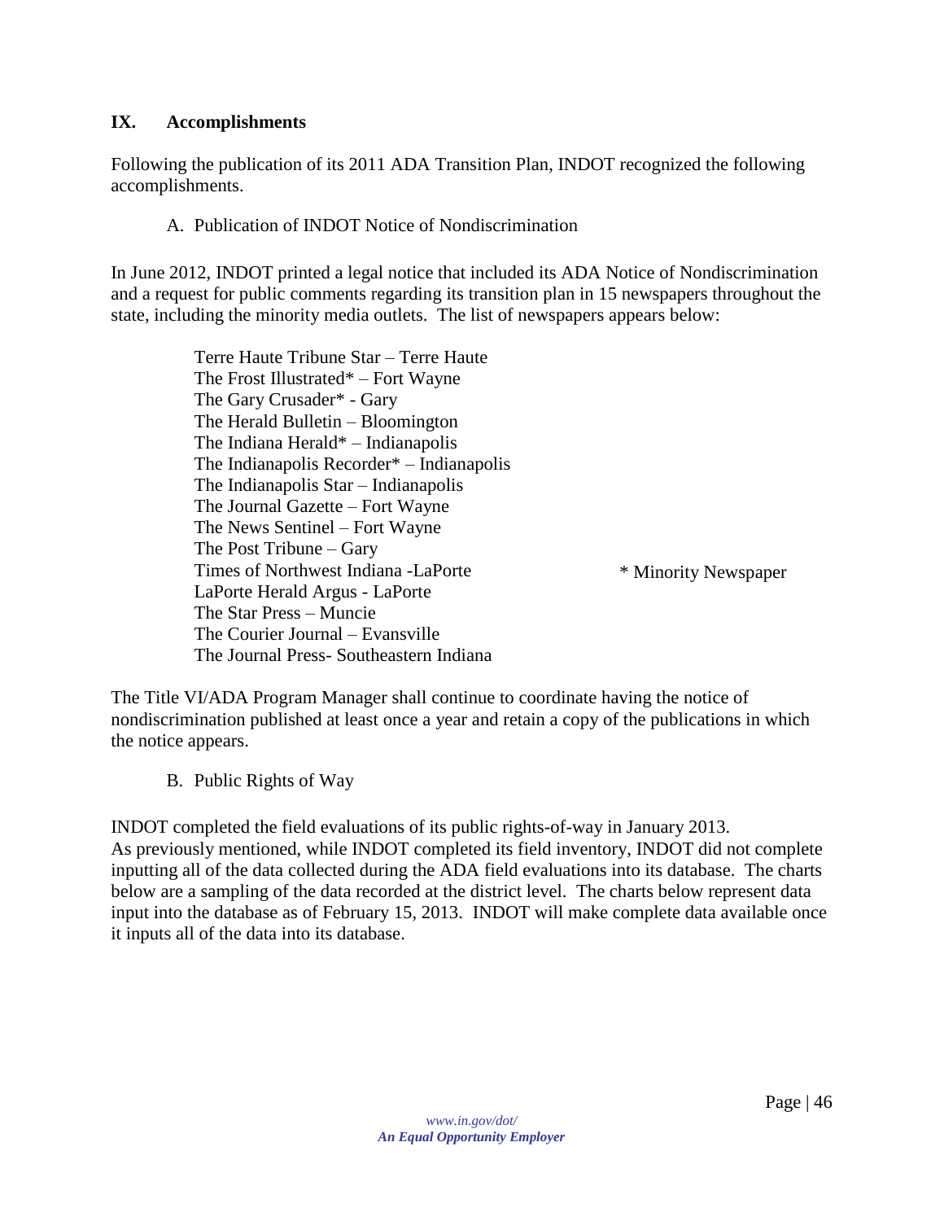## IX. Accomplishments

Following the publication of its 2011 ADA Transition Plan, INDOT recognized the following accomplishments.

A. Publication of INDOT Notice of Nondiscrimination

In June 2012, INDOT printed a legal notice that included its ADA Notice of Nondiscrimination and a request for public comments regarding its transition plan in 15 newspapers throughout the state, including the minority media outlets. The list of newspapers appears below:

Terre Haute Tribune Star – Terre Haute
The Frost Illustrated* – Fort Wayne
The Gary Crusader* - Gary
The Herald Bulletin – Bloomington
The Indiana Herald* – Indianapolis
The Indianapolis Recorder* – Indianapolis
The Indianapolis Star – Indianapolis
The Journal Gazette – Fort Wayne
The News Sentinel – Fort Wayne
The Post Tribune – Gary
Times of Northwest Indiana -LaPorte
LaPorte Herald Argus - LaPorte
The Star Press – Muncie
The Courier Journal – Evansville
The Journal Press- Southeastern Indiana

\* Minority Newspaper

The Title VI/ADA Program Manager shall continue to coordinate having the notice of nondiscrimination published at least once a year and retain a copy of the publications in which the notice appears.

B. Public Rights of Way

INDOT completed the field evaluations of its public rights-of-way in January 2013. As previously mentioned, while INDOT completed its field inventory, INDOT did not complete inputting all of the data collected during the ADA field evaluations into its database. The charts below are a sampling of the data recorded at the district level. The charts below represent data input into the database as of February 15, 2013. INDOT will make complete data available once it inputs all of the data into its database.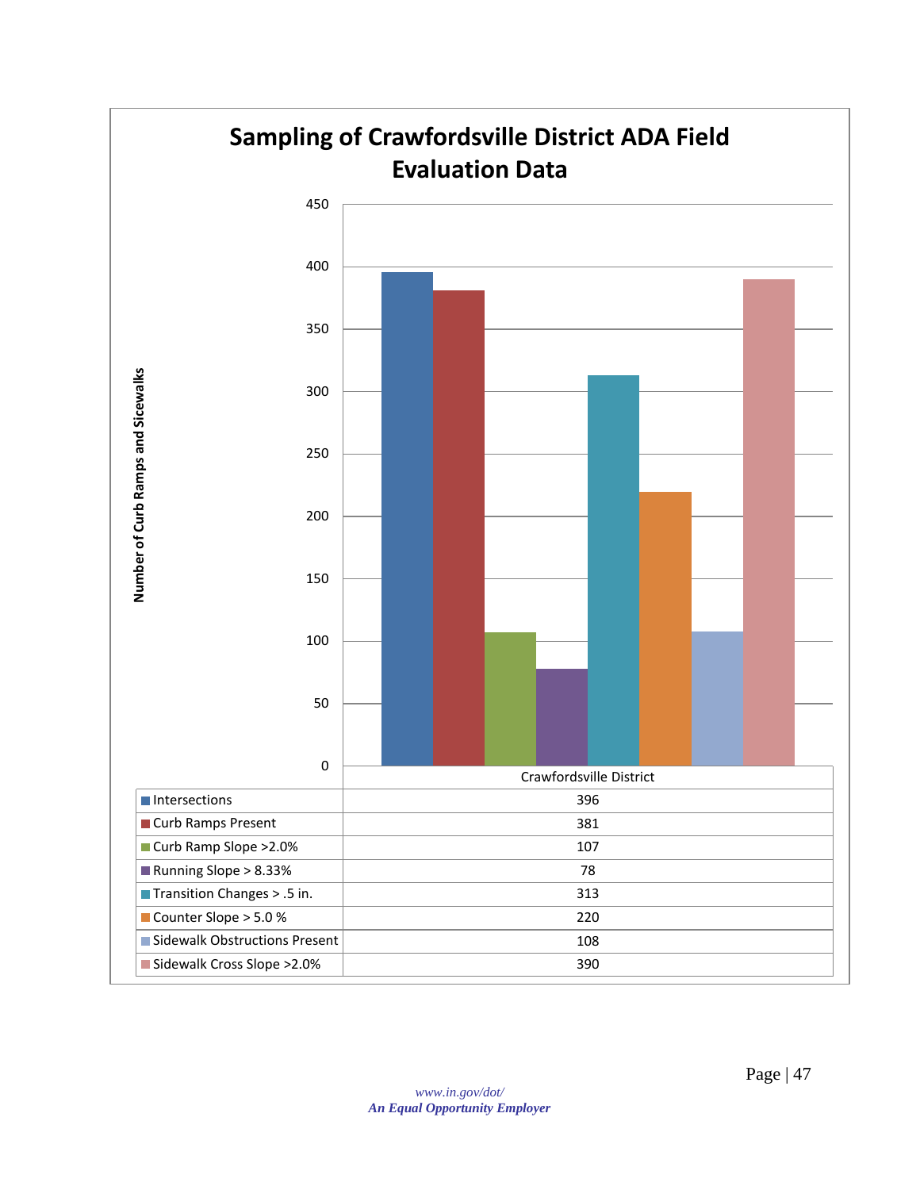## Sampling of Crawfordsville District ADA Field Evaluation Data

| | Crawfordsville District |
|---|---|
| Intersections | 396 |
| Curb Ramps Present | 381 |
| Curb Ramp Slope >2.0% | 107 |
| Running Slope > 8.33% | 78 |
| Transition Changes > .5 in. | 313 |
| Counter Slope > 5.0 % | 220 |
| Sidewalk Obstructions Present | 108 |
| Sidewalk Cross Slope >2.0% | 390 |

Number of Curb Ramps and Sicewalks

*www.in.gov/dot/*
***An Equal Opportunity Employer***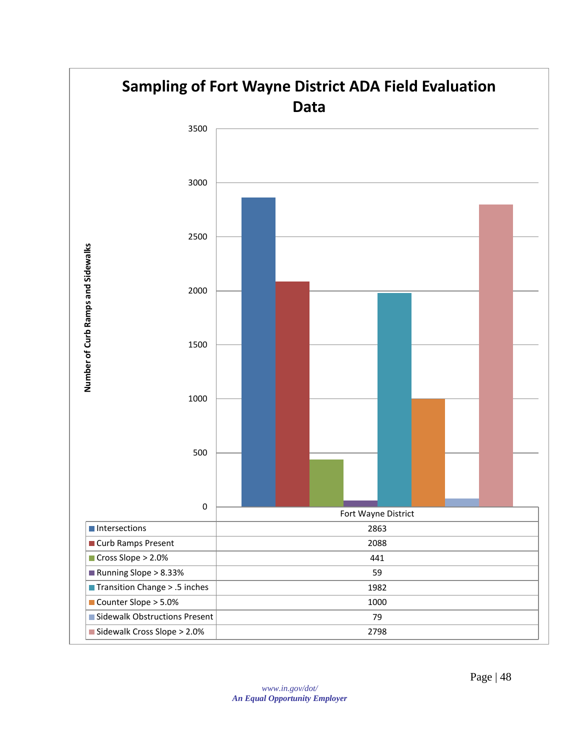## Sampling of Fort Wayne District ADA Field Evaluation Data

Number of Curb Ramps and Sidewalks

| | Fort Wayne District |
|---|---|
| Intersections | 2863 |
| Curb Ramps Present | 2088 |
| Cross Slope > 2.0% | 441 |
| Running Slope > 8.33% | 59 |
| Transition Change > .5 inches | 1982 |
| Counter Slope > 5.0% | 1000 |
| Sidewalk Obstructions Present | 79 |
| Sidewalk Cross Slope > 2.0% | 2798 |

*www.in.gov/dot/*
***An Equal Opportunity Employer***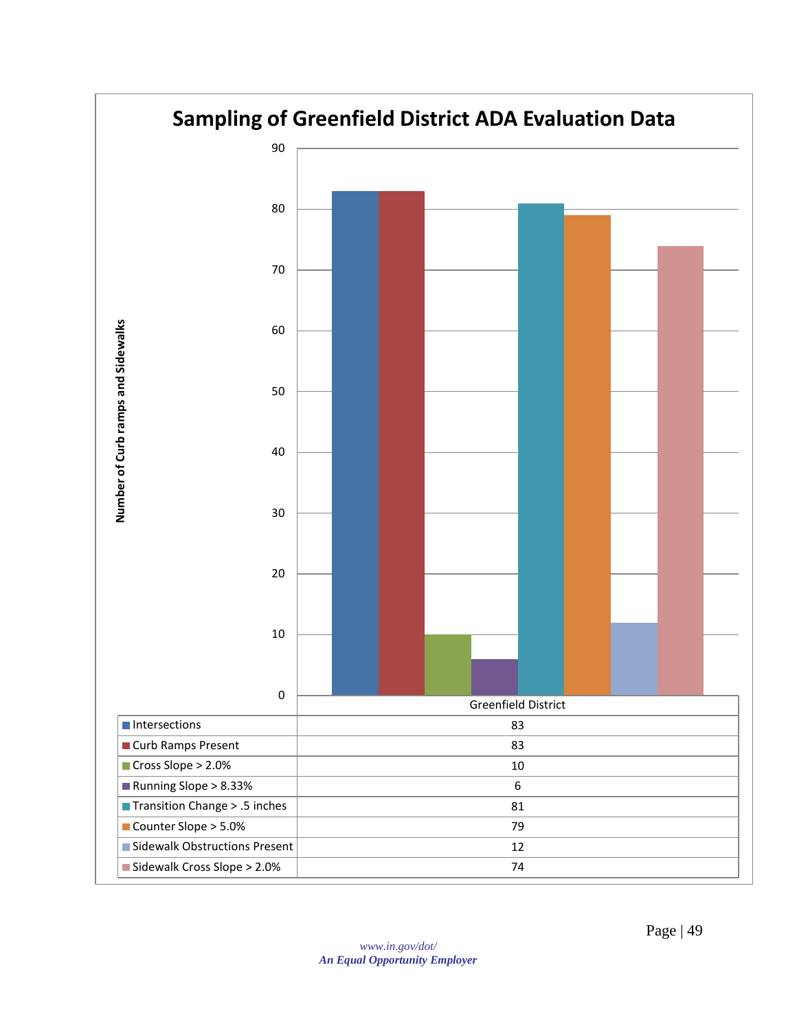## Sampling of Greenfield District ADA Evaluation Data

| | Greenfield District |
|---|---|
| Intersections | 83 |
| Curb Ramps Present | 83 |
| Cross Slope > 2.0% | 10 |
| Running Slope > 8.33% | 6 |
| Transition Change > .5 inches | 81 |
| Counter Slope > 5.0% | 79 |
| Sidewalk Obstructions Present | 12 |
| Sidewalk Cross Slope > 2.0% | 74 |

*www.in.gov/dot/*
***An Equal Opportunity Employer***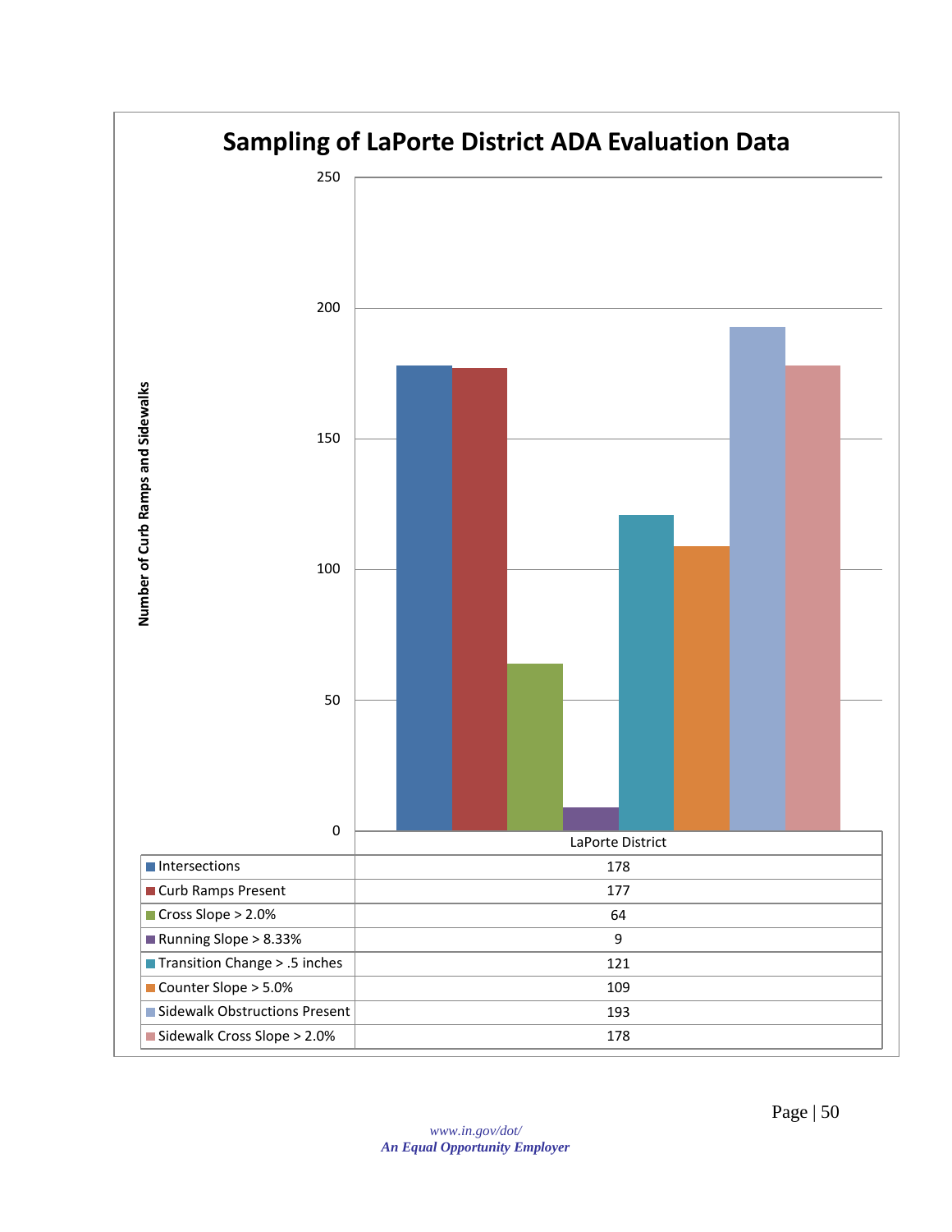## Sampling of LaPorte District ADA Evaluation Data

Number of Curb Ramps and Sidewalks

| | LaPorte District |
|---|---|
| Intersections | 178 |
| Curb Ramps Present | 177 |
| Cross Slope > 2.0% | 64 |
| Running Slope > 8.33% | 9 |
| Transition Change > .5 inches | 121 |
| Counter Slope > 5.0% | 109 |
| Sidewalk Obstructions Present | 193 |
| Sidewalk Cross Slope > 2.0% | 178 |

*www.in.gov/dot/*
***An Equal Opportunity Employer***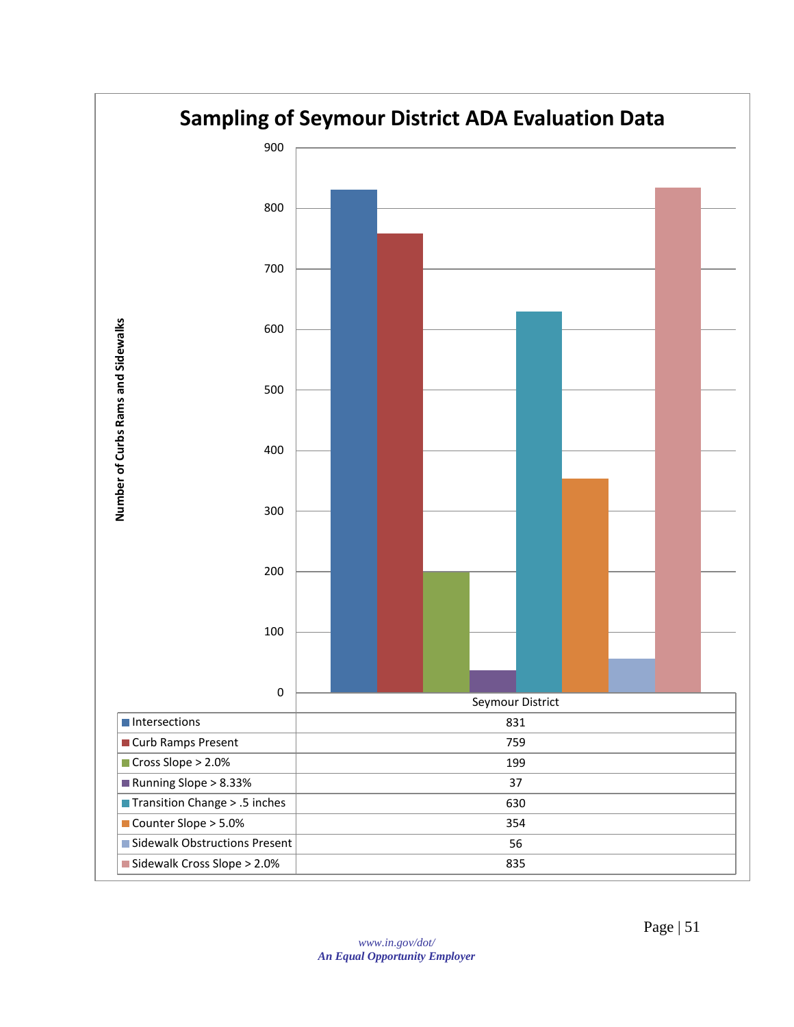## Sampling of Seymour District ADA Evaluation Data

| | Seymour District |
|---|---|
| Intersections | 831 |
| Curb Ramps Present | 759 |
| Cross Slope > 2.0% | 199 |
| Running Slope > 8.33% | 37 |
| Transition Change > .5 inches | 630 |
| Counter Slope > 5.0% | 354 |
| Sidewalk Obstructions Present | 56 |
| Sidewalk Cross Slope > 2.0% | 835 |

Number of Curbs Rams and Sidewalks

*www.in.gov/dot/*
***An Equal Opportunity Employer***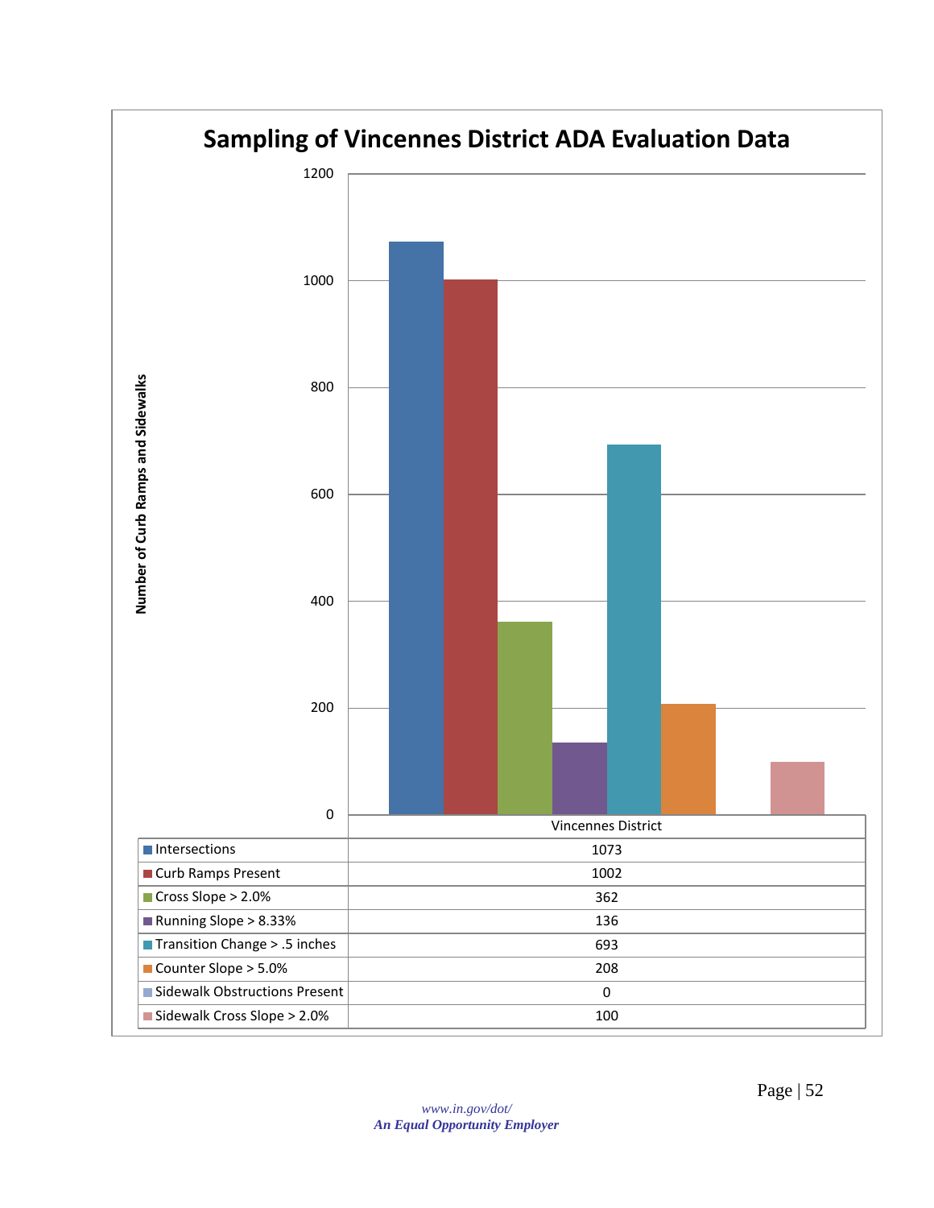# Sampling of Vincennes District ADA Evaluation Data

| | Vincennes District |
|---|---|
| Intersections | 1073 |
| Curb Ramps Present | 1002 |
| Cross Slope > 2.0% | 362 |
| Running Slope > 8.33% | 136 |
| Transition Change > .5 inches | 693 |
| Counter Slope > 5.0% | 208 |
| Sidewalk Obstructions Present | 0 |
| Sidewalk Cross Slope > 2.0% | 100 |

Number of Curb Ramps and Sidewalks

www.in.gov/dot/
*An Equal Opportunity Employer*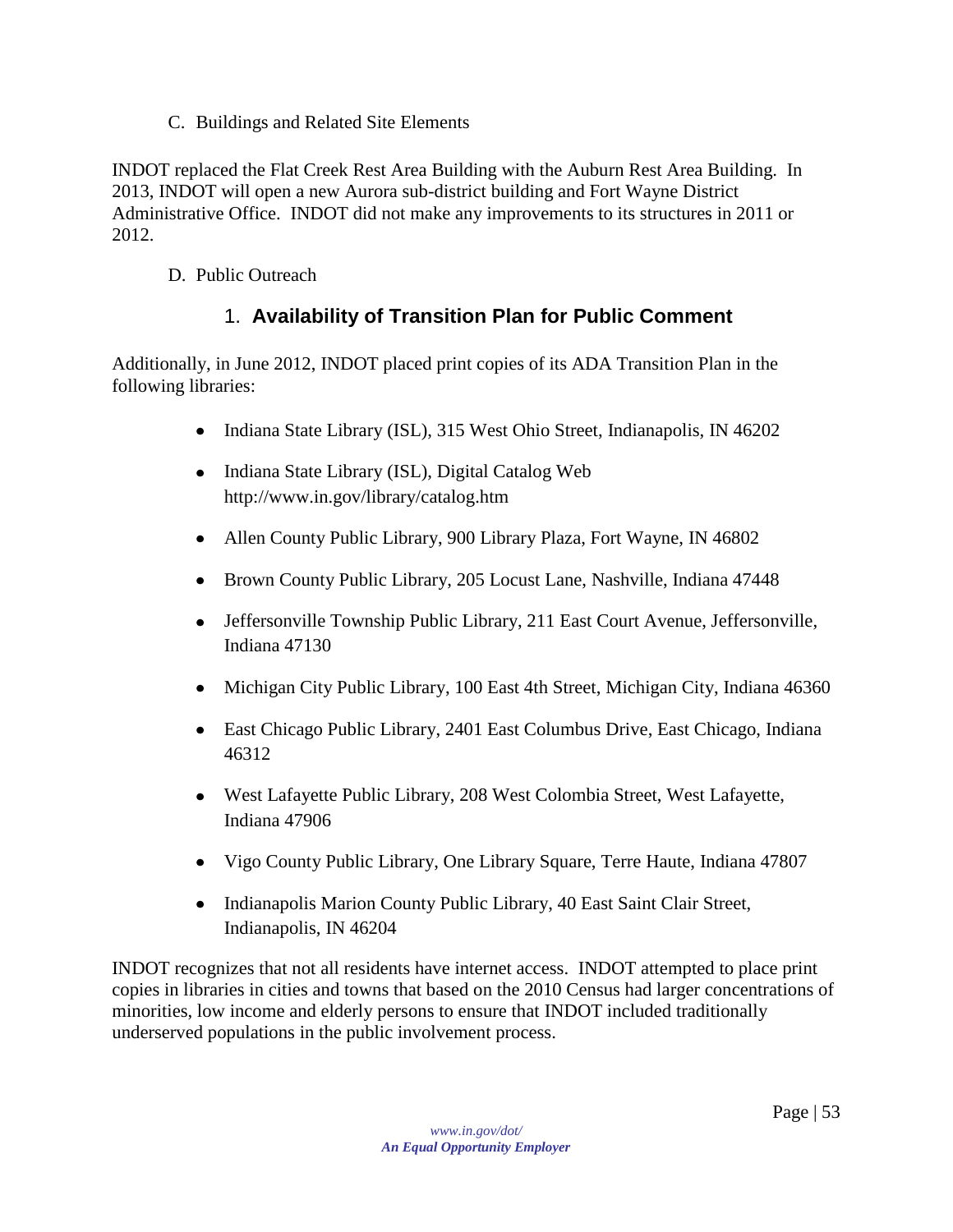C. Buildings and Related Site Elements

INDOT replaced the Flat Creek Rest Area Building with the Auburn Rest Area Building. In 2013, INDOT will open a new Aurora sub-district building and Fort Wayne District Administrative Office. INDOT did not make any improvements to its structures in 2011 or 2012.

D. Public Outreach

### 1. **Availability of Transition Plan for Public Comment**

Additionally, in June 2012, INDOT placed print copies of its ADA Transition Plan in the following libraries:

- Indiana State Library (ISL), 315 West Ohio Street, Indianapolis, IN 46202
- Indiana State Library (ISL), Digital Catalog Web http://www.in.gov/library/catalog.htm
- Allen County Public Library, 900 Library Plaza, Fort Wayne, IN 46802
- Brown County Public Library, 205 Locust Lane, Nashville, Indiana 47448
- Jeffersonville Township Public Library, 211 East Court Avenue, Jeffersonville, Indiana 47130
- Michigan City Public Library, 100 East 4th Street, Michigan City, Indiana 46360
- East Chicago Public Library, 2401 East Columbus Drive, East Chicago, Indiana 46312
- West Lafayette Public Library, 208 West Colombia Street, West Lafayette, Indiana 47906
- Vigo County Public Library, One Library Square, Terre Haute, Indiana 47807
- Indianapolis Marion County Public Library, 40 East Saint Clair Street, Indianapolis, IN 46204

INDOT recognizes that not all residents have internet access. INDOT attempted to place print copies in libraries in cities and towns that based on the 2010 Census had larger concentrations of minorities, low income and elderly persons to ensure that INDOT included traditionally underserved populations in the public involvement process.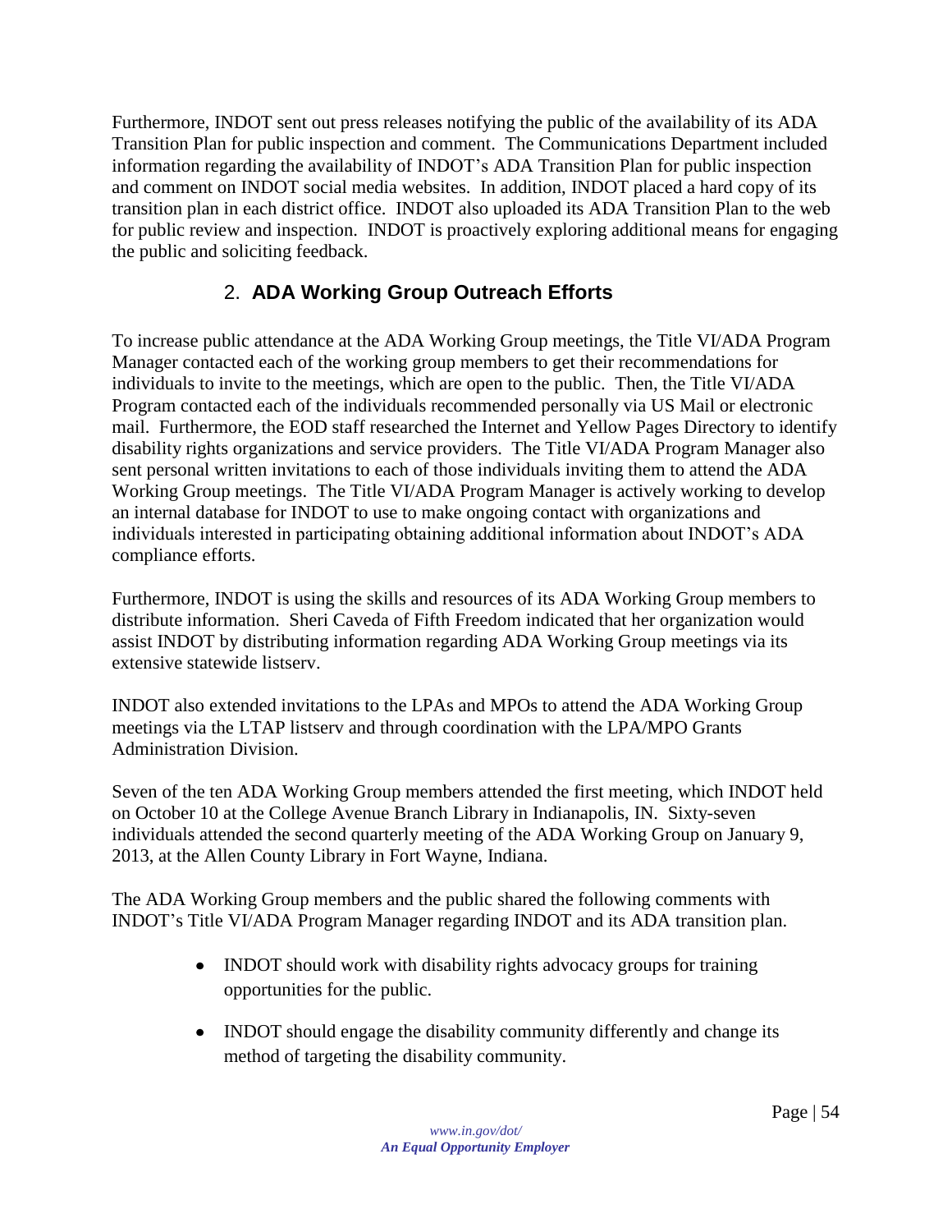Furthermore, INDOT sent out press releases notifying the public of the availability of its ADA Transition Plan for public inspection and comment. The Communications Department included information regarding the availability of INDOT's ADA Transition Plan for public inspection and comment on INDOT social media websites. In addition, INDOT placed a hard copy of its transition plan in each district office. INDOT also uploaded its ADA Transition Plan to the web for public review and inspection. INDOT is proactively exploring additional means for engaging the public and soliciting feedback.

## 2. ADA Working Group Outreach Efforts

To increase public attendance at the ADA Working Group meetings, the Title VI/ADA Program Manager contacted each of the working group members to get their recommendations for individuals to invite to the meetings, which are open to the public. Then, the Title VI/ADA Program contacted each of the individuals recommended personally via US Mail or electronic mail. Furthermore, the EOD staff researched the Internet and Yellow Pages Directory to identify disability rights organizations and service providers. The Title VI/ADA Program Manager also sent personal written invitations to each of those individuals inviting them to attend the ADA Working Group meetings. The Title VI/ADA Program Manager is actively working to develop an internal database for INDOT to use to make ongoing contact with organizations and individuals interested in participating obtaining additional information about INDOT's ADA compliance efforts.

Furthermore, INDOT is using the skills and resources of its ADA Working Group members to distribute information. Sheri Caveda of Fifth Freedom indicated that her organization would assist INDOT by distributing information regarding ADA Working Group meetings via its extensive statewide listserv.

INDOT also extended invitations to the LPAs and MPOs to attend the ADA Working Group meetings via the LTAP listserv and through coordination with the LPA/MPO Grants Administration Division.

Seven of the ten ADA Working Group members attended the first meeting, which INDOT held on October 10 at the College Avenue Branch Library in Indianapolis, IN. Sixty-seven individuals attended the second quarterly meeting of the ADA Working Group on January 9, 2013, at the Allen County Library in Fort Wayne, Indiana.

The ADA Working Group members and the public shared the following comments with INDOT's Title VI/ADA Program Manager regarding INDOT and its ADA transition plan.

- INDOT should work with disability rights advocacy groups for training opportunities for the public.
- INDOT should engage the disability community differently and change its method of targeting the disability community.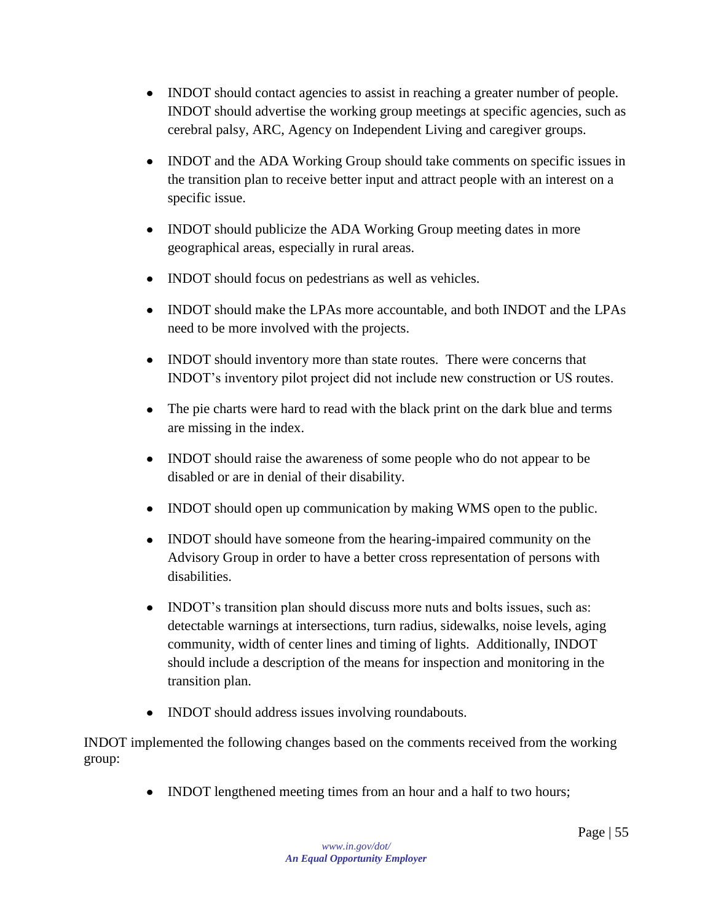- INDOT should contact agencies to assist in reaching a greater number of people. INDOT should advertise the working group meetings at specific agencies, such as cerebral palsy, ARC, Agency on Independent Living and caregiver groups.
- INDOT and the ADA Working Group should take comments on specific issues in the transition plan to receive better input and attract people with an interest on a specific issue.
- INDOT should publicize the ADA Working Group meeting dates in more geographical areas, especially in rural areas.
- INDOT should focus on pedestrians as well as vehicles.
- INDOT should make the LPAs more accountable, and both INDOT and the LPAs need to be more involved with the projects.
- INDOT should inventory more than state routes. There were concerns that INDOT's inventory pilot project did not include new construction or US routes.
- The pie charts were hard to read with the black print on the dark blue and terms are missing in the index.
- INDOT should raise the awareness of some people who do not appear to be disabled or are in denial of their disability.
- INDOT should open up communication by making WMS open to the public.
- INDOT should have someone from the hearing-impaired community on the Advisory Group in order to have a better cross representation of persons with disabilities.
- INDOT's transition plan should discuss more nuts and bolts issues, such as: detectable warnings at intersections, turn radius, sidewalks, noise levels, aging community, width of center lines and timing of lights. Additionally, INDOT should include a description of the means for inspection and monitoring in the transition plan.
- INDOT should address issues involving roundabouts.

INDOT implemented the following changes based on the comments received from the working group:

- INDOT lengthened meeting times from an hour and a half to two hours;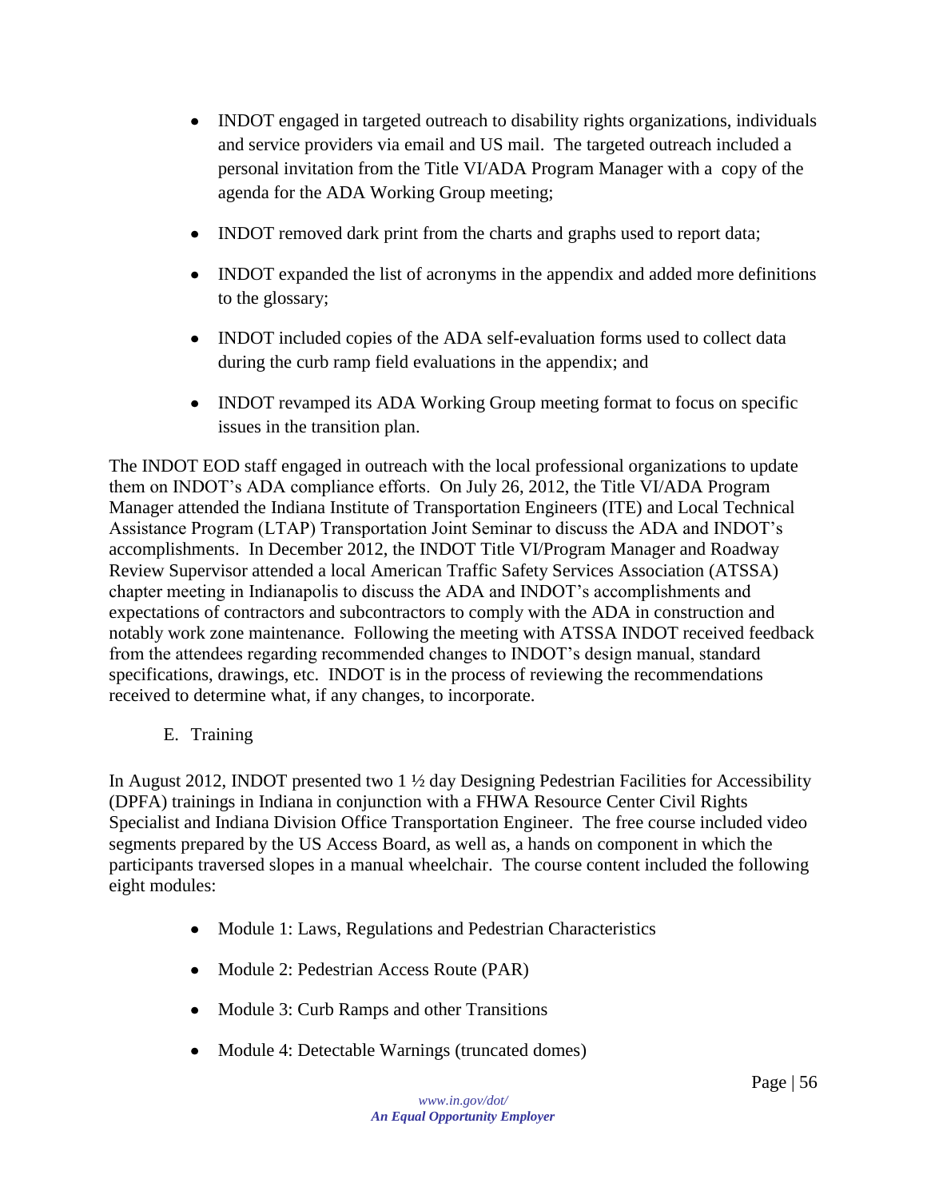- INDOT engaged in targeted outreach to disability rights organizations, individuals and service providers via email and US mail. The targeted outreach included a personal invitation from the Title VI/ADA Program Manager with a copy of the agenda for the ADA Working Group meeting;
- INDOT removed dark print from the charts and graphs used to report data;
- INDOT expanded the list of acronyms in the appendix and added more definitions to the glossary;
- INDOT included copies of the ADA self-evaluation forms used to collect data during the curb ramp field evaluations in the appendix; and
- INDOT revamped its ADA Working Group meeting format to focus on specific issues in the transition plan.

The INDOT EOD staff engaged in outreach with the local professional organizations to update them on INDOT's ADA compliance efforts. On July 26, 2012, the Title VI/ADA Program Manager attended the Indiana Institute of Transportation Engineers (ITE) and Local Technical Assistance Program (LTAP) Transportation Joint Seminar to discuss the ADA and INDOT's accomplishments. In December 2012, the INDOT Title VI/Program Manager and Roadway Review Supervisor attended a local American Traffic Safety Services Association (ATSSA) chapter meeting in Indianapolis to discuss the ADA and INDOT's accomplishments and expectations of contractors and subcontractors to comply with the ADA in construction and notably work zone maintenance. Following the meeting with ATSSA INDOT received feedback from the attendees regarding recommended changes to INDOT's design manual, standard specifications, drawings, etc. INDOT is in the process of reviewing the recommendations received to determine what, if any changes, to incorporate.

## E. Training

In August 2012, INDOT presented two 1 ½ day Designing Pedestrian Facilities for Accessibility (DPFA) trainings in Indiana in conjunction with a FHWA Resource Center Civil Rights Specialist and Indiana Division Office Transportation Engineer. The free course included video segments prepared by the US Access Board, as well as, a hands on component in which the participants traversed slopes in a manual wheelchair. The course content included the following eight modules:

- Module 1: Laws, Regulations and Pedestrian Characteristics
- Module 2: Pedestrian Access Route (PAR)
- Module 3: Curb Ramps and other Transitions
- Module 4: Detectable Warnings (truncated domes)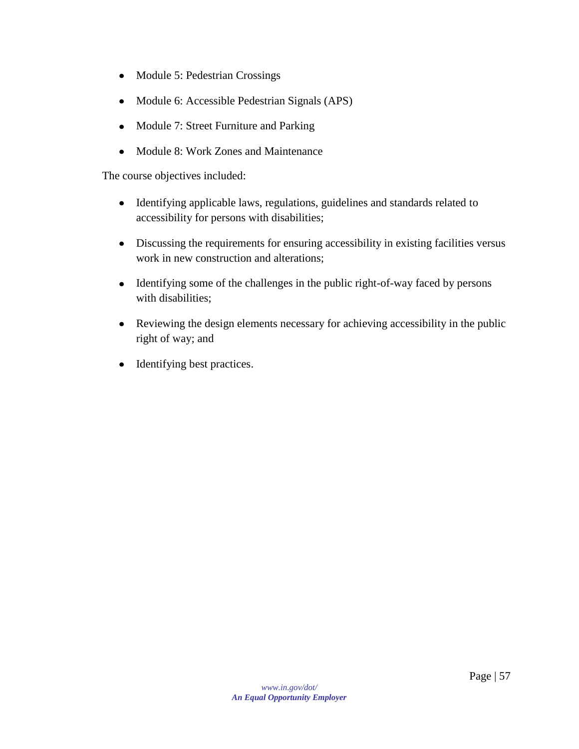- Module 5: Pedestrian Crossings
- Module 6: Accessible Pedestrian Signals (APS)
- Module 7: Street Furniture and Parking
- Module 8: Work Zones and Maintenance

The course objectives included:

- Identifying applicable laws, regulations, guidelines and standards related to accessibility for persons with disabilities;
- Discussing the requirements for ensuring accessibility in existing facilities versus work in new construction and alterations;
- Identifying some of the challenges in the public right-of-way faced by persons with disabilities;
- Reviewing the design elements necessary for achieving accessibility in the public right of way; and
- Identifying best practices.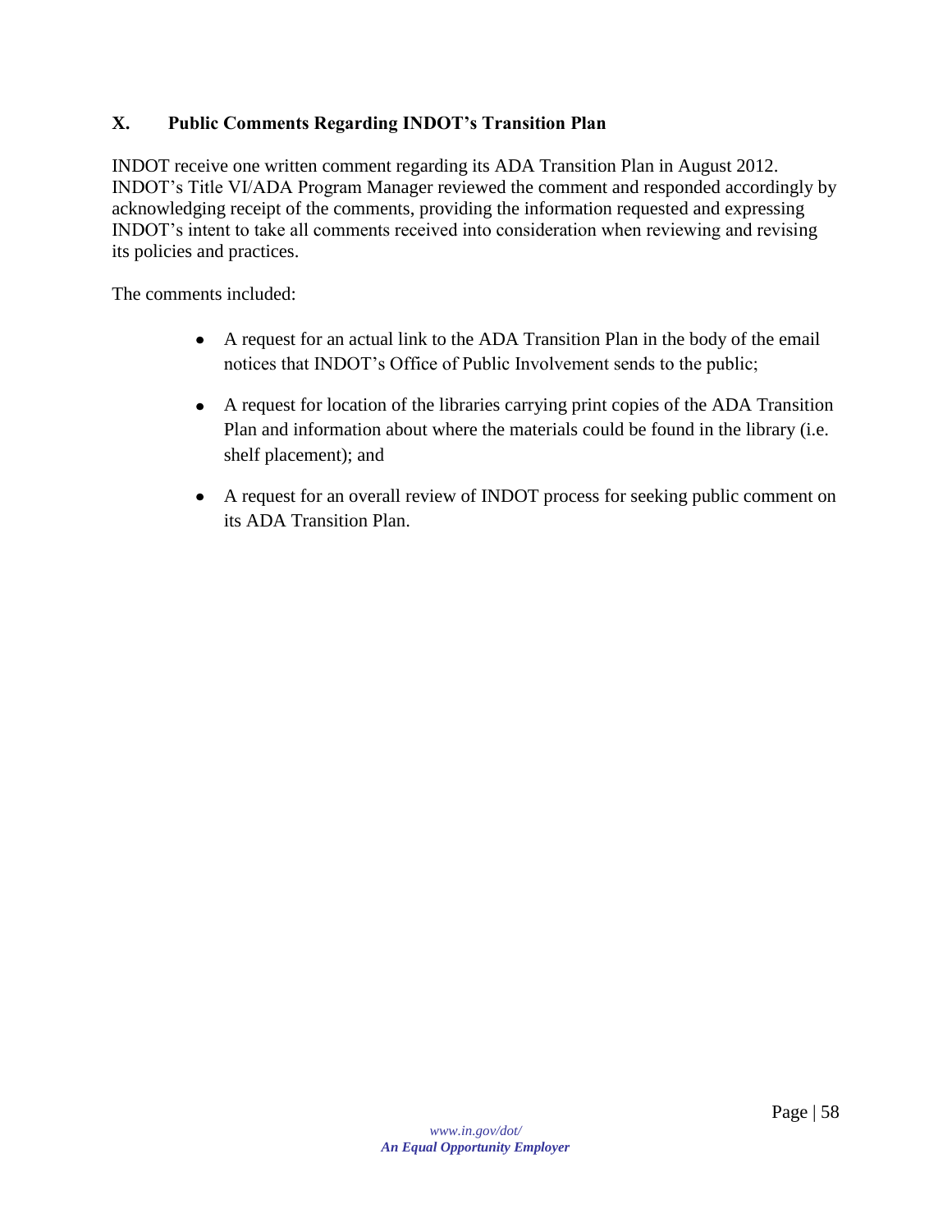## X. Public Comments Regarding INDOT's Transition Plan

INDOT receive one written comment regarding its ADA Transition Plan in August 2012. INDOT's Title VI/ADA Program Manager reviewed the comment and responded accordingly by acknowledging receipt of the comments, providing the information requested and expressing INDOT's intent to take all comments received into consideration when reviewing and revising its policies and practices.

The comments included:

- A request for an actual link to the ADA Transition Plan in the body of the email notices that INDOT's Office of Public Involvement sends to the public;
- A request for location of the libraries carrying print copies of the ADA Transition Plan and information about where the materials could be found in the library (i.e. shelf placement); and
- A request for an overall review of INDOT process for seeking public comment on its ADA Transition Plan.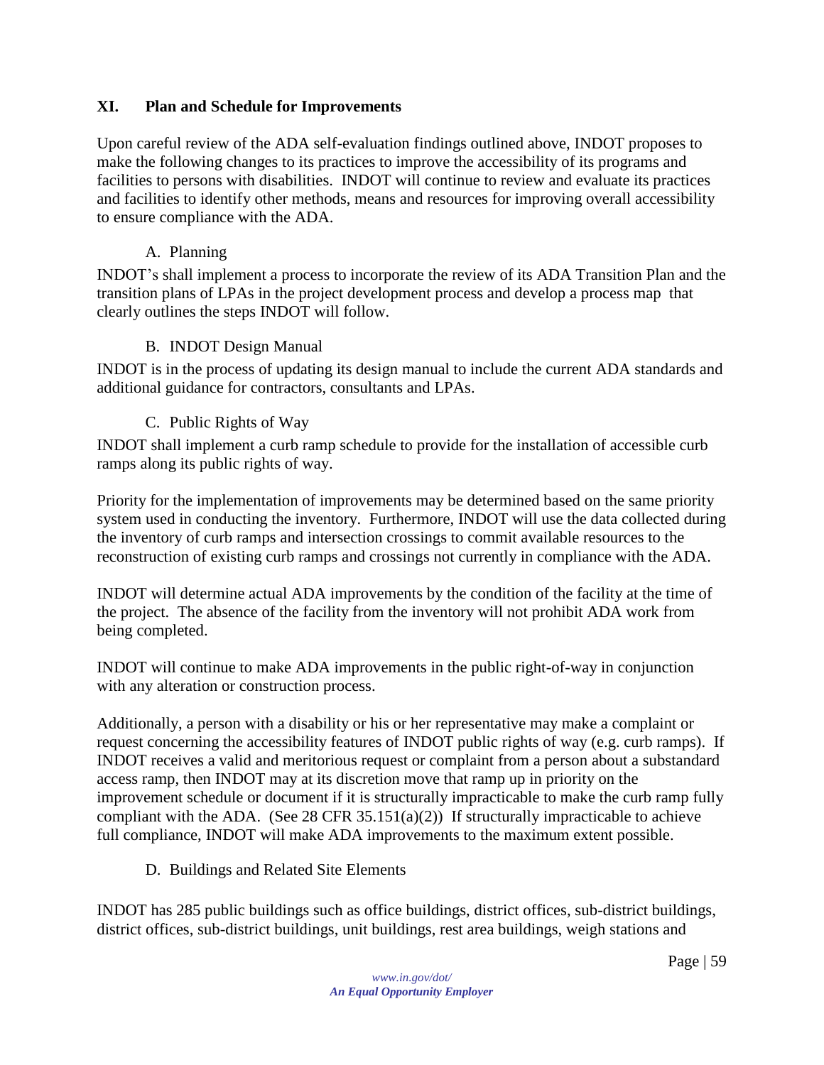## XI. Plan and Schedule for Improvements

Upon careful review of the ADA self-evaluation findings outlined above, INDOT proposes to make the following changes to its practices to improve the accessibility of its programs and facilities to persons with disabilities. INDOT will continue to review and evaluate its practices and facilities to identify other methods, means and resources for improving overall accessibility to ensure compliance with the ADA.

### A. Planning

INDOT's shall implement a process to incorporate the review of its ADA Transition Plan and the transition plans of LPAs in the project development process and develop a process map that clearly outlines the steps INDOT will follow.

### B. INDOT Design Manual

INDOT is in the process of updating its design manual to include the current ADA standards and additional guidance for contractors, consultants and LPAs.

### C. Public Rights of Way

INDOT shall implement a curb ramp schedule to provide for the installation of accessible curb ramps along its public rights of way.

Priority for the implementation of improvements may be determined based on the same priority system used in conducting the inventory. Furthermore, INDOT will use the data collected during the inventory of curb ramps and intersection crossings to commit available resources to the reconstruction of existing curb ramps and crossings not currently in compliance with the ADA.

INDOT will determine actual ADA improvements by the condition of the facility at the time of the project. The absence of the facility from the inventory will not prohibit ADA work from being completed.

INDOT will continue to make ADA improvements in the public right-of-way in conjunction with any alteration or construction process.

Additionally, a person with a disability or his or her representative may make a complaint or request concerning the accessibility features of INDOT public rights of way (e.g. curb ramps). If INDOT receives a valid and meritorious request or complaint from a person about a substandard access ramp, then INDOT may at its discretion move that ramp up in priority on the improvement schedule or document if it is structurally impracticable to make the curb ramp fully compliant with the ADA. (See 28 CFR 35.151(a)(2)) If structurally impracticable to achieve full compliance, INDOT will make ADA improvements to the maximum extent possible.

### D. Buildings and Related Site Elements

INDOT has 285 public buildings such as office buildings, district offices, sub-district buildings, district offices, sub-district buildings, unit buildings, rest area buildings, weigh stations and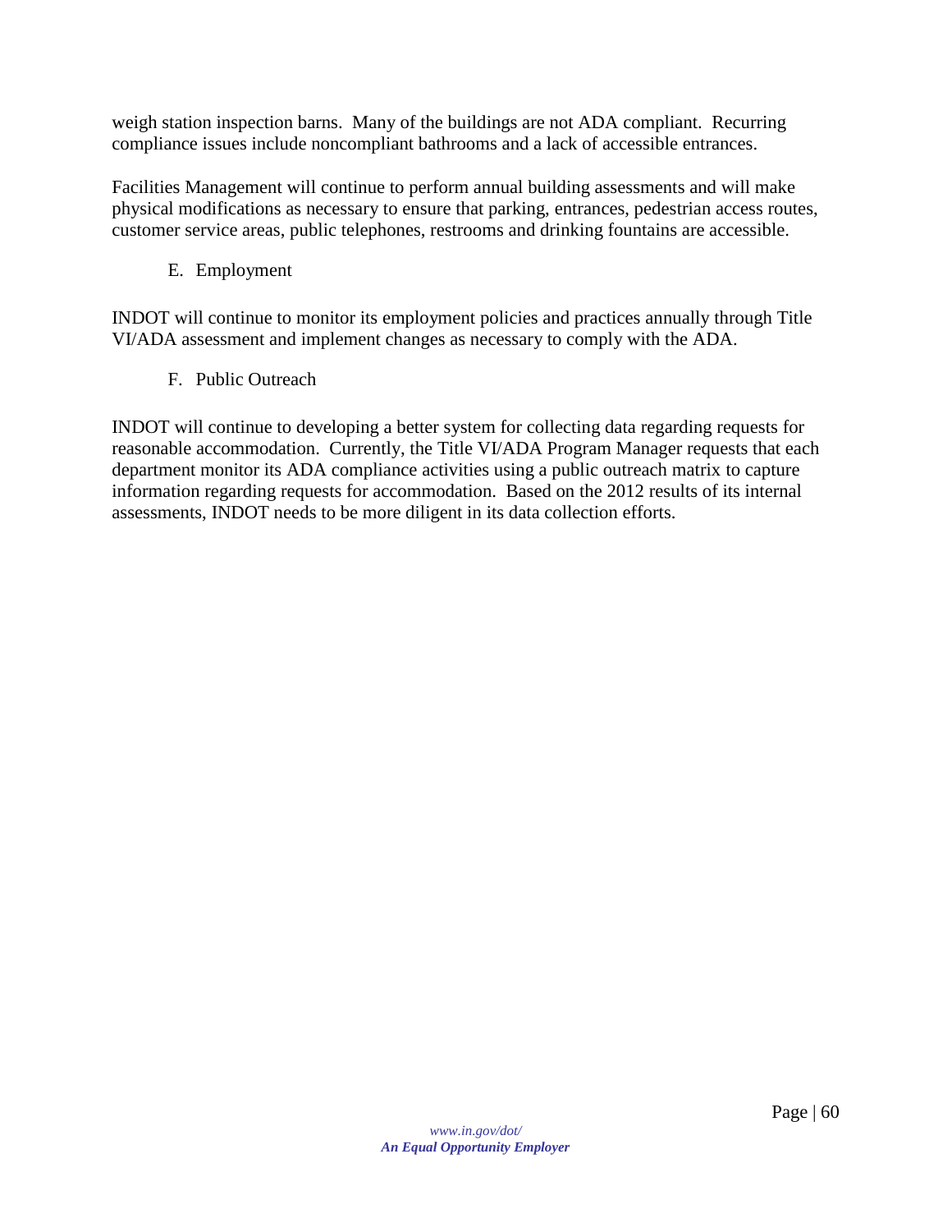weigh station inspection barns. Many of the buildings are not ADA compliant. Recurring compliance issues include noncompliant bathrooms and a lack of accessible entrances.

Facilities Management will continue to perform annual building assessments and will make physical modifications as necessary to ensure that parking, entrances, pedestrian access routes, customer service areas, public telephones, restrooms and drinking fountains are accessible.

E. Employment

INDOT will continue to monitor its employment policies and practices annually through Title VI/ADA assessment and implement changes as necessary to comply with the ADA.

F. Public Outreach

INDOT will continue to developing a better system for collecting data regarding requests for reasonable accommodation. Currently, the Title VI/ADA Program Manager requests that each department monitor its ADA compliance activities using a public outreach matrix to capture information regarding requests for accommodation. Based on the 2012 results of its internal assessments, INDOT needs to be more diligent in its data collection efforts.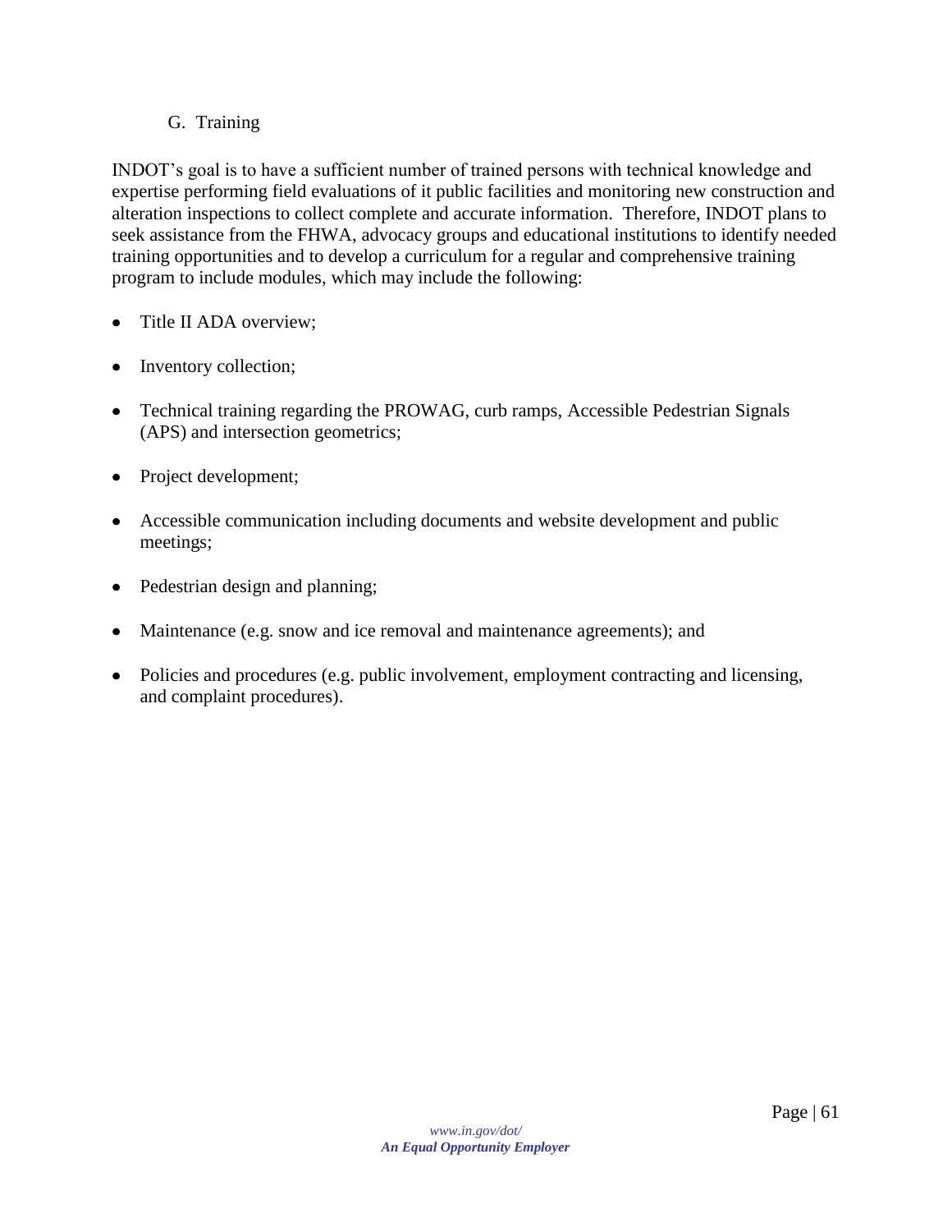## G. Training

INDOT's goal is to have a sufficient number of trained persons with technical knowledge and expertise performing field evaluations of it public facilities and monitoring new construction and alteration inspections to collect complete and accurate information. Therefore, INDOT plans to seek assistance from the FHWA, advocacy groups and educational institutions to identify needed training opportunities and to develop a curriculum for a regular and comprehensive training program to include modules, which may include the following:

- Title II ADA overview;
- Inventory collection;
- Technical training regarding the PROWAG, curb ramps, Accessible Pedestrian Signals (APS) and intersection geometrics;
- Project development;
- Accessible communication including documents and website development and public meetings;
- Pedestrian design and planning;
- Maintenance (e.g. snow and ice removal and maintenance agreements); and
- Policies and procedures (e.g. public involvement, employment contracting and licensing, and complaint procedures).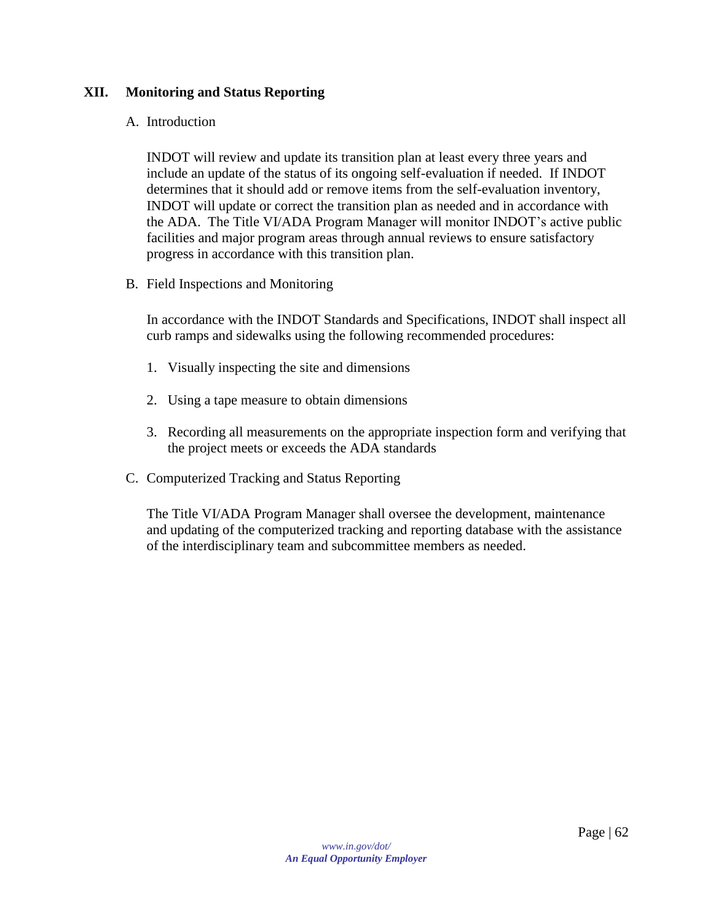## XII. Monitoring and Status Reporting

### A. Introduction

INDOT will review and update its transition plan at least every three years and include an update of the status of its ongoing self-evaluation if needed. If INDOT determines that it should add or remove items from the self-evaluation inventory, INDOT will update or correct the transition plan as needed and in accordance with the ADA. The Title VI/ADA Program Manager will monitor INDOT's active public facilities and major program areas through annual reviews to ensure satisfactory progress in accordance with this transition plan.

### B. Field Inspections and Monitoring

In accordance with the INDOT Standards and Specifications, INDOT shall inspect all curb ramps and sidewalks using the following recommended procedures:

1. Visually inspecting the site and dimensions
2. Using a tape measure to obtain dimensions
3. Recording all measurements on the appropriate inspection form and verifying that the project meets or exceeds the ADA standards

### C. Computerized Tracking and Status Reporting

The Title VI/ADA Program Manager shall oversee the development, maintenance and updating of the computerized tracking and reporting database with the assistance of the interdisciplinary team and subcommittee members as needed.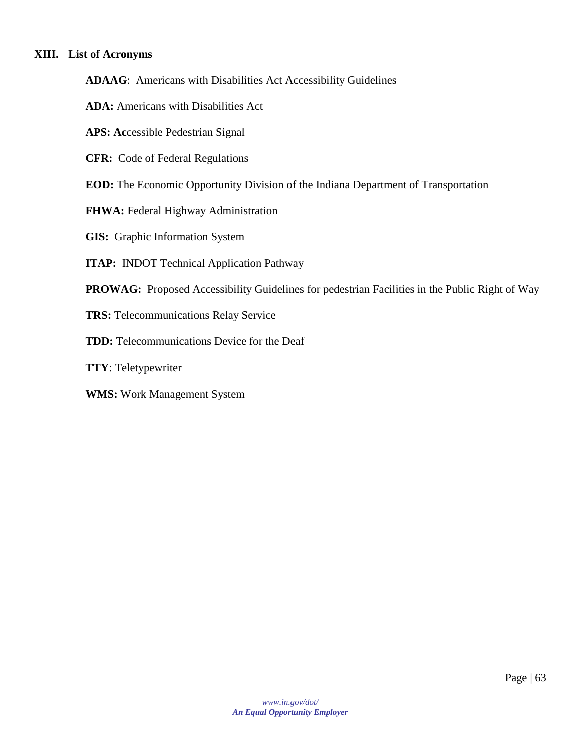## XIII. List of Acronyms

**ADAAG**: Americans with Disabilities Act Accessibility Guidelines

**ADA:** Americans with Disabilities Act

**APS: Ac**cessible Pedestrian Signal

**CFR:** Code of Federal Regulations

**EOD:** The Economic Opportunity Division of the Indiana Department of Transportation

**FHWA:** Federal Highway Administration

**GIS:** Graphic Information System

**ITAP:** INDOT Technical Application Pathway

**PROWAG:** Proposed Accessibility Guidelines for pedestrian Facilities in the Public Right of Way

**TRS:** Telecommunications Relay Service

**TDD:** Telecommunications Device for the Deaf

**TTY**: Teletypewriter

**WMS:** Work Management System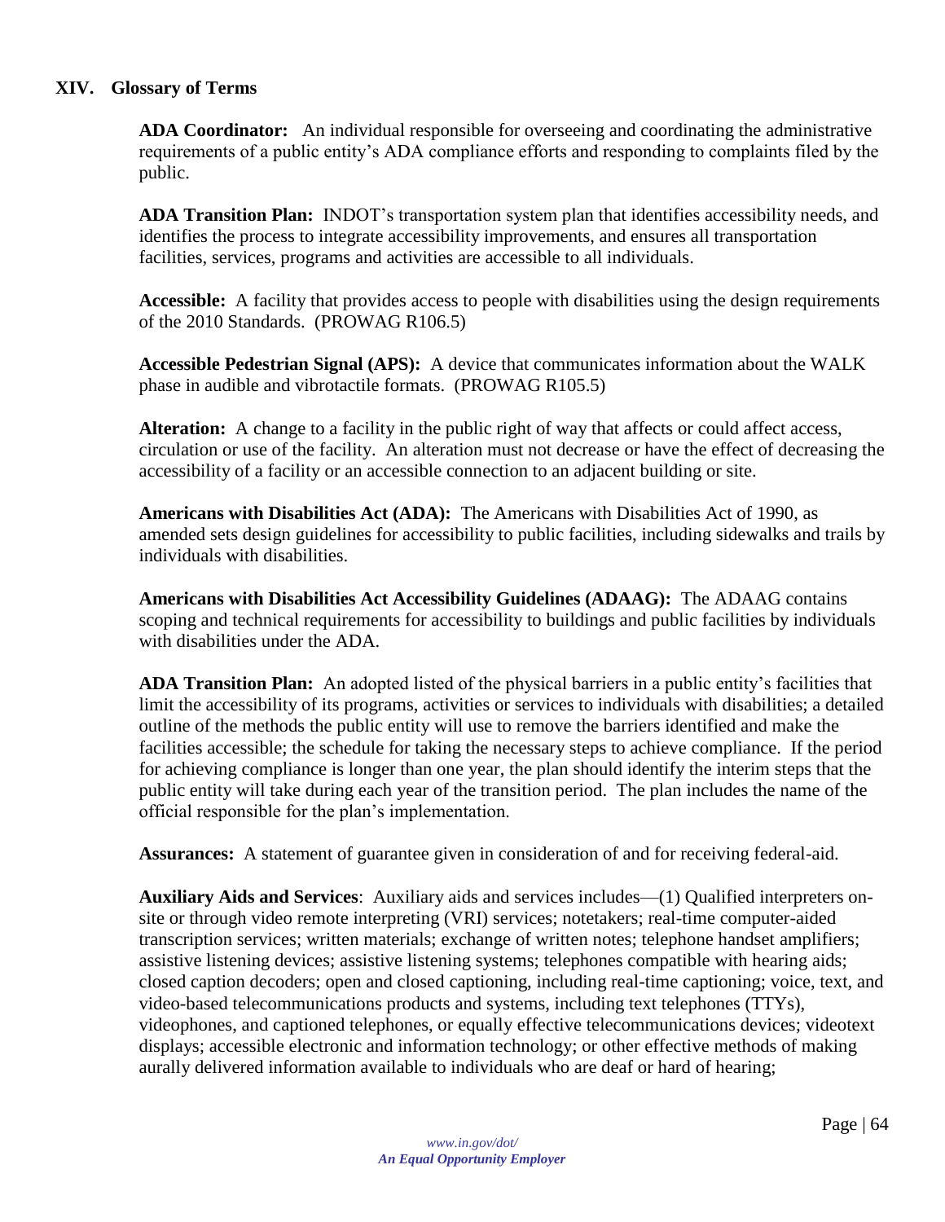## XIV. Glossary of Terms

**ADA Coordinator:** An individual responsible for overseeing and coordinating the administrative requirements of a public entity's ADA compliance efforts and responding to complaints filed by the public.

**ADA Transition Plan:** INDOT's transportation system plan that identifies accessibility needs, and identifies the process to integrate accessibility improvements, and ensures all transportation facilities, services, programs and activities are accessible to all individuals.

**Accessible:** A facility that provides access to people with disabilities using the design requirements of the 2010 Standards. (PROWAG R106.5)

**Accessible Pedestrian Signal (APS):** A device that communicates information about the WALK phase in audible and vibrotactile formats. (PROWAG R105.5)

**Alteration:** A change to a facility in the public right of way that affects or could affect access, circulation or use of the facility. An alteration must not decrease or have the effect of decreasing the accessibility of a facility or an accessible connection to an adjacent building or site.

**Americans with Disabilities Act (ADA):** The Americans with Disabilities Act of 1990, as amended sets design guidelines for accessibility to public facilities, including sidewalks and trails by individuals with disabilities.

**Americans with Disabilities Act Accessibility Guidelines (ADAAG):** The ADAAG contains scoping and technical requirements for accessibility to buildings and public facilities by individuals with disabilities under the ADA.

**ADA Transition Plan:** An adopted listed of the physical barriers in a public entity's facilities that limit the accessibility of its programs, activities or services to individuals with disabilities; a detailed outline of the methods the public entity will use to remove the barriers identified and make the facilities accessible; the schedule for taking the necessary steps to achieve compliance. If the period for achieving compliance is longer than one year, the plan should identify the interim steps that the public entity will take during each year of the transition period. The plan includes the name of the official responsible for the plan's implementation.

**Assurances:** A statement of guarantee given in consideration of and for receiving federal-aid.

**Auxiliary Aids and Services**: Auxiliary aids and services includes—(1) Qualified interpreters on-site or through video remote interpreting (VRI) services; notetakers; real-time computer-aided transcription services; written materials; exchange of written notes; telephone handset amplifiers; assistive listening devices; assistive listening systems; telephones compatible with hearing aids; closed caption decoders; open and closed captioning, including real-time captioning; voice, text, and video-based telecommunications products and systems, including text telephones (TTYs), videophones, and captioned telephones, or equally effective telecommunications devices; videotext displays; accessible electronic and information technology; or other effective methods of making aurally delivered information available to individuals who are deaf or hard of hearing;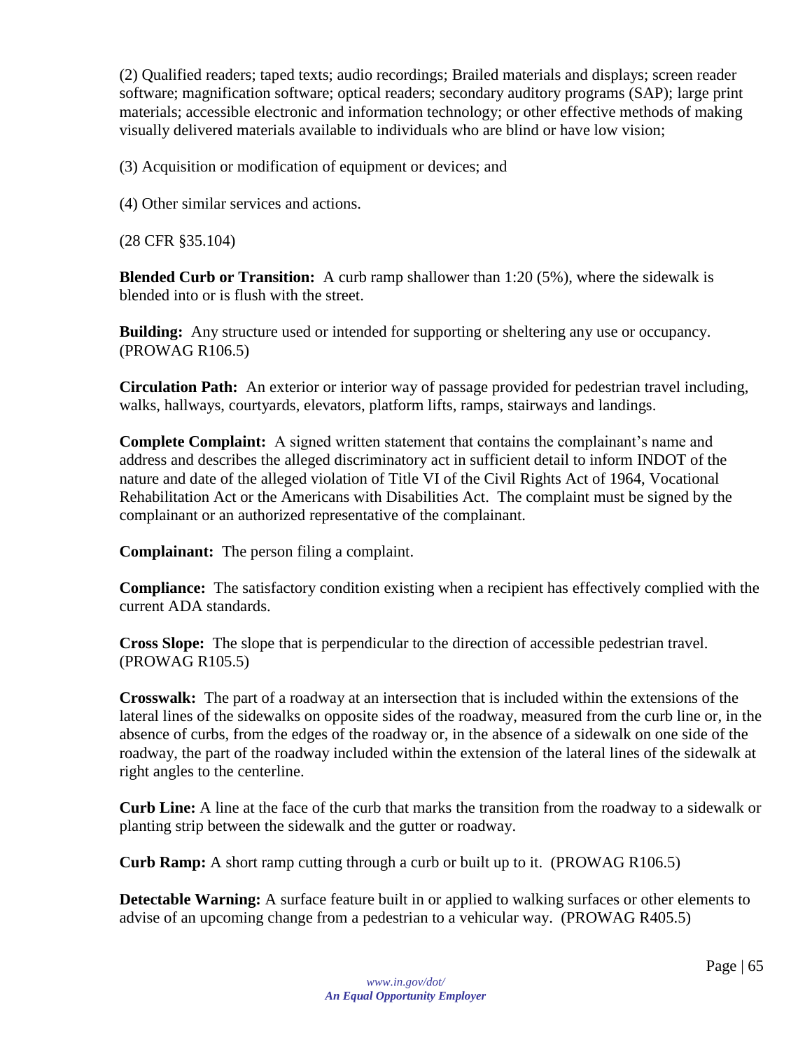(2) Qualified readers; taped texts; audio recordings; Brailed materials and displays; screen reader software; magnification software; optical readers; secondary auditory programs (SAP); large print materials; accessible electronic and information technology; or other effective methods of making visually delivered materials available to individuals who are blind or have low vision;

(3) Acquisition or modification of equipment or devices; and

(4) Other similar services and actions.

(28 CFR §35.104)

**Blended Curb or Transition:** A curb ramp shallower than 1:20 (5%), where the sidewalk is blended into or is flush with the street.

**Building:** Any structure used or intended for supporting or sheltering any use or occupancy. (PROWAG R106.5)

**Circulation Path:** An exterior or interior way of passage provided for pedestrian travel including, walks, hallways, courtyards, elevators, platform lifts, ramps, stairways and landings.

**Complete Complaint:** A signed written statement that contains the complainant's name and address and describes the alleged discriminatory act in sufficient detail to inform INDOT of the nature and date of the alleged violation of Title VI of the Civil Rights Act of 1964, Vocational Rehabilitation Act or the Americans with Disabilities Act. The complaint must be signed by the complainant or an authorized representative of the complainant.

**Complainant:** The person filing a complaint.

**Compliance:** The satisfactory condition existing when a recipient has effectively complied with the current ADA standards.

**Cross Slope:** The slope that is perpendicular to the direction of accessible pedestrian travel. (PROWAG R105.5)

**Crosswalk:** The part of a roadway at an intersection that is included within the extensions of the lateral lines of the sidewalks on opposite sides of the roadway, measured from the curb line or, in the absence of curbs, from the edges of the roadway or, in the absence of a sidewalk on one side of the roadway, the part of the roadway included within the extension of the lateral lines of the sidewalk at right angles to the centerline.

**Curb Line:** A line at the face of the curb that marks the transition from the roadway to a sidewalk or planting strip between the sidewalk and the gutter or roadway.

**Curb Ramp:** A short ramp cutting through a curb or built up to it. (PROWAG R106.5)

**Detectable Warning:** A surface feature built in or applied to walking surfaces or other elements to advise of an upcoming change from a pedestrian to a vehicular way. (PROWAG R405.5)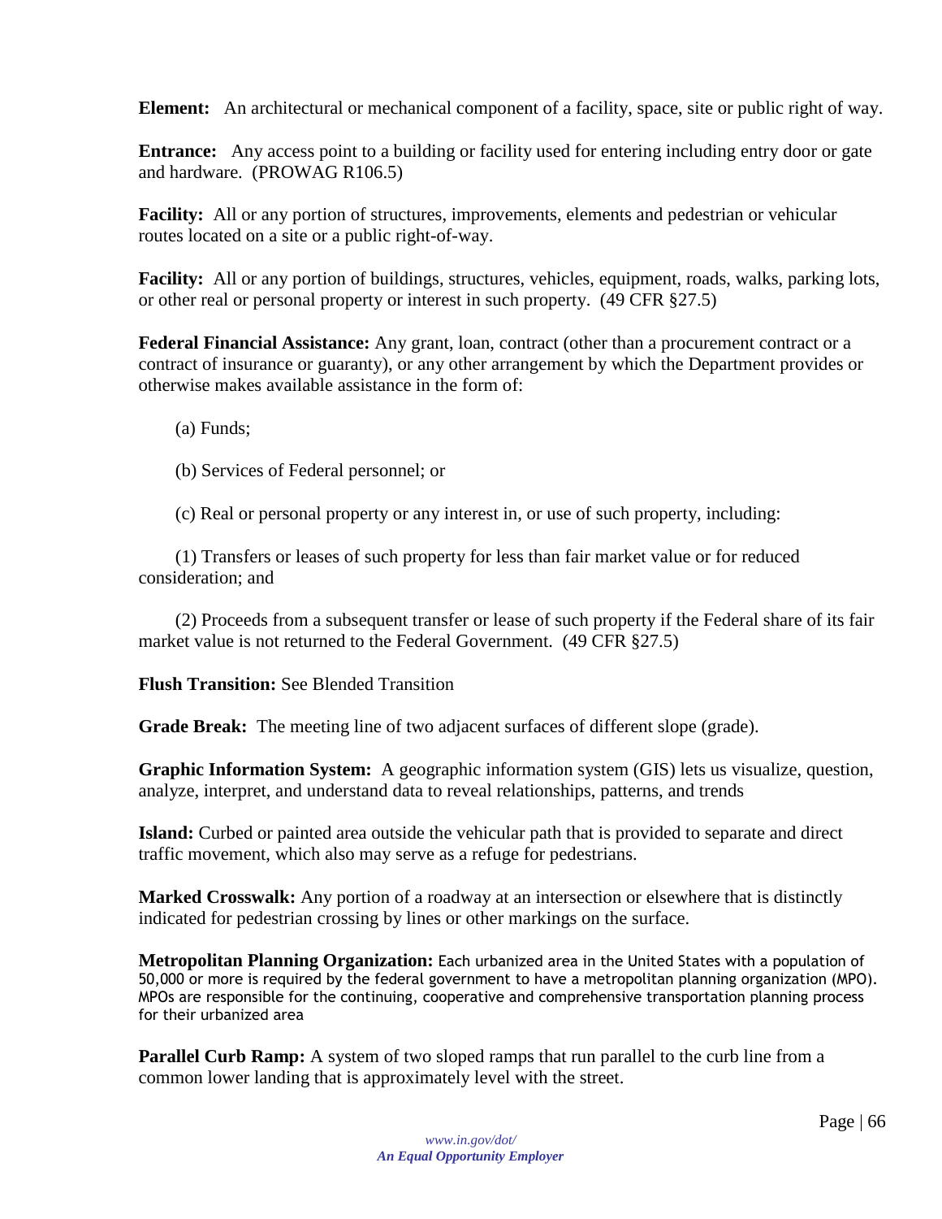**Element:** An architectural or mechanical component of a facility, space, site or public right of way.

**Entrance:** Any access point to a building or facility used for entering including entry door or gate and hardware. (PROWAG R106.5)

**Facility:** All or any portion of structures, improvements, elements and pedestrian or vehicular routes located on a site or a public right-of-way.

**Facility:** All or any portion of buildings, structures, vehicles, equipment, roads, walks, parking lots, or other real or personal property or interest in such property. (49 CFR §27.5)

**Federal Financial Assistance:** Any grant, loan, contract (other than a procurement contract or a contract of insurance or guaranty), or any other arrangement by which the Department provides or otherwise makes available assistance in the form of:

(a) Funds;

(b) Services of Federal personnel; or

(c) Real or personal property or any interest in, or use of such property, including:

(1) Transfers or leases of such property for less than fair market value or for reduced consideration; and

(2) Proceeds from a subsequent transfer or lease of such property if the Federal share of its fair market value is not returned to the Federal Government. (49 CFR §27.5)

**Flush Transition:** See Blended Transition

**Grade Break:** The meeting line of two adjacent surfaces of different slope (grade).

**Graphic Information System:** A geographic information system (GIS) lets us visualize, question, analyze, interpret, and understand data to reveal relationships, patterns, and trends

**Island:** Curbed or painted area outside the vehicular path that is provided to separate and direct traffic movement, which also may serve as a refuge for pedestrians.

**Marked Crosswalk:** Any portion of a roadway at an intersection or elsewhere that is distinctly indicated for pedestrian crossing by lines or other markings on the surface.

**Metropolitan Planning Organization:** Each urbanized area in the United States with a population of 50,000 or more is required by the federal government to have a metropolitan planning organization (MPO). MPOs are responsible for the continuing, cooperative and comprehensive transportation planning process for their urbanized area

**Parallel Curb Ramp:** A system of two sloped ramps that run parallel to the curb line from a common lower landing that is approximately level with the street.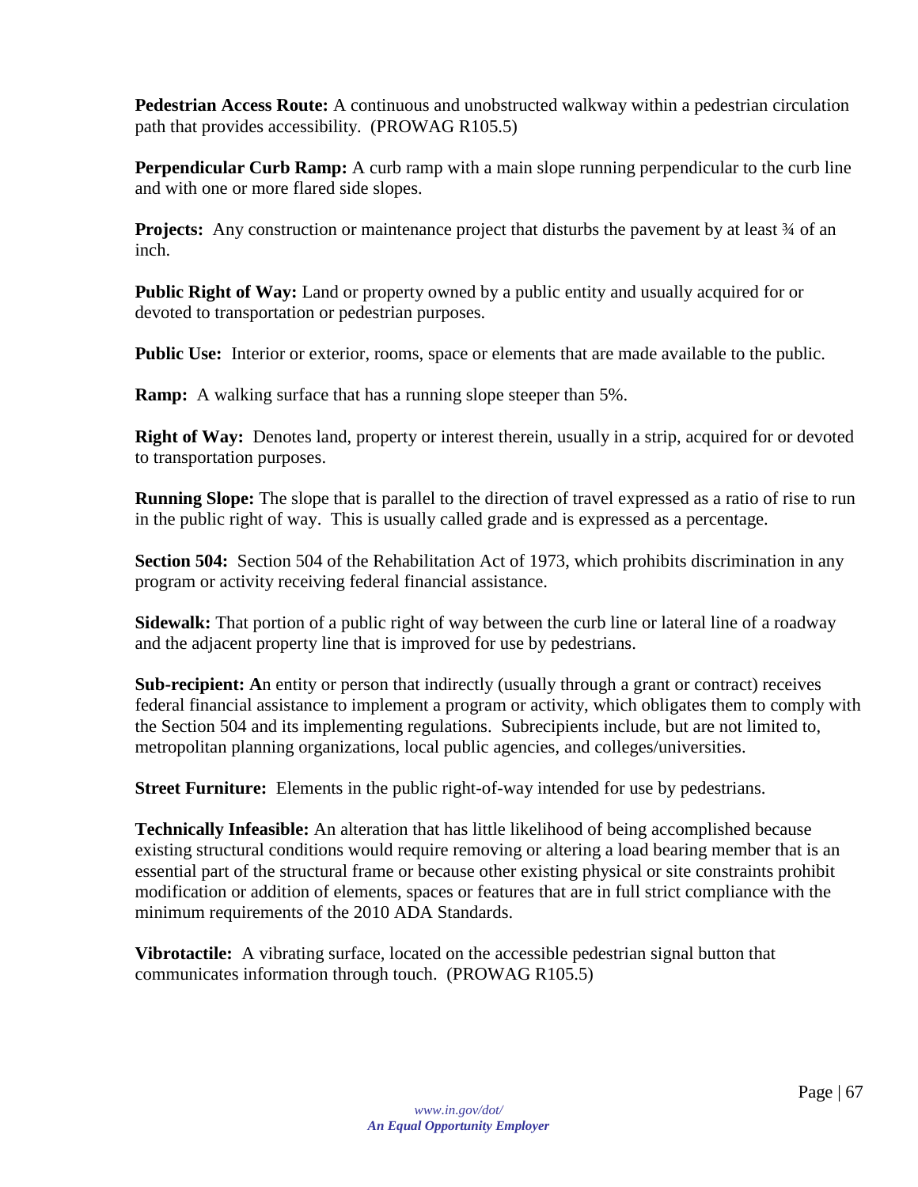**Pedestrian Access Route:** A continuous and unobstructed walkway within a pedestrian circulation path that provides accessibility. (PROWAG R105.5)

**Perpendicular Curb Ramp:** A curb ramp with a main slope running perpendicular to the curb line and with one or more flared side slopes.

**Projects:** Any construction or maintenance project that disturbs the pavement by at least ¾ of an inch.

**Public Right of Way:** Land or property owned by a public entity and usually acquired for or devoted to transportation or pedestrian purposes.

**Public Use:** Interior or exterior, rooms, space or elements that are made available to the public.

**Ramp:** A walking surface that has a running slope steeper than 5%.

**Right of Way:** Denotes land, property or interest therein, usually in a strip, acquired for or devoted to transportation purposes.

**Running Slope:** The slope that is parallel to the direction of travel expressed as a ratio of rise to run in the public right of way. This is usually called grade and is expressed as a percentage.

**Section 504:** Section 504 of the Rehabilitation Act of 1973, which prohibits discrimination in any program or activity receiving federal financial assistance.

**Sidewalk:** That portion of a public right of way between the curb line or lateral line of a roadway and the adjacent property line that is improved for use by pedestrians.

**Sub-recipient: A**n entity or person that indirectly (usually through a grant or contract) receives federal financial assistance to implement a program or activity, which obligates them to comply with the Section 504 and its implementing regulations. Subrecipients include, but are not limited to, metropolitan planning organizations, local public agencies, and colleges/universities.

**Street Furniture:** Elements in the public right-of-way intended for use by pedestrians.

**Technically Infeasible:** An alteration that has little likelihood of being accomplished because existing structural conditions would require removing or altering a load bearing member that is an essential part of the structural frame or because other existing physical or site constraints prohibit modification or addition of elements, spaces or features that are in full strict compliance with the minimum requirements of the 2010 ADA Standards.

**Vibrotactile:** A vibrating surface, located on the accessible pedestrian signal button that communicates information through touch. (PROWAG R105.5)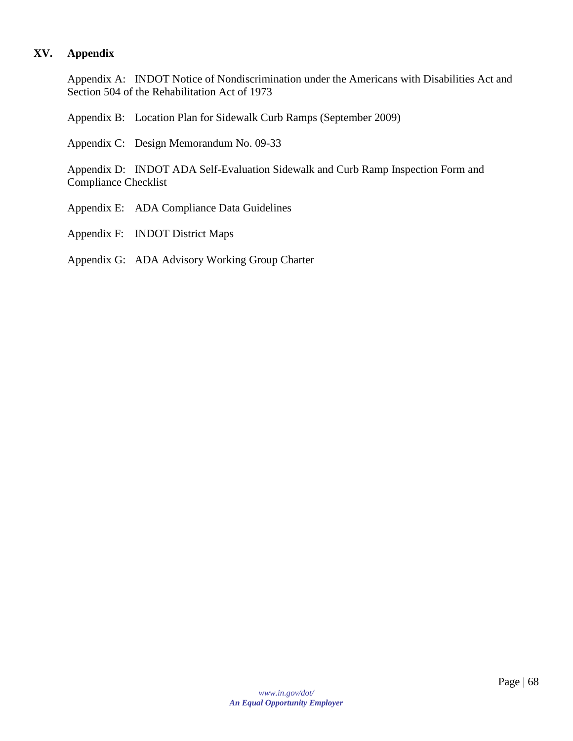## XV. Appendix

Appendix A: INDOT Notice of Nondiscrimination under the Americans with Disabilities Act and Section 504 of the Rehabilitation Act of 1973

Appendix B: Location Plan for Sidewalk Curb Ramps (September 2009)

Appendix C: Design Memorandum No. 09-33

Appendix D: INDOT ADA Self-Evaluation Sidewalk and Curb Ramp Inspection Form and Compliance Checklist

Appendix E: ADA Compliance Data Guidelines

Appendix F: INDOT District Maps

Appendix G: ADA Advisory Working Group Charter